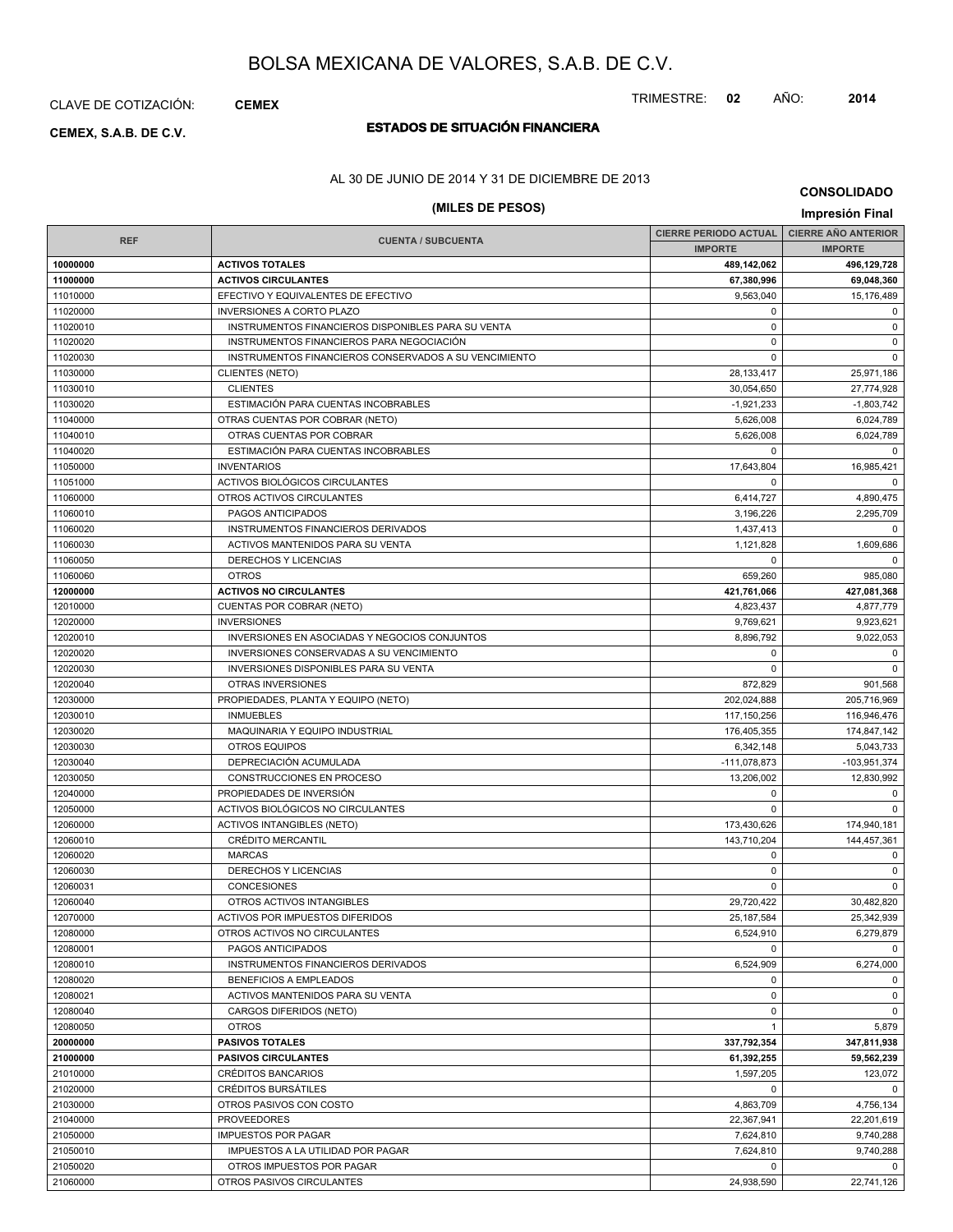# BOLSA MEXICANA DE VALORES, S.A.B. DE C.V.

CLAVE DE COTIZACIÓN: **CEMEX**

TRIMESTRE: **02** AÑO: **2014**

**CEMEX, S.A.B. DE C.V.**

## ESTADOS DE SITUACIÓN FINANCIERA

AL 30 DE JUNIO DE 2014 Y 31 DE DICIEMBRE DE 2013

**(MILES DE PESOS)**

**CONSOLIDADO**

**Impresión Final**

| REF | CUENTA / SUBCUENTA | CIERRE PERIODO ACTUAL | CIERRE AÑO ANTERIOR |
|---|---|---|---|
| | | IMPORTE | IMPORTE |
| **10000000** | **ACTIVOS TOTALES** | **489,142,062** | **496,129,728** |
| **11000000** | **ACTIVOS CIRCULANTES** | **67,380,996** | **69,048,360** |
| 11010000 | EFECTIVO Y EQUIVALENTES DE EFECTIVO | 9,563,040 | 15,176,489 |
| 11020000 | INVERSIONES A CORTO PLAZO | 0 | 0 |
| 11020010 | INSTRUMENTOS FINANCIEROS DISPONIBLES PARA SU VENTA | 0 | 0 |
| 11020020 | INSTRUMENTOS FINANCIEROS PARA NEGOCIACIÓN | 0 | 0 |
| 11020030 | INSTRUMENTOS FINANCIEROS CONSERVADOS A SU VENCIMIENTO | 0 | 0 |
| 11030000 | CLIENTES (NETO) | 28,133,417 | 25,971,186 |
| 11030010 | CLIENTES | 30,054,650 | 27,774,928 |
| 11030020 | ESTIMACIÓN PARA CUENTAS INCOBRABLES | -1,921,233 | -1,803,742 |
| 11040000 | OTRAS CUENTAS POR COBRAR (NETO) | 5,626,008 | 6,024,789 |
| 11040010 | OTRAS CUENTAS POR COBRAR | 5,626,008 | 6,024,789 |
| 11040020 | ESTIMACIÓN PARA CUENTAS INCOBRABLES | 0 | 0 |
| 11050000 | INVENTARIOS | 17,643,804 | 16,985,421 |
| 11051000 | ACTIVOS BIOLÓGICOS CIRCULANTES | 0 | 0 |
| 11060000 | OTROS ACTIVOS CIRCULANTES | 6,414,727 | 4,890,475 |
| 11060010 | PAGOS ANTICIPADOS | 3,196,226 | 2,295,709 |
| 11060020 | INSTRUMENTOS FINANCIEROS DERIVADOS | 1,437,413 | 0 |
| 11060030 | ACTIVOS MANTENIDOS PARA SU VENTA | 1,121,828 | 1,609,686 |
| 11060050 | DERECHOS Y LICENCIAS | 0 | 0 |
| 11060060 | OTROS | 659,260 | 985,080 |
| **12000000** | **ACTIVOS NO CIRCULANTES** | **421,761,066** | **427,081,368** |
| 12010000 | CUENTAS POR COBRAR (NETO) | 4,823,437 | 4,877,779 |
| 12020000 | INVERSIONES | 9,769,621 | 9,923,621 |
| 12020010 | INVERSIONES EN ASOCIADAS Y NEGOCIOS CONJUNTOS | 8,896,792 | 9,022,053 |
| 12020020 | INVERSIONES CONSERVADAS A SU VENCIMIENTO | 0 | 0 |
| 12020030 | INVERSIONES DISPONIBLES PARA SU VENTA | 0 | 0 |
| 12020040 | OTRAS INVERSIONES | 872,829 | 901,568 |
| 12030000 | PROPIEDADES, PLANTA Y EQUIPO (NETO) | 202,024,888 | 205,716,969 |
| 12030010 | INMUEBLES | 117,150,256 | 116,946,476 |
| 12030020 | MAQUINARIA Y EQUIPO INDUSTRIAL | 176,405,355 | 174,847,142 |
| 12030030 | OTROS EQUIPOS | 6,342,148 | 5,043,733 |
| 12030040 | DEPRECIACIÓN ACUMULADA | -111,078,873 | -103,951,374 |
| 12030050 | CONSTRUCCIONES EN PROCESO | 13,206,002 | 12,830,992 |
| 12040000 | PROPIEDADES DE INVERSIÓN | 0 | 0 |
| 12050000 | ACTIVOS BIOLÓGICOS NO CIRCULANTES | 0 | 0 |
| 12060000 | ACTIVOS INTANGIBLES (NETO) | 173,430,626 | 174,940,181 |
| 12060010 | CRÉDITO MERCANTIL | 143,710,204 | 144,457,361 |
| 12060020 | MARCAS | 0 | 0 |
| 12060030 | DERECHOS Y LICENCIAS | 0 | 0 |
| 12060031 | CONCESIONES | 0 | 0 |
| 12060040 | OTROS ACTIVOS INTANGIBLES | 29,720,422 | 30,482,820 |
| 12070000 | ACTIVOS POR IMPUESTOS DIFERIDOS | 25,187,584 | 25,342,939 |
| 12080000 | OTROS ACTIVOS NO CIRCULANTES | 6,524,910 | 6,279,879 |
| 12080001 | PAGOS ANTICIPADOS | 0 | 0 |
| 12080010 | INSTRUMENTOS FINANCIEROS DERIVADOS | 6,524,909 | 6,274,000 |
| 12080020 | BENEFICIOS A EMPLEADOS | 0 | 0 |
| 12080021 | ACTIVOS MANTENIDOS PARA SU VENTA | 0 | 0 |
| 12080040 | CARGOS DIFERIDOS (NETO) | 0 | 0 |
| 12080050 | OTROS | 1 | 5,879 |
| **20000000** | **PASIVOS TOTALES** | **337,792,354** | **347,811,938** |
| **21000000** | **PASIVOS CIRCULANTES** | **61,392,255** | **59,562,239** |
| 21010000 | CRÉDITOS BANCARIOS | 1,597,205 | 123,072 |
| 21020000 | CRÉDITOS BURSÁTILES | 0 | 0 |
| 21030000 | OTROS PASIVOS CON COSTO | 4,863,709 | 4,756,134 |
| 21040000 | PROVEEDORES | 22,367,941 | 22,201,619 |
| 21050000 | IMPUESTOS POR PAGAR | 7,624,810 | 9,740,288 |
| 21050010 | IMPUESTOS A LA UTILIDAD POR PAGAR | 7,624,810 | 9,740,288 |
| 21050020 | OTROS IMPUESTOS POR PAGAR | 0 | 0 |
| 21060000 | OTROS PASIVOS CIRCULANTES | 24,938,590 | 22,741,126 |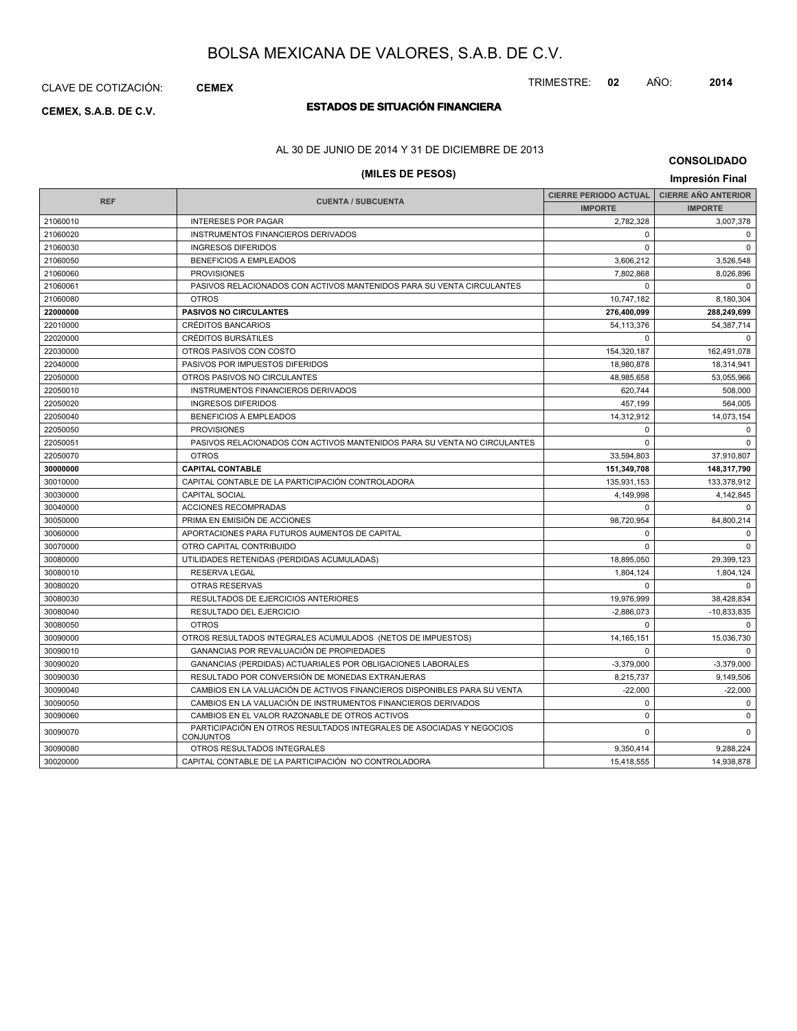# BOLSA MEXICANA DE VALORES, S.A.B. DE C.V.

CLAVE DE COTIZACIÓN: **CEMEX**

TRIMESTRE: **02** AÑO: **2014**

**CEMEX, S.A.B. DE C.V.**

## ESTADOS DE SITUACIÓN FINANCIERA

AL 30 DE JUNIO DE 2014 Y 31 DE DICIEMBRE DE 2013

**(MILES DE PESOS)**

**CONSOLIDADO**

**Impresión Final**

| REF | CUENTA / SUBCUENTA | CIERRE PERIODO ACTUAL | CIERRE AÑO ANTERIOR |
|---|---|---|---|
| | | IMPORTE | IMPORTE |
| 21060010 | INTERESES POR PAGAR | 2,782,328 | 3,007,378 |
| 21060020 | INSTRUMENTOS FINANCIEROS DERIVADOS | 0 | 0 |
| 21060030 | INGRESOS DIFERIDOS | 0 | 0 |
| 21060050 | BENEFICIOS A EMPLEADOS | 3,606,212 | 3,526,548 |
| 21060060 | PROVISIONES | 7,802,868 | 8,026,896 |
| 21060061 | PASIVOS RELACIONADOS CON ACTIVOS MANTENIDOS PARA SU VENTA CIRCULANTES | 0 | 0 |
| 21060080 | OTROS | 10,747,182 | 8,180,304 |
| **22000000** | **PASIVOS NO CIRCULANTES** | **276,400,099** | **288,249,699** |
| 22010000 | CRÉDITOS BANCARIOS | 54,113,376 | 54,387,714 |
| 22020000 | CRÉDITOS BURSÁTILES | 0 | 0 |
| 22030000 | OTROS PASIVOS CON COSTO | 154,320,187 | 162,491,078 |
| 22040000 | PASIVOS POR IMPUESTOS DIFERIDOS | 18,980,878 | 18,314,941 |
| 22050000 | OTROS PASIVOS NO CIRCULANTES | 48,985,658 | 53,055,966 |
| 22050010 | INSTRUMENTOS FINANCIEROS DERIVADOS | 620,744 | 508,000 |
| 22050020 | INGRESOS DIFERIDOS | 457,199 | 564,005 |
| 22050040 | BENEFICIOS A EMPLEADOS | 14,312,912 | 14,073,154 |
| 22050050 | PROVISIONES | 0 | 0 |
| 22050051 | PASIVOS RELACIONADOS CON ACTIVOS MANTENIDOS PARA SU VENTA NO CIRCULANTES | 0 | 0 |
| 22050070 | OTROS | 33,594,803 | 37,910,807 |
| **30000000** | **CAPITAL CONTABLE** | **151,349,708** | **148,317,790** |
| 30010000 | CAPITAL CONTABLE DE LA PARTICIPACIÓN CONTROLADORA | 135,931,153 | 133,378,912 |
| 30030000 | CAPITAL SOCIAL | 4,149,998 | 4,142,845 |
| 30040000 | ACCIONES RECOMPRADAS | 0 | 0 |
| 30050000 | PRIMA EN EMISIÓN DE ACCIONES | 98,720,954 | 84,800,214 |
| 30060000 | APORTACIONES PARA FUTUROS AUMENTOS DE CAPITAL | 0 | 0 |
| 30070000 | OTRO CAPITAL CONTRIBUIDO | 0 | 0 |
| 30080000 | UTILIDADES RETENIDAS (PERDIDAS ACUMULADAS) | 18,895,050 | 29,399,123 |
| 30080010 | RESERVA LEGAL | 1,804,124 | 1,804,124 |
| 30080020 | OTRAS RESERVAS | 0 | 0 |
| 30080030 | RESULTADOS DE EJERCICIOS ANTERIORES | 19,976,999 | 38,428,834 |
| 30080040 | RESULTADO DEL EJERCICIO | -2,886,073 | -10,833,835 |
| 30080050 | OTROS | 0 | 0 |
| 30090000 | OTROS RESULTADOS INTEGRALES ACUMULADOS (NETOS DE IMPUESTOS) | 14,165,151 | 15,036,730 |
| 30090010 | GANANCIAS POR REVALUACIÓN DE PROPIEDADES | 0 | 0 |
| 30090020 | GANANCIAS (PERDIDAS) ACTUARIALES POR OBLIGACIONES LABORALES | -3,379,000 | -3,379,000 |
| 30090030 | RESULTADO POR CONVERSIÓN DE MONEDAS EXTRANJERAS | 8,215,737 | 9,149,506 |
| 30090040 | CAMBIOS EN LA VALUACIÓN DE ACTIVOS FINANCIEROS DISPONIBLES PARA SU VENTA | -22,000 | -22,000 |
| 30090050 | CAMBIOS EN LA VALUACIÓN DE INSTRUMENTOS FINANCIEROS DERIVADOS | 0 | 0 |
| 30090060 | CAMBIOS EN EL VALOR RAZONABLE DE OTROS ACTIVOS | 0 | 0 |
| 30090070 | PARTICIPACIÓN EN OTROS RESULTADOS INTEGRALES DE ASOCIADAS Y NEGOCIOS CONJUNTOS | 0 | 0 |
| 30090080 | OTROS RESULTADOS INTEGRALES | 9,350,414 | 9,288,224 |
| 30020000 | CAPITAL CONTABLE DE LA PARTICIPACIÓN NO CONTROLADORA | 15,418,555 | 14,938,878 |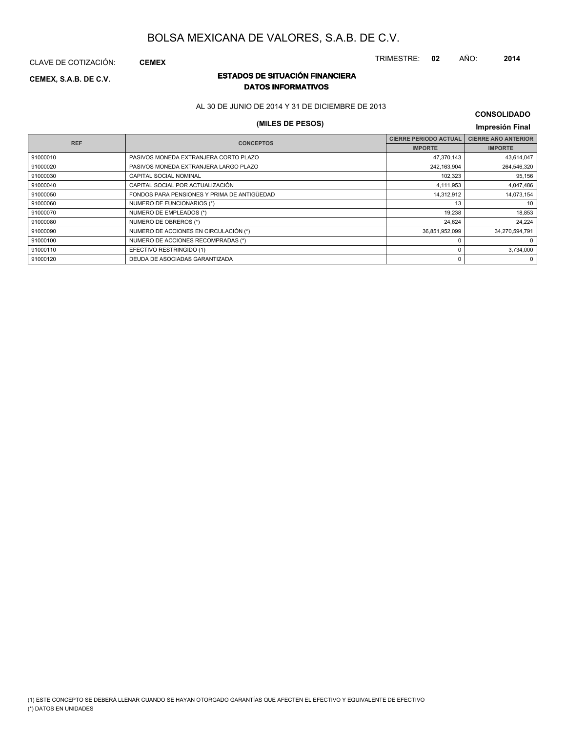# BOLSA MEXICANA DE VALORES, S.A.B. DE C.V.

CLAVE DE COTIZACIÓN: **CEMEX**

TRIMESTRE: **02** AÑO: **2014**

**CEMEX, S.A.B. DE C.V.**

## ESTADOS DE SITUACIÓN FINANCIERA
## DATOS INFORMATIVOS

AL 30 DE JUNIO DE 2014 Y 31 DE DICIEMBRE DE 2013

**CONSOLIDADO**

**(MILES DE PESOS)**

**Impresión Final**

| REF | CONCEPTOS | CIERRE PERIODO ACTUAL | CIERRE AÑO ANTERIOR |
|---|---|---|---|
| | | IMPORTE | IMPORTE |
| 91000010 | PASIVOS MONEDA EXTRANJERA CORTO PLAZO | 47,370,143 | 43,614,047 |
| 91000020 | PASIVOS MONEDA EXTRANJERA LARGO PLAZO | 242,163,904 | 264,546,320 |
| 91000030 | CAPITAL SOCIAL NOMINAL | 102,323 | 95,156 |
| 91000040 | CAPITAL SOCIAL POR ACTUALIZACIÓN | 4,111,953 | 4,047,486 |
| 91000050 | FONDOS PARA PENSIONES Y PRIMA DE ANTIGÜEDAD | 14,312,912 | 14,073,154 |
| 91000060 | NUMERO DE FUNCIONARIOS (*) | 13 | 10 |
| 91000070 | NUMERO DE EMPLEADOS (*) | 19,238 | 18,853 |
| 91000080 | NUMERO DE OBREROS (*) | 24,624 | 24,224 |
| 91000090 | NUMERO DE ACCIONES EN CIRCULACIÓN (*) | 36,851,952,099 | 34,270,594,791 |
| 91000100 | NUMERO DE ACCIONES RECOMPRADAS (*) | 0 | 0 |
| 91000110 | EFECTIVO RESTRINGIDO (1) | 0 | 3,734,000 |
| 91000120 | DEUDA DE ASOCIADAS GARANTIZADA | 0 | 0 |

(1) ESTE CONCEPTO SE DEBERÁ LLENAR CUANDO SE HAYAN OTORGADO GARANTÍAS QUE AFECTEN EL EFECTIVO Y EQUIVALENTE DE EFECTIVO

(*) DATOS EN UNIDADES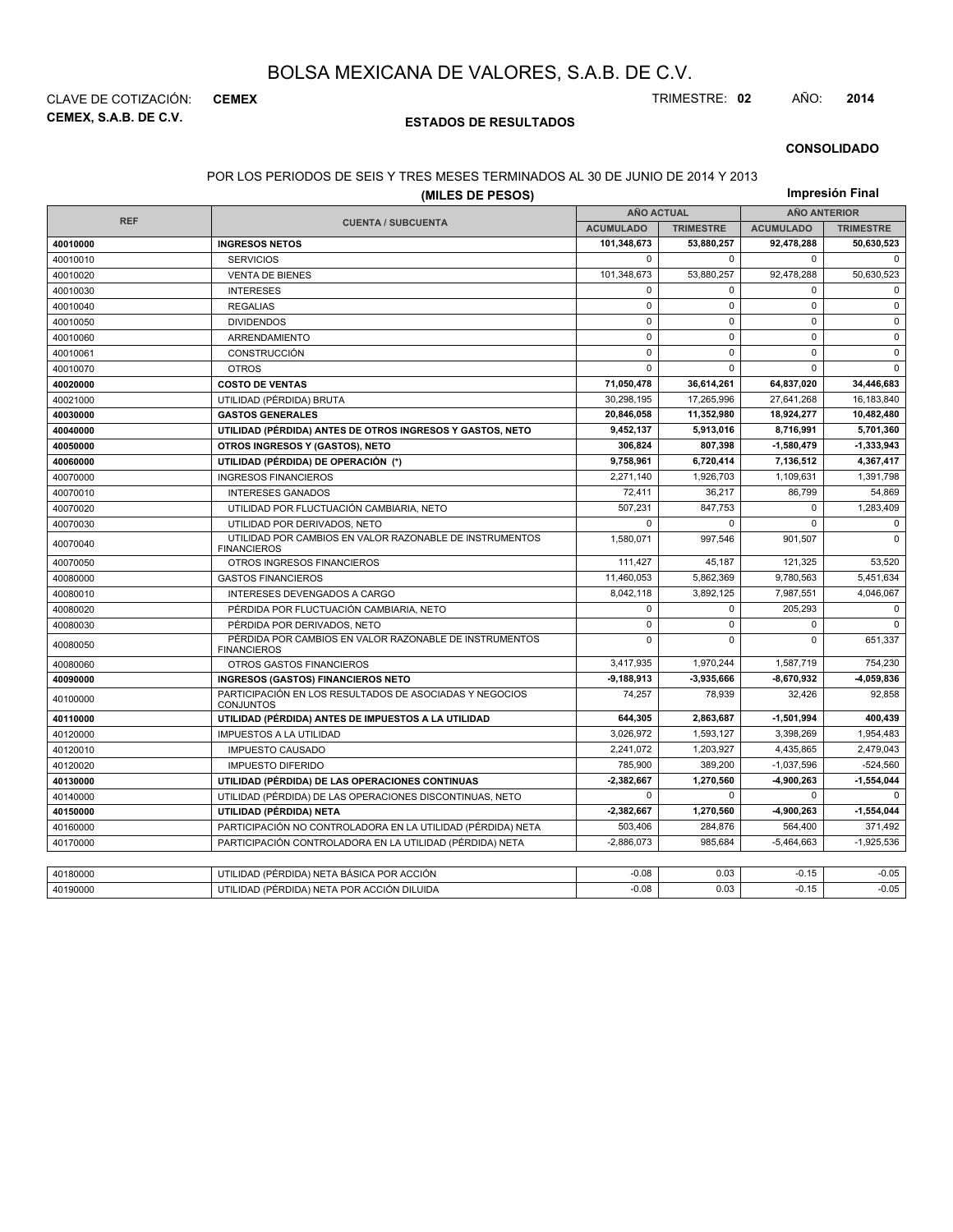# BOLSA MEXICANA DE VALORES, S.A.B. DE C.V.

CLAVE DE COTIZACIÓN: **CEMEX**

**CEMEX, S.A.B. DE C.V.**

TRIMESTRE: **02** AÑO: **2014**

## ESTADOS DE RESULTADOS

**CONSOLIDADO**

POR LOS PERIODOS DE SEIS Y TRES MESES TERMINADOS AL 30 DE JUNIO DE 2014 Y 2013

**(MILES DE PESOS)**

**Impresión Final**

| REF | CUENTA / SUBCUENTA | AÑO ACTUAL | | AÑO ANTERIOR | |
|---|---|---|---|---|---|
| | | ACUMULADO | TRIMESTRE | ACUMULADO | TRIMESTRE |
| **40010000** | **INGRESOS NETOS** | **101,348,673** | **53,880,257** | **92,478,288** | **50,630,523** |
| 40010010 | SERVICIOS | 0 | 0 | 0 | 0 |
| 40010020 | VENTA DE BIENES | 101,348,673 | 53,880,257 | 92,478,288 | 50,630,523 |
| 40010030 | INTERESES | 0 | 0 | 0 | 0 |
| 40010040 | REGALIAS | 0 | 0 | 0 | 0 |
| 40010050 | DIVIDENDOS | 0 | 0 | 0 | 0 |
| 40010060 | ARRENDAMIENTO | 0 | 0 | 0 | 0 |
| 40010061 | CONSTRUCCIÓN | 0 | 0 | 0 | 0 |
| 40010070 | OTROS | 0 | 0 | 0 | 0 |
| **40020000** | **COSTO DE VENTAS** | **71,050,478** | **36,614,261** | **64,837,020** | **34,446,683** |
| 40021000 | UTILIDAD (PÉRDIDA) BRUTA | 30,298,195 | 17,265,996 | 27,641,268 | 16,183,840 |
| **40030000** | **GASTOS GENERALES** | **20,846,058** | **11,352,980** | **18,924,277** | **10,482,480** |
| **40040000** | **UTILIDAD (PÉRDIDA) ANTES DE OTROS INGRESOS Y GASTOS, NETO** | **9,452,137** | **5,913,016** | **8,716,991** | **5,701,360** |
| **40050000** | **OTROS INGRESOS Y (GASTOS), NETO** | **306,824** | **807,398** | **-1,580,479** | **-1,333,943** |
| **40060000** | **UTILIDAD (PÉRDIDA) DE OPERACIÓN (*)** | **9,758,961** | **6,720,414** | **7,136,512** | **4,367,417** |
| 40070000 | INGRESOS FINANCIEROS | 2,271,140 | 1,926,703 | 1,109,631 | 1,391,798 |
| 40070010 | INTERESES GANADOS | 72,411 | 36,217 | 86,799 | 54,869 |
| 40070020 | UTILIDAD POR FLUCTUACIÓN CAMBIARIA, NETO | 507,231 | 847,753 | 0 | 1,283,409 |
| 40070030 | UTILIDAD POR DERIVADOS, NETO | 0 | 0 | 0 | 0 |
| 40070040 | UTILIDAD POR CAMBIOS EN VALOR RAZONABLE DE INSTRUMENTOS FINANCIEROS | 1,580,071 | 997,546 | 901,507 | 0 |
| 40070050 | OTROS INGRESOS FINANCIEROS | 111,427 | 45,187 | 121,325 | 53,520 |
| 40080000 | GASTOS FINANCIEROS | 11,460,053 | 5,862,369 | 9,780,563 | 5,451,634 |
| 40080010 | INTERESES DEVENGADOS A CARGO | 8,042,118 | 3,892,125 | 7,987,551 | 4,046,067 |
| 40080020 | PÉRDIDA POR FLUCTUACIÓN CAMBIARIA, NETO | 0 | 0 | 205,293 | 0 |
| 40080030 | PÉRDIDA POR DERIVADOS, NETO | 0 | 0 | 0 | 0 |
| 40080050 | PÉRDIDA POR CAMBIOS EN VALOR RAZONABLE DE INSTRUMENTOS FINANCIEROS | 0 | 0 | 0 | 651,337 |
| 40080060 | OTROS GASTOS FINANCIEROS | 3,417,935 | 1,970,244 | 1,587,719 | 754,230 |
| **40090000** | **INGRESOS (GASTOS) FINANCIEROS NETO** | **-9,188,913** | **-3,935,666** | **-8,670,932** | **-4,059,836** |
| 40100000 | PARTICIPACIÓN EN LOS RESULTADOS DE ASOCIADAS Y NEGOCIOS CONJUNTOS | 74,257 | 78,939 | 32,426 | 92,858 |
| **40110000** | **UTILIDAD (PÉRDIDA) ANTES DE IMPUESTOS A LA UTILIDAD** | **644,305** | **2,863,687** | **-1,501,994** | **400,439** |
| 40120000 | IMPUESTOS A LA UTILIDAD | 3,026,972 | 1,593,127 | 3,398,269 | 1,954,483 |
| 40120010 | IMPUESTO CAUSADO | 2,241,072 | 1,203,927 | 4,435,865 | 2,479,043 |
| 40120020 | IMPUESTO DIFERIDO | 785,900 | 389,200 | -1,037,596 | -524,560 |
| **40130000** | **UTILIDAD (PÉRDIDA) DE LAS OPERACIONES CONTINUAS** | **-2,382,667** | **1,270,560** | **-4,900,263** | **-1,554,044** |
| 40140000 | UTILIDAD (PÉRDIDA) DE LAS OPERACIONES DISCONTINUAS, NETO | 0 | 0 | 0 | 0 |
| **40150000** | **UTILIDAD (PÉRDIDA) NETA** | **-2,382,667** | **1,270,560** | **-4,900,263** | **-1,554,044** |
| 40160000 | PARTICIPACIÓN NO CONTROLADORA EN LA UTILIDAD (PÉRDIDA) NETA | 503,406 | 284,876 | 564,400 | 371,492 |
| 40170000 | PARTICIPACIÓN CONTROLADORA EN LA UTILIDAD (PÉRDIDA) NETA | -2,886,073 | 985,684 | -5,464,663 | -1,925,536 |

| REF | CUENTA / SUBCUENTA | ACUMULADO | TRIMESTRE | ACUMULADO | TRIMESTRE |
|---|---|---|---|---|---|
| 40180000 | UTILIDAD (PÉRDIDA) NETA BÁSICA POR ACCIÓN | -0.08 | 0.03 | -0.15 | -0.05 |
| 40190000 | UTILIDAD (PÉRDIDA) NETA POR ACCIÓN DILUIDA | -0.08 | 0.03 | -0.15 | -0.05 |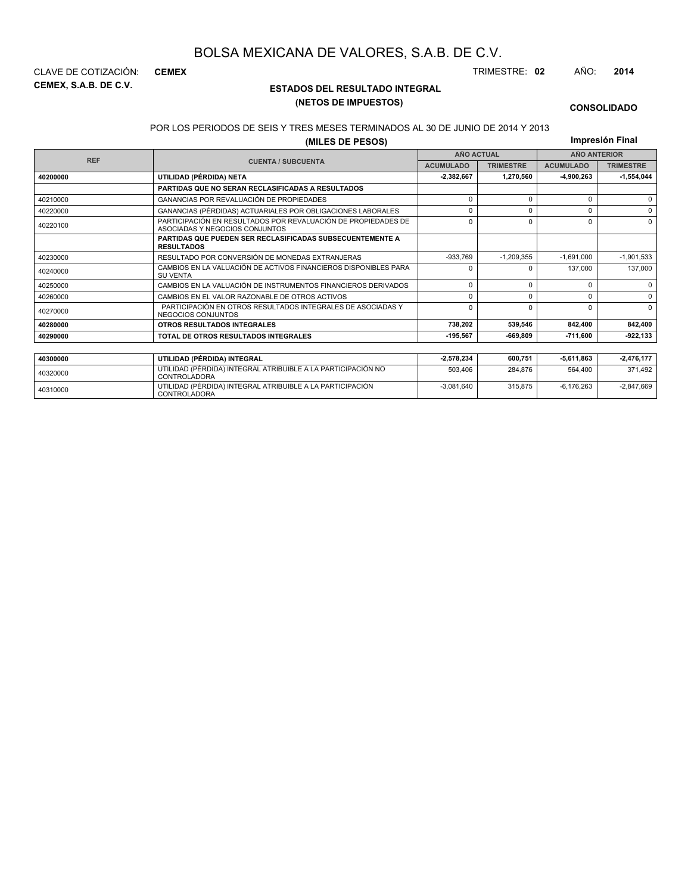# BOLSA MEXICANA DE VALORES, S.A.B. DE C.V.

CLAVE DE COTIZACIÓN: **CEMEX**

**CEMEX, S.A.B. DE C.V.**

TRIMESTRE: **02** AÑO: **2014**

## ESTADOS DEL RESULTADO INTEGRAL
## (NETOS DE IMPUESTOS)

**CONSOLIDADO**

POR LOS PERIODOS DE SEIS Y TRES MESES TERMINADOS AL 30 DE JUNIO DE 2014 Y 2013

**(MILES DE PESOS)**

**Impresión Final**

| REF | CUENTA / SUBCUENTA | AÑO ACTUAL | | AÑO ANTERIOR | |
|---|---|---|---|---|---|
| | | ACUMULADO | TRIMESTRE | ACUMULADO | TRIMESTRE |
| **40200000** | **UTILIDAD (PÉRDIDA) NETA** | **-2,382,667** | **1,270,560** | **-4,900,263** | **-1,554,044** |
| | **PARTIDAS QUE NO SERAN RECLASIFICADAS A RESULTADOS** | | | | |
| 40210000 | GANANCIAS POR REVALUACIÓN DE PROPIEDADES | 0 | 0 | 0 | 0 |
| 40220000 | GANANCIAS (PÉRDIDAS) ACTUARIALES POR OBLIGACIONES LABORALES | 0 | 0 | 0 | 0 |
| 40220100 | PARTICIPACIÓN EN RESULTADOS POR REVALUACIÓN DE PROPIEDADES DE ASOCIADAS Y NEGOCIOS CONJUNTOS | 0 | 0 | 0 | 0 |
| | **PARTIDAS QUE PUEDEN SER RECLASIFICADAS SUBSECUENTEMENTE A RESULTADOS** | | | | |
| 40230000 | RESULTADO POR CONVERSIÓN DE MONEDAS EXTRANJERAS | -933,769 | -1,209,355 | -1,691,000 | -1,901,533 |
| 40240000 | CAMBIOS EN LA VALUACIÓN DE ACTIVOS FINANCIEROS DISPONIBLES PARA SU VENTA | 0 | 0 | 137,000 | 137,000 |
| 40250000 | CAMBIOS EN LA VALUACIÓN DE INSTRUMENTOS FINANCIEROS DERIVADOS | 0 | 0 | 0 | 0 |
| 40260000 | CAMBIOS EN EL VALOR RAZONABLE DE OTROS ACTIVOS | 0 | 0 | 0 | 0 |
| 40270000 | PARTICIPACIÓN EN OTROS RESULTADOS INTEGRALES DE ASOCIADAS Y NEGOCIOS CONJUNTOS | 0 | 0 | 0 | 0 |
| **40280000** | **OTROS RESULTADOS INTEGRALES** | **738,202** | **539,546** | **842,400** | **842,400** |
| **40290000** | **TOTAL DE OTROS RESULTADOS INTEGRALES** | **-195,567** | **-669,809** | **-711,600** | **-922,133** |
| **40300000** | **UTILIDAD (PÉRDIDA) INTEGRAL** | **-2,578,234** | **600,751** | **-5,611,863** | **-2,476,177** |
| 40320000 | UTILIDAD (PÉRDIDA) INTEGRAL ATRIBUIBLE A LA PARTICIPACIÓN NO CONTROLADORA | 503,406 | 284,876 | 564,400 | 371,492 |
| 40310000 | UTILIDAD (PÉRDIDA) INTEGRAL ATRIBUIBLE A LA PARTICIPACIÓN CONTROLADORA | -3,081,640 | 315,875 | -6,176,263 | -2,847,669 |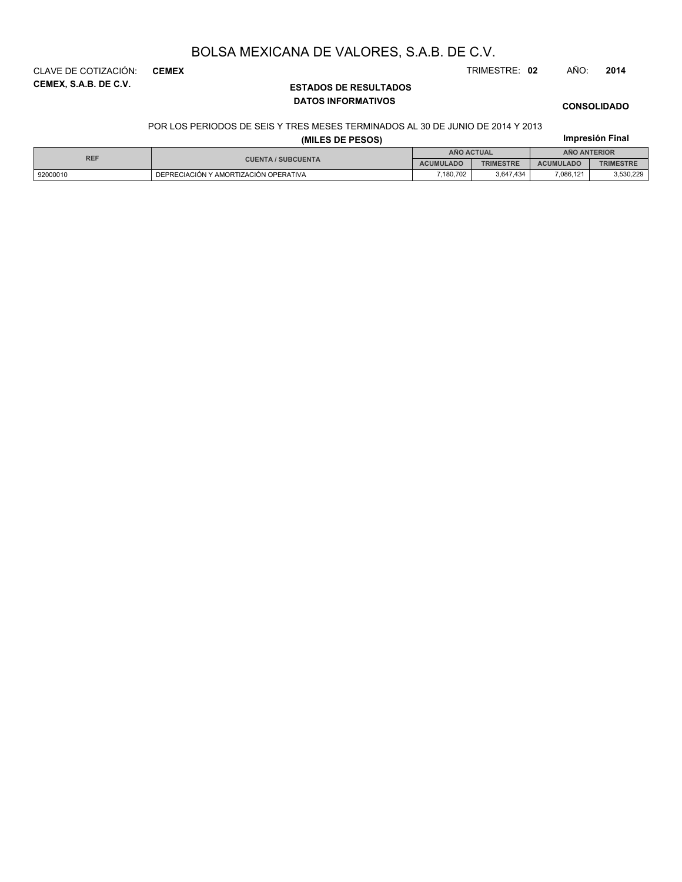# BOLSA MEXICANA DE VALORES, S.A.B. DE C.V.

CLAVE DE COTIZACIÓN: **CEMEX**

TRIMESTRE: **02** AÑO: **2014**

**CEMEX, S.A.B. DE C.V.**

**ESTADOS DE RESULTADOS**

**DATOS INFORMATIVOS**

**CONSOLIDADO**

POR LOS PERIODOS DE SEIS Y TRES MESES TERMINADOS AL 30 DE JUNIO DE 2014 Y 2013

**(MILES DE PESOS)**

**Impresión Final**

| REF | CUENTA / SUBCUENTA | AÑO ACTUAL | | AÑO ANTERIOR | |
|---|---|---|---|---|---|
| | | ACUMULADO | TRIMESTRE | ACUMULADO | TRIMESTRE |
| 92000010 | DEPRECIACIÓN Y AMORTIZACIÓN OPERATIVA | 7,180,702 | 3,647,434 | 7,086,121 | 3,530,229 |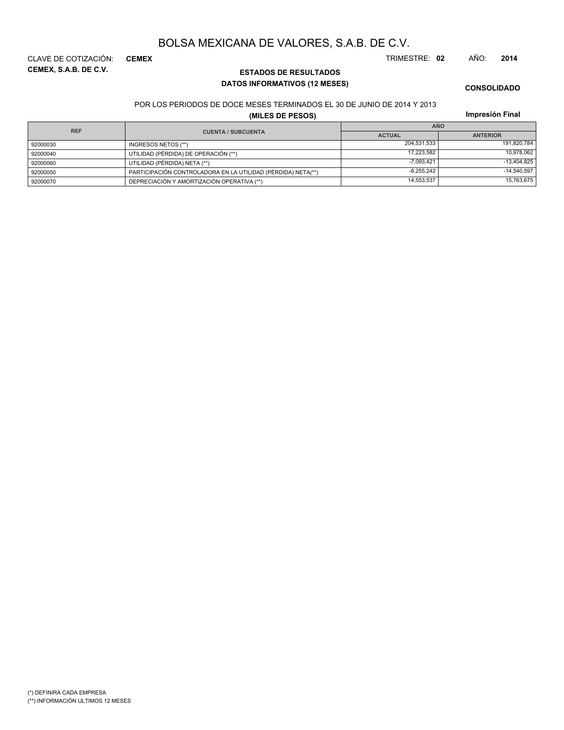# BOLSA MEXICANA DE VALORES, S.A.B. DE C.V.

CLAVE DE COTIZACIÓN: **CEMEX** TRIMESTRE: **02** AÑO: **2014**

**CEMEX, S.A.B. DE C.V.**

**ESTADOS DE RESULTADOS**

**DATOS INFORMATIVOS (12 MESES)**

**CONSOLIDADO**

POR LOS PERIODOS DE DOCE MESES TERMINADOS EL 30 DE JUNIO DE 2014 Y 2013

**(MILES DE PESOS)**

**Impresión Final**

| REF | CUENTA / SUBCUENTA | AÑO | |
|---|---|---|---|
| | | ACTUAL | ANTERIOR |
| 92000030 | INGRESOS NETOS (**) | 204,531,533 | 191,820,784 |
| 92000040 | UTILIDAD (PÉRDIDA) DE OPERACIÓN (**) | 17,223,582 | 10,978,062 |
| 92000060 | UTILIDAD (PÉRDIDA) NETA (**) | -7,093,421 | -13,404,825 |
| 92000050 | PARTICIPACIÓN CONTROLADORA EN LA UTILIDAD (PÉRDIDA) NETA(**) | -8,255,242 | -14,540,597 |
| 92000070 | DEPRECIACIÓN Y AMORTIZACIÓN OPERATIVA (**) | 14,553,537 | 15,763,675 |

(*) DEFINIRA CADA EMPRESA

(**) INFORMACIÓN ULTIMOS 12 MESES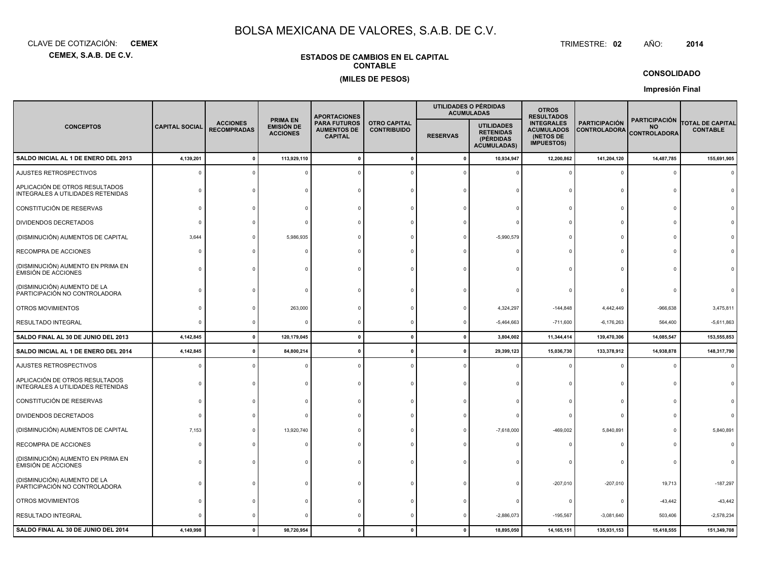# BOLSA MEXICANA DE VALORES, S.A.B. DE C.V.

CLAVE DE COTIZACIÓN: **CEMEX**

**CEMEX, S.A.B. DE C.V.**

TRIMESTRE: **02** AÑO: **2014**

**ESTADOS DE CAMBIOS EN EL CAPITAL CONTABLE**

**(MILES DE PESOS)**

**CONSOLIDADO**

**Impresión Final**

| CONCEPTOS | CAPITAL SOCIAL | ACCIONES RECOMPRADAS | PRIMA EN EMISIÓN DE ACCIONES | APORTACIONES PARA FUTUROS AUMENTOS DE CAPITAL | OTRO CAPITAL CONTRIBUIDO | UTILIDADES O PÉRDIDAS ACUMULADAS | | OTROS RESULTADOS INTEGRALES ACUMULADOS (NETOS DE IMPUESTOS) | PARTICIPACIÓN CONTROLADORA | PARTICIPACIÓN NO CONTROLADORA | TOTAL DE CAPITAL CONTABLE |
|---|---|---|---|---|---|---|---|---|---|---|---|
| | | | | | | RESERVAS | UTILIDADES RETENIDAS (PÉRDIDAS ACUMULADAS) | | | | |
| **SALDO INICIAL AL 1 DE ENERO DEL 2013** | **4,139,201** | **0** | **113,929,110** | **0** | **0** | **0** | **10,934,947** | **12,200,862** | **141,204,120** | **14,487,785** | **155,691,905** |
| AJUSTES RETROSPECTIVOS | 0 | 0 | 0 | 0 | 0 | 0 | 0 | 0 | 0 | 0 | 0 |
| APLICACIÓN DE OTROS RESULTADOS INTEGRALES A UTILIDADES RETENIDAS | 0 | 0 | 0 | 0 | 0 | 0 | 0 | 0 | 0 | 0 | 0 |
| CONSTITUCIÓN DE RESERVAS | 0 | 0 | 0 | 0 | 0 | 0 | 0 | 0 | 0 | 0 | 0 |
| DIVIDENDOS DECRETADOS | 0 | 0 | 0 | 0 | 0 | 0 | 0 | 0 | 0 | 0 | 0 |
| (DISMINUCIÓN) AUMENTOS DE CAPITAL | 3,644 | 0 | 5,986,935 | 0 | 0 | 0 | -5,990,579 | 0 | 0 | 0 | 0 |
| RECOMPRA DE ACCIONES | 0 | 0 | 0 | 0 | 0 | 0 | 0 | 0 | 0 | 0 | 0 |
| (DISMINUCIÓN) AUMENTO EN PRIMA EN EMISIÓN DE ACCIONES | 0 | 0 | 0 | 0 | 0 | 0 | 0 | 0 | 0 | 0 | 0 |
| (DISMINUCIÓN) AUMENTO DE LA PARTICIPACIÓN NO CONTROLADORA | 0 | 0 | 0 | 0 | 0 | 0 | 0 | 0 | 0 | 0 | 0 |
| OTROS MOVIMIENTOS | 0 | 0 | 263,000 | 0 | 0 | 0 | 4,324,297 | -144,848 | 4,442,449 | -966,638 | 3,475,811 |
| RESULTADO INTEGRAL | 0 | 0 | 0 | 0 | 0 | 0 | -5,464,663 | -711,600 | -6,176,263 | 564,400 | -5,611,863 |
| **SALDO FINAL AL 30 DE JUNIO DEL 2013** | **4,142,845** | **0** | **120,179,045** | **0** | **0** | **0** | **3,804,002** | **11,344,414** | **139,470,306** | **14,085,547** | **153,555,853** |
| **SALDO INICIAL AL 1 DE ENERO DEL 2014** | **4,142,845** | **0** | **84,800,214** | **0** | **0** | **0** | **29,399,123** | **15,036,730** | **133,378,912** | **14,938,878** | **148,317,790** |
| AJUSTES RETROSPECTIVOS | 0 | 0 | 0 | 0 | 0 | 0 | 0 | 0 | 0 | 0 | 0 |
| APLICACIÓN DE OTROS RESULTADOS INTEGRALES A UTILIDADES RETENIDAS | 0 | 0 | 0 | 0 | 0 | 0 | 0 | 0 | 0 | 0 | 0 |
| CONSTITUCIÓN DE RESERVAS | 0 | 0 | 0 | 0 | 0 | 0 | 0 | 0 | 0 | 0 | 0 |
| DIVIDENDOS DECRETADOS | 0 | 0 | 0 | 0 | 0 | 0 | 0 | 0 | 0 | 0 | 0 |
| (DISMINUCIÓN) AUMENTOS DE CAPITAL | 7,153 | 0 | 13,920,740 | 0 | 0 | 0 | -7,618,000 | -469,002 | 5,840,891 | 0 | 5,840,891 |
| RECOMPRA DE ACCIONES | 0 | 0 | 0 | 0 | 0 | 0 | 0 | 0 | 0 | 0 | 0 |
| (DISMINUCIÓN) AUMENTO EN PRIMA EN EMISIÓN DE ACCIONES | 0 | 0 | 0 | 0 | 0 | 0 | 0 | 0 | 0 | 0 | 0 |
| (DISMINUCIÓN) AUMENTO DE LA PARTICIPACIÓN NO CONTROLADORA | 0 | 0 | 0 | 0 | 0 | 0 | 0 | -207,010 | -207,010 | 19,713 | -187,297 |
| OTROS MOVIMIENTOS | 0 | 0 | 0 | 0 | 0 | 0 | 0 | 0 | 0 | -43,442 | -43,442 |
| RESULTADO INTEGRAL | 0 | 0 | 0 | 0 | 0 | 0 | -2,886,073 | -195,567 | -3,081,640 | 503,406 | -2,578,234 |
| **SALDO FINAL AL 30 DE JUNIO DEL 2014** | **4,149,998** | **0** | **98,720,954** | **0** | **0** | **0** | **18,895,050** | **14,165,151** | **135,931,153** | **15,418,555** | **151,349,708** |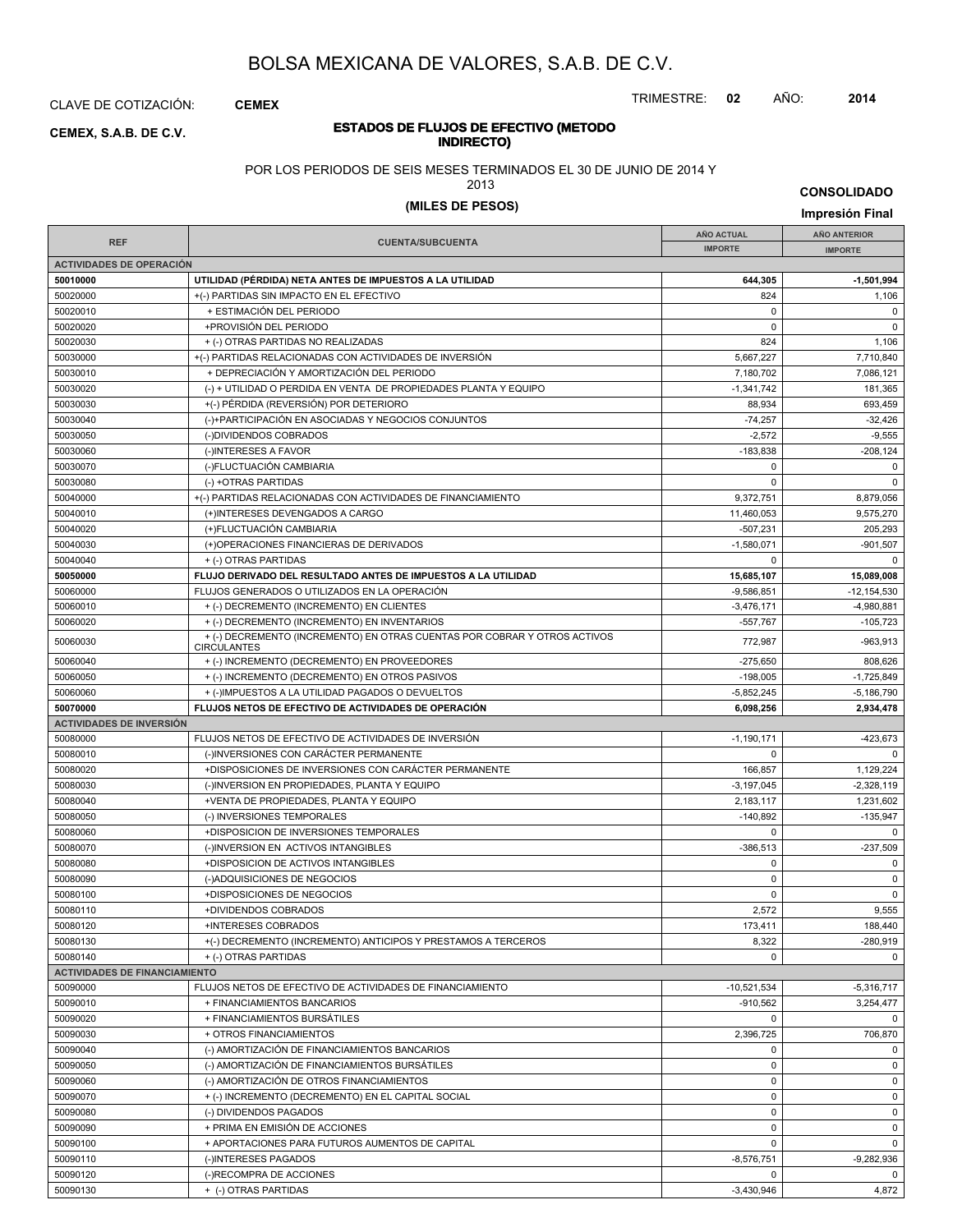# BOLSA MEXICANA DE VALORES, S.A.B. DE C.V.

CLAVE DE COTIZACIÓN: **CEMEX**

TRIMESTRE: **02** AÑO: **2014**

**CEMEX, S.A.B. DE C.V.**

## ESTADOS DE FLUJOS DE EFECTIVO (METODO INDIRECTO)

POR LOS PERIODOS DE SEIS MESES TERMINADOS EL 30 DE JUNIO DE 2014 Y 2013

**(MILES DE PESOS)**

**CONSOLIDADO**

**Impresión Final**

| REF | CUENTA/SUBCUENTA | AÑO ACTUAL IMPORTE | AÑO ANTERIOR IMPORTE |
|---|---|---|---|
| **ACTIVIDADES DE OPERACIÓN** | | | |
| **50010000** | **UTILIDAD (PÉRDIDA) NETA ANTES DE IMPUESTOS A LA UTILIDAD** | **644,305** | **-1,501,994** |
| 50020000 | +(-) PARTIDAS SIN IMPACTO EN EL EFECTIVO | 824 | 1,106 |
| 50020010 | + ESTIMACIÓN DEL PERIODO | 0 | 0 |
| 50020020 | +PROVISIÓN DEL PERIODO | 0 | 0 |
| 50020030 | + (-) OTRAS PARTIDAS NO REALIZADAS | 824 | 1,106 |
| 50030000 | +(-) PARTIDAS RELACIONADAS CON ACTIVIDADES DE INVERSIÓN | 5,667,227 | 7,710,840 |
| 50030010 | + DEPRECIACIÓN Y AMORTIZACIÓN DEL PERIODO | 7,180,702 | 7,086,121 |
| 50030020 | (-) + UTILIDAD O PERDIDA EN VENTA DE PROPIEDADES PLANTA Y EQUIPO | -1,341,742 | 181,365 |
| 50030030 | +(-) PÉRDIDA (REVERSIÓN) POR DETERIORO | 88,934 | 693,459 |
| 50030040 | (-)+PARTICIPACIÓN EN ASOCIADAS Y NEGOCIOS CONJUNTOS | -74,257 | -32,426 |
| 50030050 | (-)DIVIDENDOS COBRADOS | -2,572 | -9,555 |
| 50030060 | (-)INTERESES A FAVOR | -183,838 | -208,124 |
| 50030070 | (-)FLUCTUACIÓN CAMBIARIA | 0 | 0 |
| 50030080 | (-) +OTRAS PARTIDAS | 0 | 0 |
| 50040000 | +(-) PARTIDAS RELACIONADAS CON ACTIVIDADES DE FINANCIAMIENTO | 9,372,751 | 8,879,056 |
| 50040010 | (+)INTERESES DEVENGADOS A CARGO | 11,460,053 | 9,575,270 |
| 50040020 | (+)FLUCTUACIÓN CAMBIARIA | -507,231 | 205,293 |
| 50040030 | (+)OPERACIONES FINANCIERAS DE DERIVADOS | -1,580,071 | -901,507 |
| 50040040 | + (-) OTRAS PARTIDAS | 0 | 0 |
| **50050000** | **FLUJO DERIVADO DEL RESULTADO ANTES DE IMPUESTOS A LA UTILIDAD** | **15,685,107** | **15,089,008** |
| 50060000 | FLUJOS GENERADOS O UTILIZADOS EN LA OPERACIÓN | -9,586,851 | -12,154,530 |
| 50060010 | + (-) DECREMENTO (INCREMENTO) EN CLIENTES | -3,476,171 | -4,980,881 |
| 50060020 | + (-) DECREMENTO (INCREMENTO) EN INVENTARIOS | -557,767 | -105,723 |
| 50060030 | + (-) DECREMENTO (INCREMENTO) EN OTRAS CUENTAS POR COBRAR Y OTROS ACTIVOS CIRCULANTES | 772,987 | -963,913 |
| 50060040 | + (-) INCREMENTO (DECREMENTO) EN PROVEEDORES | -275,650 | 808,626 |
| 50060050 | + (-) INCREMENTO (DECREMENTO) EN OTROS PASIVOS | -198,005 | -1,725,849 |
| 50060060 | + (-)IMPUESTOS A LA UTILIDAD PAGADOS O DEVUELTOS | -5,852,245 | -5,186,790 |
| **50070000** | **FLUJOS NETOS DE EFECTIVO DE ACTIVIDADES DE OPERACIÓN** | **6,098,256** | **2,934,478** |
| **ACTIVIDADES DE INVERSIÓN** | | | |
| 50080000 | FLUJOS NETOS DE EFECTIVO DE ACTIVIDADES DE INVERSIÓN | -1,190,171 | -423,673 |
| 50080010 | (-)INVERSIONES CON CARÁCTER PERMANENTE | 0 | 0 |
| 50080020 | +DISPOSICIONES DE INVERSIONES CON CARÁCTER PERMANENTE | 166,857 | 1,129,224 |
| 50080030 | (-)INVERSION EN PROPIEDADES, PLANTA Y EQUIPO | -3,197,045 | -2,328,119 |
| 50080040 | +VENTA DE PROPIEDADES, PLANTA Y EQUIPO | 2,183,117 | 1,231,602 |
| 50080050 | (-) INVERSIONES TEMPORALES | -140,892 | -135,947 |
| 50080060 | +DISPOSICION DE INVERSIONES TEMPORALES | 0 | 0 |
| 50080070 | (-)INVERSION EN ACTIVOS INTANGIBLES | -386,513 | -237,509 |
| 50080080 | +DISPOSICION DE ACTIVOS INTANGIBLES | 0 | 0 |
| 50080090 | (-)ADQUISICIONES DE NEGOCIOS | 0 | 0 |
| 50080100 | +DISPOSICIONES DE NEGOCIOS | 0 | 0 |
| 50080110 | +DIVIDENDOS COBRADOS | 2,572 | 9,555 |
| 50080120 | +INTERESES COBRADOS | 173,411 | 188,440 |
| 50080130 | +(-) DECREMENTO (INCREMENTO) ANTICIPOS Y PRESTAMOS A TERCEROS | 8,322 | -280,919 |
| 50080140 | + (-) OTRAS PARTIDAS | 0 | 0 |
| **ACTIVIDADES DE FINANCIAMIENTO** | | | |
| 50090000 | FLUJOS NETOS DE EFECTIVO DE ACTIVIDADES DE FINANCIAMIENTO | -10,521,534 | -5,316,717 |
| 50090010 | + FINANCIAMIENTOS BANCARIOS | -910,562 | 3,254,477 |
| 50090020 | + FINANCIAMIENTOS BURSÁTILES | 0 | 0 |
| 50090030 | + OTROS FINANCIAMIENTOS | 2,396,725 | 706,870 |
| 50090040 | (-) AMORTIZACIÓN DE FINANCIAMIENTOS BANCARIOS | 0 | 0 |
| 50090050 | (-) AMORTIZACIÓN DE FINANCIAMIENTOS BURSÁTILES | 0 | 0 |
| 50090060 | (-) AMORTIZACIÓN DE OTROS FINANCIAMIENTOS | 0 | 0 |
| 50090070 | + (-) INCREMENTO (DECREMENTO) EN EL CAPITAL SOCIAL | 0 | 0 |
| 50090080 | (-) DIVIDENDOS PAGADOS | 0 | 0 |
| 50090090 | + PRIMA EN EMISIÓN DE ACCIONES | 0 | 0 |
| 50090100 | + APORTACIONES PARA FUTUROS AUMENTOS DE CAPITAL | 0 | 0 |
| 50090110 | (-)INTERESES PAGADOS | -8,576,751 | -9,282,936 |
| 50090120 | (-)RECOMPRA DE ACCIONES | 0 | 0 |
| 50090130 | + (-) OTRAS PARTIDAS | -3,430,946 | 4,872 |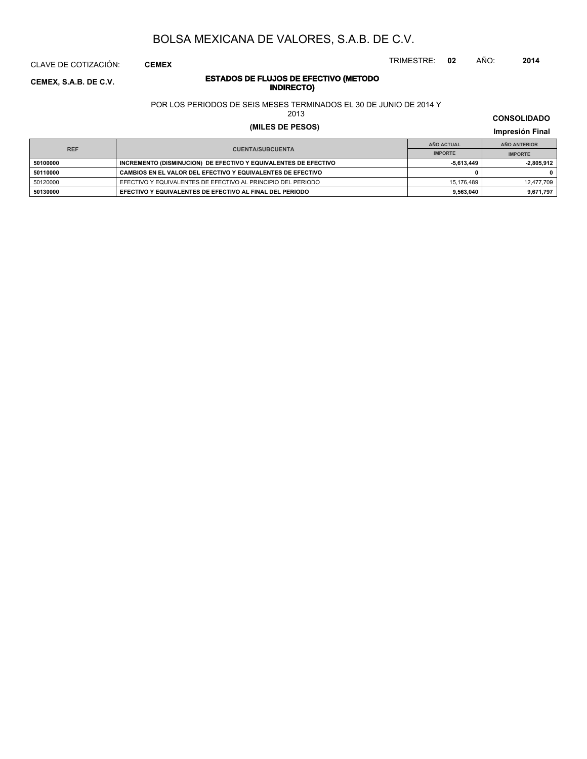# BOLSA MEXICANA DE VALORES, S.A.B. DE C.V.

CLAVE DE COTIZACIÓN: **CEMEX**

TRIMESTRE: **02** AÑO: **2014**

**CEMEX, S.A.B. DE C.V.**

## ESTADOS DE FLUJOS DE EFECTIVO (METODO INDIRECTO)

POR LOS PERIODOS DE SEIS MESES TERMINADOS EL 30 DE JUNIO DE 2014 Y 2013

**(MILES DE PESOS)**

**CONSOLIDADO**

**Impresión Final**

| REF | CUENTA/SUBCUENTA | AÑO ACTUAL | AÑO ANTERIOR |
|---|---|---|---|
| | | IMPORTE | IMPORTE |
| **50100000** | **INCREMENTO (DISMINUCION) DE EFECTIVO Y EQUIVALENTES DE EFECTIVO** | **-5,613,449** | **-2,805,912** |
| **50110000** | **CAMBIOS EN EL VALOR DEL EFECTIVO Y EQUIVALENTES DE EFECTIVO** | **0** | **0** |
| 50120000 | EFECTIVO Y EQUIVALENTES DE EFECTIVO AL PRINCIPIO DEL PERIODO | 15,176,489 | 12,477,709 |
| **50130000** | **EFECTIVO Y EQUIVALENTES DE EFECTIVO AL FINAL DEL PERIODO** | **9,563,040** | **9,671,797** |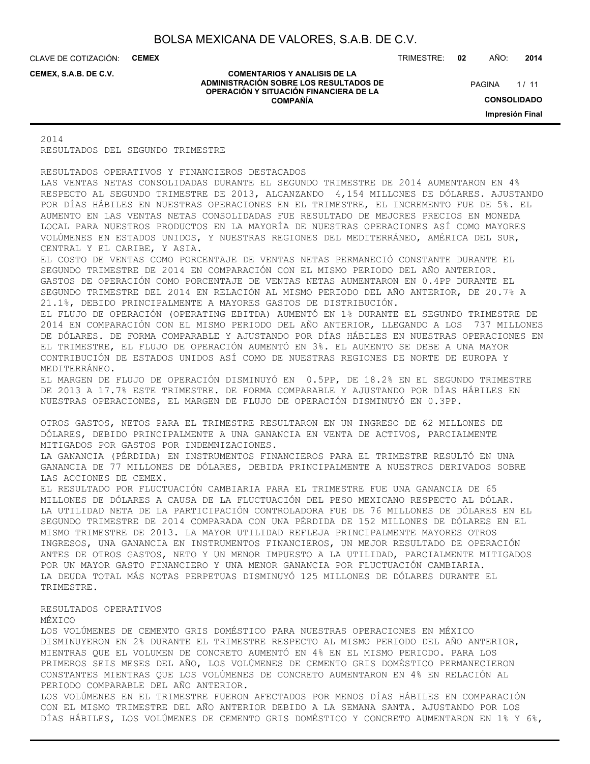2014
RESULTADOS DEL SEGUNDO TRIMESTRE

RESULTADOS OPERATIVOS Y FINANCIEROS DESTACADOS

LAS VENTAS NETAS CONSOLIDADAS DURANTE EL SEGUNDO TRIMESTRE DE 2014 AUMENTARON EN 4% RESPECTO AL SEGUNDO TRIMESTRE DE 2013, ALCANZANDO 4,154 MILLONES DE DÓLARES. AJUSTANDO POR DÍAS HÁBILES EN NUESTRAS OPERACIONES EN EL TRIMESTRE, EL INCREMENTO FUE DE 5%. EL AUMENTO EN LAS VENTAS NETAS CONSOLIDADAS FUE RESULTADO DE MEJORES PRECIOS EN MONEDA LOCAL PARA NUESTROS PRODUCTOS EN LA MAYORÍA DE NUESTRAS OPERACIONES ASÍ COMO MAYORES VOLÚMENES EN ESTADOS UNIDOS, Y NUESTRAS REGIONES DEL MEDITERRÁNEO, AMÉRICA DEL SUR, CENTRAL Y EL CARIBE, Y ASIA.

EL COSTO DE VENTAS COMO PORCENTAJE DE VENTAS NETAS PERMANECIÓ CONSTANTE DURANTE EL SEGUNDO TRIMESTRE DE 2014 EN COMPARACIÓN CON EL MISMO PERIODO DEL AÑO ANTERIOR.

GASTOS DE OPERACIÓN COMO PORCENTAJE DE VENTAS NETAS AUMENTARON EN 0.4PP DURANTE EL SEGUNDO TRIMESTRE DEL 2014 EN RELACIÓN AL MISMO PERIODO DEL AÑO ANTERIOR, DE 20.7% A 21.1%, DEBIDO PRINCIPALMENTE A MAYORES GASTOS DE DISTRIBUCIÓN.

EL FLUJO DE OPERACIÓN (OPERATING EBITDA) AUMENTÓ EN 1% DURANTE EL SEGUNDO TRIMESTRE DE 2014 EN COMPARACIÓN CON EL MISMO PERIODO DEL AÑO ANTERIOR, LLEGANDO A LOS 737 MILLONES DE DÓLARES. DE FORMA COMPARABLE Y AJUSTANDO POR DÍAS HÁBILES EN NUESTRAS OPERACIONES EN EL TRIMESTRE, EL FLUJO DE OPERACIÓN AUMENTÓ EN 3%. EL AUMENTO SE DEBE A UNA MAYOR CONTRIBUCIÓN DE ESTADOS UNIDOS ASÍ COMO DE NUESTRAS REGIONES DE NORTE DE EUROPA Y MEDITERRÁNEO.

EL MARGEN DE FLUJO DE OPERACIÓN DISMINUYÓ EN 0.5PP, DE 18.2% EN EL SEGUNDO TRIMESTRE DE 2013 A 17.7% ESTE TRIMESTRE. DE FORMA COMPARABLE Y AJUSTANDO POR DÍAS HÁBILES EN NUESTRAS OPERACIONES, EL MARGEN DE FLUJO DE OPERACIÓN DISMINUYÓ EN 0.3PP.

OTROS GASTOS, NETOS PARA EL TRIMESTRE RESULTARON EN UN INGRESO DE 62 MILLONES DE DÓLARES, DEBIDO PRINCIPALMENTE A UNA GANANCIA EN VENTA DE ACTIVOS, PARCIALMENTE MITIGADOS POR GASTOS POR INDEMNIZACIONES.

LA GANANCIA (PÉRDIDA) EN INSTRUMENTOS FINANCIEROS PARA EL TRIMESTRE RESULTÓ EN UNA GANANCIA DE 77 MILLONES DE DÓLARES, DEBIDA PRINCIPALMENTE A NUESTROS DERIVADOS SOBRE LAS ACCIONES DE CEMEX.

EL RESULTADO POR FLUCTUACIÓN CAMBIARIA PARA EL TRIMESTRE FUE UNA GANANCIA DE 65 MILLONES DE DÓLARES A CAUSA DE LA FLUCTUACIÓN DEL PESO MEXICANO RESPECTO AL DÓLAR.

LA UTILIDAD NETA DE LA PARTICIPACIÓN CONTROLADORA FUE DE 76 MILLONES DE DÓLARES EN EL SEGUNDO TRIMESTRE DE 2014 COMPARADA CON UNA PÉRDIDA DE 152 MILLONES DE DÓLARES EN EL MISMO TRIMESTRE DE 2013. LA MAYOR UTILIDAD REFLEJA PRINCIPALMENTE MAYORES OTROS INGRESOS, UNA GANANCIA EN INSTRUMENTOS FINANCIEROS, UN MEJOR RESULTADO DE OPERACIÓN ANTES DE OTROS GASTOS, NETO Y UN MENOR IMPUESTO A LA UTILIDAD, PARCIALMENTE MITIGADOS POR UN MAYOR GASTO FINANCIERO Y UNA MENOR GANANCIA POR FLUCTUACIÓN CAMBIARIA.

LA DEUDA TOTAL MÁS NOTAS PERPETUAS DISMINUYÓ 125 MILLONES DE DÓLARES DURANTE EL TRIMESTRE.

RESULTADOS OPERATIVOS

MÉXICO

LOS VOLÚMENES DE CEMENTO GRIS DOMÉSTICO PARA NUESTRAS OPERACIONES EN MÉXICO DISMINUYERON EN 2% DURANTE EL TRIMESTRE RESPECTO AL MISMO PERIODO DEL AÑO ANTERIOR, MIENTRAS QUE EL VOLUMEN DE CONCRETO AUMENTÓ EN 4% EN EL MISMO PERIODO. PARA LOS PRIMEROS SEIS MESES DEL AÑO, LOS VOLÚMENES DE CEMENTO GRIS DOMÉSTICO PERMANECIERON CONSTANTES MIENTRAS QUE LOS VOLÚMENES DE CONCRETO AUMENTARON EN 4% EN RELACIÓN AL PERIODO COMPARABLE DEL AÑO ANTERIOR.

LOS VOLÚMENES EN EL TRIMESTRE FUERON AFECTADOS POR MENOS DÍAS HÁBILES EN COMPARACIÓN CON EL MISMO TRIMESTRE DEL AÑO ANTERIOR DEBIDO A LA SEMANA SANTA. AJUSTANDO POR LOS DÍAS HÁBILES, LOS VOLÚMENES DE CEMENTO GRIS DOMÉSTICO Y CONCRETO AUMENTARON EN 1% Y 6%,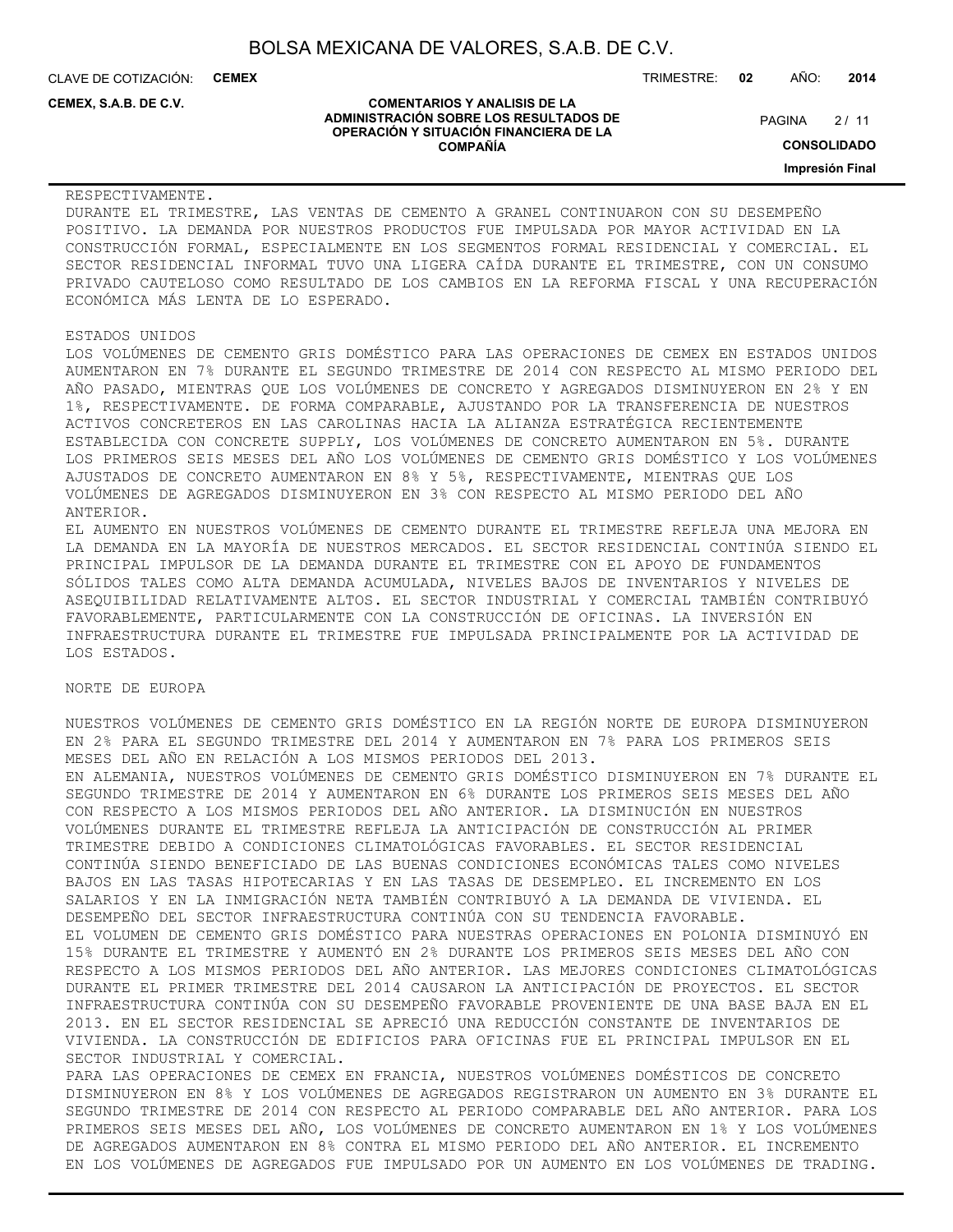RESPECTIVAMENTE.

DURANTE EL TRIMESTRE, LAS VENTAS DE CEMENTO A GRANEL CONTINUARON CON SU DESEMPEÑO POSITIVO. LA DEMANDA POR NUESTROS PRODUCTOS FUE IMPULSADA POR MAYOR ACTIVIDAD EN LA CONSTRUCCIÓN FORMAL, ESPECIALMENTE EN LOS SEGMENTOS FORMAL RESIDENCIAL Y COMERCIAL. EL SECTOR RESIDENCIAL INFORMAL TUVO UNA LIGERA CAÍDA DURANTE EL TRIMESTRE, CON UN CONSUMO PRIVADO CAUTELOSO COMO RESULTADO DE LOS CAMBIOS EN LA REFORMA FISCAL Y UNA RECUPERACIÓN ECONÓMICA MÁS LENTA DE LO ESPERADO.

ESTADOS UNIDOS

LOS VOLÚMENES DE CEMENTO GRIS DOMÉSTICO PARA LAS OPERACIONES DE CEMEX EN ESTADOS UNIDOS AUMENTARON EN 7% DURANTE EL SEGUNDO TRIMESTRE DE 2014 CON RESPECTO AL MISMO PERIODO DEL AÑO PASADO, MIENTRAS QUE LOS VOLÚMENES DE CONCRETO Y AGREGADOS DISMINUYERON EN 2% Y EN 1%, RESPECTIVAMENTE. DE FORMA COMPARABLE, AJUSTANDO POR LA TRANSFERENCIA DE NUESTROS ACTIVOS CONCRETEROS EN LAS CAROLINAS HACIA LA ALIANZA ESTRATÉGICA RECIENTEMENTE ESTABLECIDA CON CONCRETE SUPPLY, LOS VOLÚMENES DE CONCRETO AUMENTARON EN 5%. DURANTE LOS PRIMEROS SEIS MESES DEL AÑO LOS VOLÚMENES DE CEMENTO GRIS DOMÉSTICO Y LOS VOLÚMENES AJUSTADOS DE CONCRETO AUMENTARON EN 8% Y 5%, RESPECTIVAMENTE, MIENTRAS QUE LOS VOLÚMENES DE AGREGADOS DISMINUYERON EN 3% CON RESPECTO AL MISMO PERIODO DEL AÑO ANTERIOR.

EL AUMENTO EN NUESTROS VOLÚMENES DE CEMENTO DURANTE EL TRIMESTRE REFLEJA UNA MEJORA EN LA DEMANDA EN LA MAYORÍA DE NUESTROS MERCADOS. EL SECTOR RESIDENCIAL CONTINÚA SIENDO EL PRINCIPAL IMPULSOR DE LA DEMANDA DURANTE EL TRIMESTRE CON EL APOYO DE FUNDAMENTOS SÓLIDOS TALES COMO ALTA DEMANDA ACUMULADA, NIVELES BAJOS DE INVENTARIOS Y NIVELES DE ASEQUIBILIDAD RELATIVAMENTE ALTOS. EL SECTOR INDUSTRIAL Y COMERCIAL TAMBIÉN CONTRIBUYÓ FAVORABLEMENTE, PARTICULARMENTE CON LA CONSTRUCCIÓN DE OFICINAS. LA INVERSIÓN EN INFRAESTRUCTURA DURANTE EL TRIMESTRE FUE IMPULSADA PRINCIPALMENTE POR LA ACTIVIDAD DE LOS ESTADOS.

NORTE DE EUROPA

NUESTROS VOLÚMENES DE CEMENTO GRIS DOMÉSTICO EN LA REGIÓN NORTE DE EUROPA DISMINUYERON EN 2% PARA EL SEGUNDO TRIMESTRE DEL 2014 Y AUMENTARON EN 7% PARA LOS PRIMEROS SEIS MESES DEL AÑO EN RELACIÓN A LOS MISMOS PERIODOS DEL 2013.

EN ALEMANIA, NUESTROS VOLÚMENES DE CEMENTO GRIS DOMÉSTICO DISMINUYERON EN 7% DURANTE EL SEGUNDO TRIMESTRE DE 2014 Y AUMENTARON EN 6% DURANTE LOS PRIMEROS SEIS MESES DEL AÑO CON RESPECTO A LOS MISMOS PERIODOS DEL AÑO ANTERIOR. LA DISMINUCIÓN EN NUESTROS VOLÚMENES DURANTE EL TRIMESTRE REFLEJA LA ANTICIPACIÓN DE CONSTRUCCIÓN AL PRIMER TRIMESTRE DEBIDO A CONDICIONES CLIMATOLÓGICAS FAVORABLES. EL SECTOR RESIDENCIAL CONTINÚA SIENDO BENEFICIADO DE LAS BUENAS CONDICIONES ECONÓMICAS TALES COMO NIVELES BAJOS EN LAS TASAS HIPOTECARIAS Y EN LAS TASAS DE DESEMPLEO. EL INCREMENTO EN LOS SALARIOS Y EN LA INMIGRACIÓN NETA TAMBIÉN CONTRIBUYÓ A LA DEMANDA DE VIVIENDA. EL DESEMPEÑO DEL SECTOR INFRAESTRUCTURA CONTINÚA CON SU TENDENCIA FAVORABLE.

EL VOLUMEN DE CEMENTO GRIS DOMÉSTICO PARA NUESTRAS OPERACIONES EN POLONIA DISMINUYÓ EN 15% DURANTE EL TRIMESTRE Y AUMENTÓ EN 2% DURANTE LOS PRIMEROS SEIS MESES DEL AÑO CON RESPECTO A LOS MISMOS PERIODOS DEL AÑO ANTERIOR. LAS MEJORES CONDICIONES CLIMATOLÓGICAS DURANTE EL PRIMER TRIMESTRE DEL 2014 CAUSARON LA ANTICIPACIÓN DE PROYECTOS. EL SECTOR INFRAESTRUCTURA CONTINÚA CON SU DESEMPEÑO FAVORABLE PROVENIENTE DE UNA BASE BAJA EN EL 2013. EN EL SECTOR RESIDENCIAL SE APRECIÓ UNA REDUCCIÓN CONSTANTE DE INVENTARIOS DE VIVIENDA. LA CONSTRUCCIÓN DE EDIFICIOS PARA OFICINAS FUE EL PRINCIPAL IMPULSOR EN EL SECTOR INDUSTRIAL Y COMERCIAL.

PARA LAS OPERACIONES DE CEMEX EN FRANCIA, NUESTROS VOLÚMENES DOMÉSTICOS DE CONCRETO DISMINUYERON EN 8% Y LOS VOLÚMENES DE AGREGADOS REGISTRARON UN AUMENTO EN 3% DURANTE EL SEGUNDO TRIMESTRE DE 2014 CON RESPECTO AL PERIODO COMPARABLE DEL AÑO ANTERIOR. PARA LOS PRIMEROS SEIS MESES DEL AÑO, LOS VOLÚMENES DE CONCRETO AUMENTARON EN 1% Y LOS VOLÚMENES DE AGREGADOS AUMENTARON EN 8% CONTRA EL MISMO PERIODO DEL AÑO ANTERIOR. EL INCREMENTO EN LOS VOLÚMENES DE AGREGADOS FUE IMPULSADO POR UN AUMENTO EN LOS VOLÚMENES DE TRADING.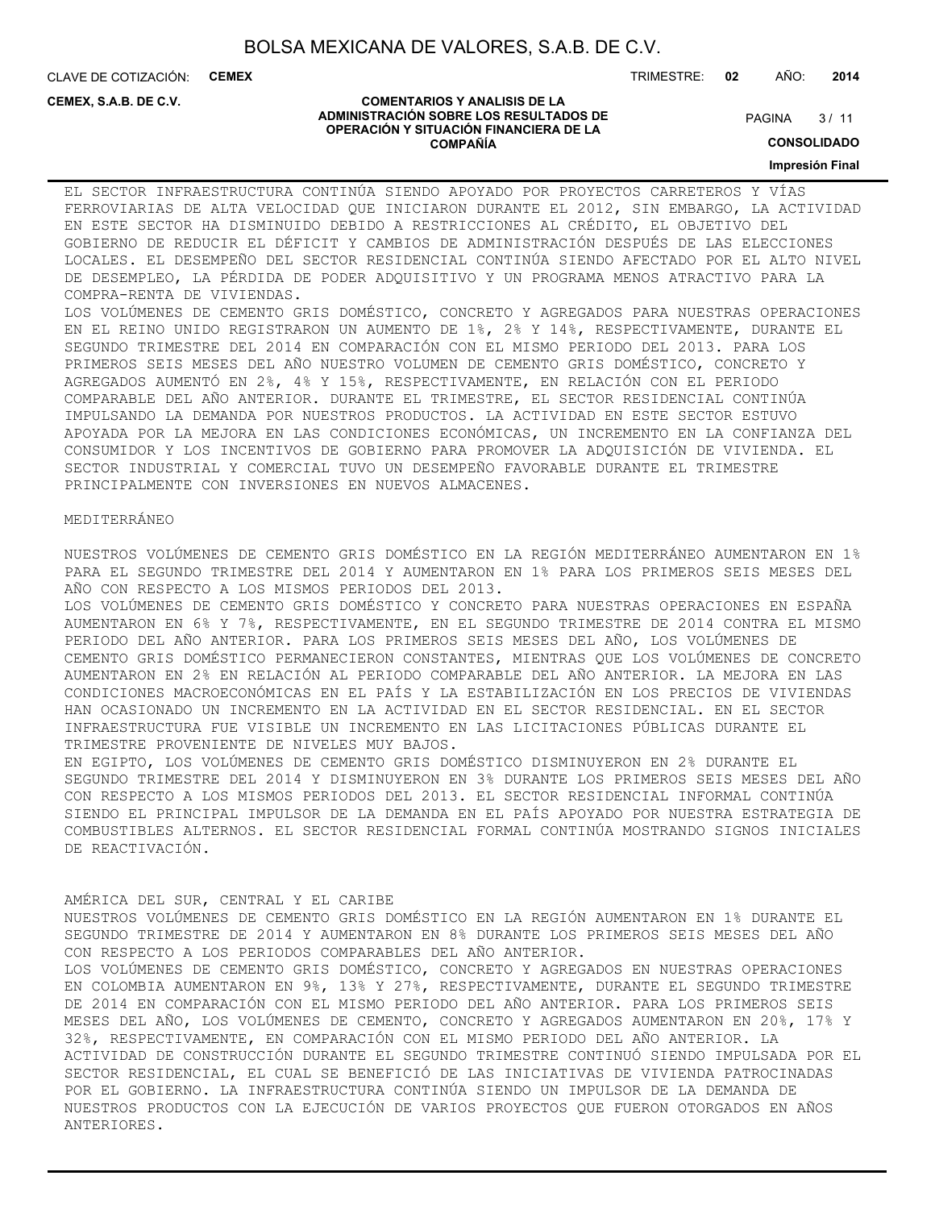EL SECTOR INFRAESTRUCTURA CONTINÚA SIENDO APOYADO POR PROYECTOS CARRETEROS Y VÍAS FERROVIARIAS DE ALTA VELOCIDAD QUE INICIARON DURANTE EL 2012, SIN EMBARGO, LA ACTIVIDAD EN ESTE SECTOR HA DISMINUIDO DEBIDO A RESTRICCIONES AL CRÉDITO, EL OBJETIVO DEL GOBIERNO DE REDUCIR EL DÉFICIT Y CAMBIOS DE ADMINISTRACIÓN DESPUÉS DE LAS ELECCIONES LOCALES. EL DESEMPEÑO DEL SECTOR RESIDENCIAL CONTINÚA SIENDO AFECTADO POR EL ALTO NIVEL DE DESEMPLEO, LA PÉRDIDA DE PODER ADQUISITIVO Y UN PROGRAMA MENOS ATRACTIVO PARA LA COMPRA-RENTA DE VIVIENDAS.

LOS VOLÚMENES DE CEMENTO GRIS DOMÉSTICO, CONCRETO Y AGREGADOS PARA NUESTRAS OPERACIONES EN EL REINO UNIDO REGISTRARON UN AUMENTO DE 1%, 2% Y 14%, RESPECTIVAMENTE, DURANTE EL SEGUNDO TRIMESTRE DEL 2014 EN COMPARACIÓN CON EL MISMO PERIODO DEL 2013. PARA LOS PRIMEROS SEIS MESES DEL AÑO NUESTRO VOLUMEN DE CEMENTO GRIS DOMÉSTICO, CONCRETO Y AGREGADOS AUMENTÓ EN 2%, 4% Y 15%, RESPECTIVAMENTE, EN RELACIÓN CON EL PERIODO COMPARABLE DEL AÑO ANTERIOR. DURANTE EL TRIMESTRE, EL SECTOR RESIDENCIAL CONTINÚA IMPULSANDO LA DEMANDA POR NUESTROS PRODUCTOS. LA ACTIVIDAD EN ESTE SECTOR ESTUVO APOYADA POR LA MEJORA EN LAS CONDICIONES ECONÓMICAS, UN INCREMENTO EN LA CONFIANZA DEL CONSUMIDOR Y LOS INCENTIVOS DE GOBIERNO PARA PROMOVER LA ADQUISICIÓN DE VIVIENDA. EL SECTOR INDUSTRIAL Y COMERCIAL TUVO UN DESEMPEÑO FAVORABLE DURANTE EL TRIMESTRE PRINCIPALMENTE CON INVERSIONES EN NUEVOS ALMACENES.

MEDITERRÁNEO

NUESTROS VOLÚMENES DE CEMENTO GRIS DOMÉSTICO EN LA REGIÓN MEDITERRÁNEO AUMENTARON EN 1% PARA EL SEGUNDO TRIMESTRE DEL 2014 Y AUMENTARON EN 1% PARA LOS PRIMEROS SEIS MESES DEL AÑO CON RESPECTO A LOS MISMOS PERIODOS DEL 2013.

LOS VOLÚMENES DE CEMENTO GRIS DOMÉSTICO Y CONCRETO PARA NUESTRAS OPERACIONES EN ESPAÑA AUMENTARON EN 6% Y 7%, RESPECTIVAMENTE, EN EL SEGUNDO TRIMESTRE DE 2014 CONTRA EL MISMO PERIODO DEL AÑO ANTERIOR. PARA LOS PRIMEROS SEIS MESES DEL AÑO, LOS VOLÚMENES DE CEMENTO GRIS DOMÉSTICO PERMANECIERON CONSTANTES, MIENTRAS QUE LOS VOLÚMENES DE CONCRETO AUMENTARON EN 2% EN RELACIÓN AL PERIODO COMPARABLE DEL AÑO ANTERIOR. LA MEJORA EN LAS CONDICIONES MACROECONÓMICAS EN EL PAÍS Y LA ESTABILIZACIÓN EN LOS PRECIOS DE VIVIENDAS HAN OCASIONADO UN INCREMENTO EN LA ACTIVIDAD EN EL SECTOR RESIDENCIAL. EN EL SECTOR INFRAESTRUCTURA FUE VISIBLE UN INCREMENTO EN LAS LICITACIONES PÚBLICAS DURANTE EL TRIMESTRE PROVENIENTE DE NIVELES MUY BAJOS.

EN EGIPTO, LOS VOLÚMENES DE CEMENTO GRIS DOMÉSTICO DISMINUYERON EN 2% DURANTE EL SEGUNDO TRIMESTRE DEL 2014 Y DISMINUYERON EN 3% DURANTE LOS PRIMEROS SEIS MESES DEL AÑO CON RESPECTO A LOS MISMOS PERIODOS DEL 2013. EL SECTOR RESIDENCIAL INFORMAL CONTINÚA SIENDO EL PRINCIPAL IMPULSOR DE LA DEMANDA EN EL PAÍS APOYADO POR NUESTRA ESTRATEGIA DE COMBUSTIBLES ALTERNOS. EL SECTOR RESIDENCIAL FORMAL CONTINÚA MOSTRANDO SIGNOS INICIALES DE REACTIVACIÓN.

AMÉRICA DEL SUR, CENTRAL Y EL CARIBE

NUESTROS VOLÚMENES DE CEMENTO GRIS DOMÉSTICO EN LA REGIÓN AUMENTARON EN 1% DURANTE EL SEGUNDO TRIMESTRE DE 2014 Y AUMENTARON EN 8% DURANTE LOS PRIMEROS SEIS MESES DEL AÑO CON RESPECTO A LOS PERIODOS COMPARABLES DEL AÑO ANTERIOR.

LOS VOLÚMENES DE CEMENTO GRIS DOMÉSTICO, CONCRETO Y AGREGADOS EN NUESTRAS OPERACIONES EN COLOMBIA AUMENTARON EN 9%, 13% Y 27%, RESPECTIVAMENTE, DURANTE EL SEGUNDO TRIMESTRE DE 2014 EN COMPARACIÓN CON EL MISMO PERIODO DEL AÑO ANTERIOR. PARA LOS PRIMEROS SEIS MESES DEL AÑO, LOS VOLÚMENES DE CEMENTO, CONCRETO Y AGREGADOS AUMENTARON EN 20%, 17% Y 32%, RESPECTIVAMENTE, EN COMPARACIÓN CON EL MISMO PERIODO DEL AÑO ANTERIOR. LA ACTIVIDAD DE CONSTRUCCIÓN DURANTE EL SEGUNDO TRIMESTRE CONTINUÓ SIENDO IMPULSADA POR EL SECTOR RESIDENCIAL, EL CUAL SE BENEFICIÓ DE LAS INICIATIVAS DE VIVIENDA PATROCINADAS POR EL GOBIERNO. LA INFRAESTRUCTURA CONTINÚA SIENDO UN IMPULSOR DE LA DEMANDA DE NUESTROS PRODUCTOS CON LA EJECUCIÓN DE VARIOS PROYECTOS QUE FUERON OTORGADOS EN AÑOS ANTERIORES.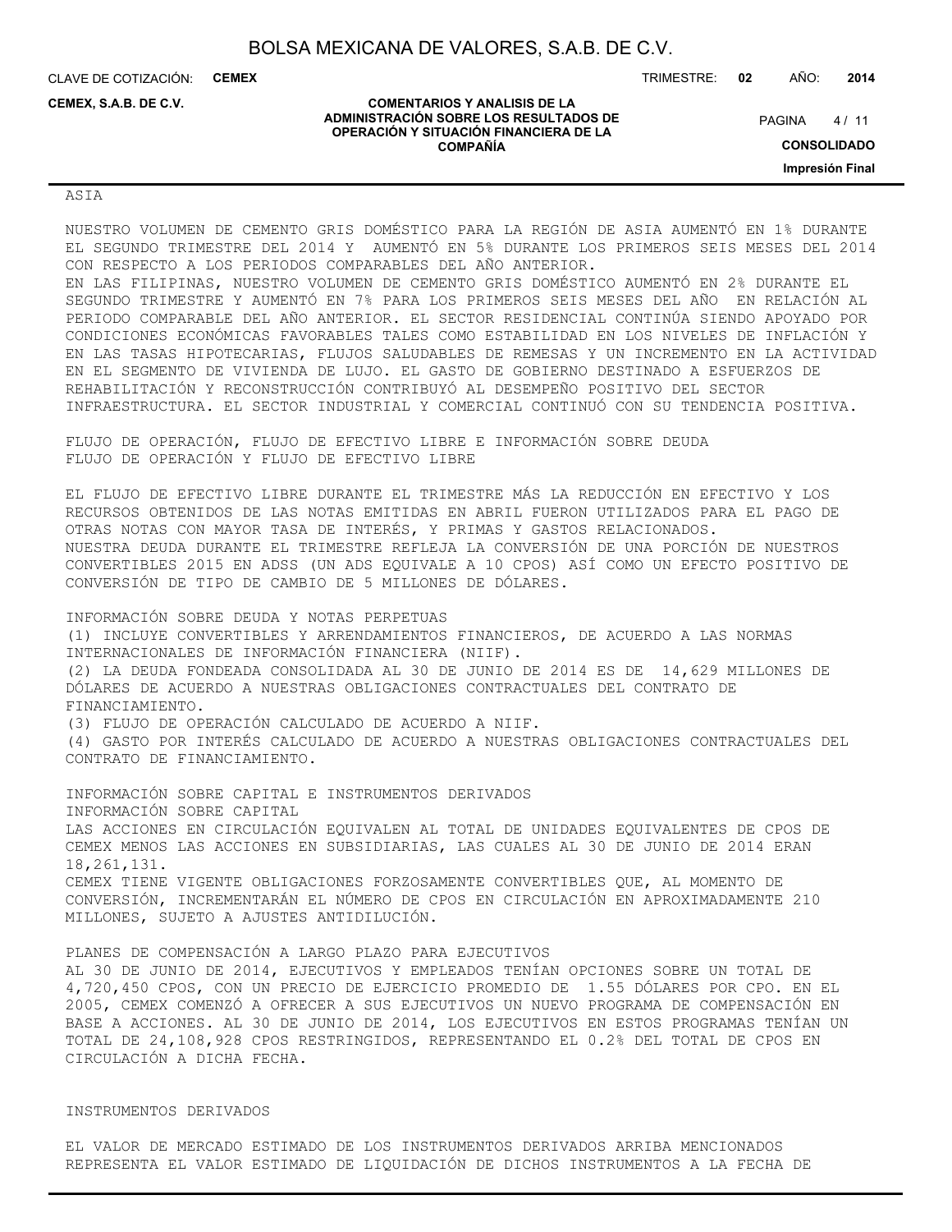ASIA

NUESTRO VOLUMEN DE CEMENTO GRIS DOMÉSTICO PARA LA REGIÓN DE ASIA AUMENTÓ EN 1% DURANTE EL SEGUNDO TRIMESTRE DEL 2014 Y AUMENTÓ EN 5% DURANTE LOS PRIMEROS SEIS MESES DEL 2014 CON RESPECTO A LOS PERIODOS COMPARABLES DEL AÑO ANTERIOR.
EN LAS FILIPINAS, NUESTRO VOLUMEN DE CEMENTO GRIS DOMÉSTICO AUMENTÓ EN 2% DURANTE EL SEGUNDO TRIMESTRE Y AUMENTÓ EN 7% PARA LOS PRIMEROS SEIS MESES DEL AÑO EN RELACIÓN AL PERIODO COMPARABLE DEL AÑO ANTERIOR. EL SECTOR RESIDENCIAL CONTINÚA SIENDO APOYADO POR CONDICIONES ECONÓMICAS FAVORABLES TALES COMO ESTABILIDAD EN LOS NIVELES DE INFLACIÓN Y EN LAS TASAS HIPOTECARIAS, FLUJOS SALUDABLES DE REMESAS Y UN INCREMENTO EN LA ACTIVIDAD EN EL SEGMENTO DE VIVIENDA DE LUJO. EL GASTO DE GOBIERNO DESTINADO A ESFUERZOS DE REHABILITACIÓN Y RECONSTRUCCIÓN CONTRIBUYÓ AL DESEMPEÑO POSITIVO DEL SECTOR INFRAESTRUCTURA. EL SECTOR INDUSTRIAL Y COMERCIAL CONTINUÓ CON SU TENDENCIA POSITIVA.

FLUJO DE OPERACIÓN, FLUJO DE EFECTIVO LIBRE E INFORMACIÓN SOBRE DEUDA
FLUJO DE OPERACIÓN Y FLUJO DE EFECTIVO LIBRE

EL FLUJO DE EFECTIVO LIBRE DURANTE EL TRIMESTRE MÁS LA REDUCCIÓN EN EFECTIVO Y LOS RECURSOS OBTENIDOS DE LAS NOTAS EMITIDAS EN ABRIL FUERON UTILIZADOS PARA EL PAGO DE OTRAS NOTAS CON MAYOR TASA DE INTERÉS, Y PRIMAS Y GASTOS RELACIONADOS.
NUESTRA DEUDA DURANTE EL TRIMESTRE REFLEJA LA CONVERSIÓN DE UNA PORCIÓN DE NUESTROS CONVERTIBLES 2015 EN ADSS (UN ADS EQUIVALE A 10 CPOS) ASÍ COMO UN EFECTO POSITIVO DE CONVERSIÓN DE TIPO DE CAMBIO DE 5 MILLONES DE DÓLARES.

INFORMACIÓN SOBRE DEUDA Y NOTAS PERPETUAS
(1) INCLUYE CONVERTIBLES Y ARRENDAMIENTOS FINANCIEROS, DE ACUERDO A LAS NORMAS INTERNACIONALES DE INFORMACIÓN FINANCIERA (NIIF).
(2) LA DEUDA FONDEADA CONSOLIDADA AL 30 DE JUNIO DE 2014 ES DE 14,629 MILLONES DE DÓLARES DE ACUERDO A NUESTRAS OBLIGACIONES CONTRACTUALES DEL CONTRATO DE FINANCIAMIENTO.
(3) FLUJO DE OPERACIÓN CALCULADO DE ACUERDO A NIIF.
(4) GASTO POR INTERÉS CALCULADO DE ACUERDO A NUESTRAS OBLIGACIONES CONTRACTUALES DEL CONTRATO DE FINANCIAMIENTO.

INFORMACIÓN SOBRE CAPITAL E INSTRUMENTOS DERIVADOS
INFORMACIÓN SOBRE CAPITAL
LAS ACCIONES EN CIRCULACIÓN EQUIVALEN AL TOTAL DE UNIDADES EQUIVALENTES DE CPOS DE CEMEX MENOS LAS ACCIONES EN SUBSIDIARIAS, LAS CUALES AL 30 DE JUNIO DE 2014 ERAN 18,261,131.
CEMEX TIENE VIGENTE OBLIGACIONES FORZOSAMENTE CONVERTIBLES QUE, AL MOMENTO DE CONVERSIÓN, INCREMENTARÁN EL NÚMERO DE CPOS EN CIRCULACIÓN EN APROXIMADAMENTE 210 MILLONES, SUJETO A AJUSTES ANTIDILUCIÓN.

PLANES DE COMPENSACIÓN A LARGO PLAZO PARA EJECUTIVOS
AL 30 DE JUNIO DE 2014, EJECUTIVOS Y EMPLEADOS TENÍAN OPCIONES SOBRE UN TOTAL DE 4,720,450 CPOS, CON UN PRECIO DE EJERCICIO PROMEDIO DE 1.55 DÓLARES POR CPO. EN EL 2005, CEMEX COMENZÓ A OFRECER A SUS EJECUTIVOS UN NUEVO PROGRAMA DE COMPENSACIÓN EN BASE A ACCIONES. AL 30 DE JUNIO DE 2014, LOS EJECUTIVOS EN ESTOS PROGRAMAS TENÍAN UN TOTAL DE 24,108,928 CPOS RESTRINGIDOS, REPRESENTANDO EL 0.2% DEL TOTAL DE CPOS EN CIRCULACIÓN A DICHA FECHA.

INSTRUMENTOS DERIVADOS

EL VALOR DE MERCADO ESTIMADO DE LOS INSTRUMENTOS DERIVADOS ARRIBA MENCIONADOS REPRESENTA EL VALOR ESTIMADO DE LIQUIDACIÓN DE DICHOS INSTRUMENTOS A LA FECHA DE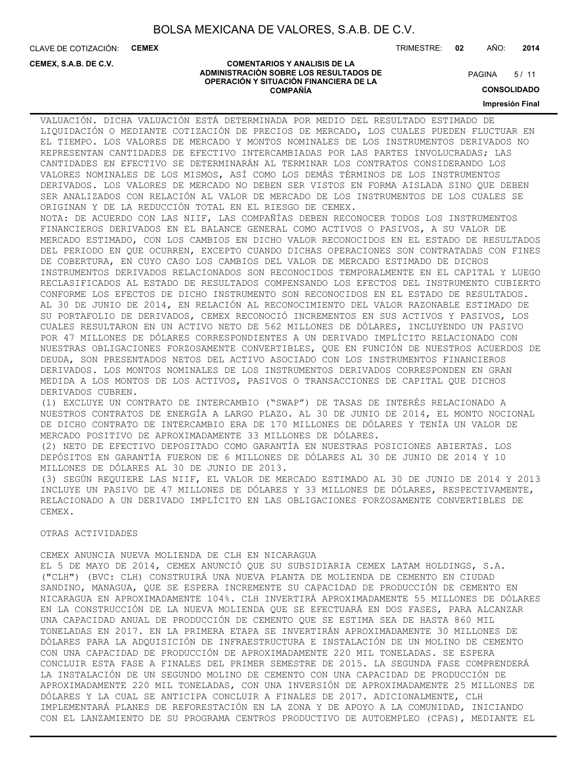VALUACIÓN. DICHA VALUACIÓN ESTÁ DETERMINADA POR MEDIO DEL RESULTADO ESTIMADO DE LIQUIDACIÓN O MEDIANTE COTIZACIÓN DE PRECIOS DE MERCADO, LOS CUALES PUEDEN FLUCTUAR EN EL TIEMPO. LOS VALORES DE MERCADO Y MONTOS NOMINALES DE LOS INSTRUMENTOS DERIVADOS NO REPRESENTAN CANTIDADES DE EFECTIVO INTERCAMBIADAS POR LAS PARTES INVOLUCRADAS; LAS CANTIDADES EN EFECTIVO SE DETERMINARÁN AL TERMINAR LOS CONTRATOS CONSIDERANDO LOS VALORES NOMINALES DE LOS MISMOS, ASÍ COMO LOS DEMÁS TÉRMINOS DE LOS INSTRUMENTOS DERIVADOS. LOS VALORES DE MERCADO NO DEBEN SER VISTOS EN FORMA AISLADA SINO QUE DEBEN SER ANALIZADOS CON RELACIÓN AL VALOR DE MERCADO DE LOS INSTRUMENTOS DE LOS CUALES SE ORIGINAN Y DE LA REDUCCIÓN TOTAL EN EL RIESGO DE CEMEX.

NOTA: DE ACUERDO CON LAS NIIF, LAS COMPAÑÍAS DEBEN RECONOCER TODOS LOS INSTRUMENTOS FINANCIEROS DERIVADOS EN EL BALANCE GENERAL COMO ACTIVOS O PASIVOS, A SU VALOR DE MERCADO ESTIMADO, CON LOS CAMBIOS EN DICHO VALOR RECONOCIDOS EN EL ESTADO DE RESULTADOS DEL PERIODO EN QUE OCURREN, EXCEPTO CUANDO DICHAS OPERACIONES SON CONTRATADAS CON FINES DE COBERTURA, EN CUYO CASO LOS CAMBIOS DEL VALOR DE MERCADO ESTIMADO DE DICHOS INSTRUMENTOS DERIVADOS RELACIONADOS SON RECONOCIDOS TEMPORALMENTE EN EL CAPITAL Y LUEGO RECLASIFICADOS AL ESTADO DE RESULTADOS COMPENSANDO LOS EFECTOS DEL INSTRUMENTO CUBIERTO CONFORME LOS EFECTOS DE DICHO INSTRUMENTO SON RECONOCIDOS EN EL ESTADO DE RESULTADOS. AL 30 DE JUNIO DE 2014, EN RELACIÓN AL RECONOCIMIENTO DEL VALOR RAZONABLE ESTIMADO DE SU PORTAFOLIO DE DERIVADOS, CEMEX RECONOCIÓ INCREMENTOS EN SUS ACTIVOS Y PASIVOS, LOS CUALES RESULTARON EN UN ACTIVO NETO DE 562 MILLONES DE DÓLARES, INCLUYENDO UN PASIVO POR 47 MILLONES DE DÓLARES CORRESPONDIENTES A UN DERIVADO IMPLÍCITO RELACIONADO CON NUESTRAS OBLIGACIONES FORZOSAMENTE CONVERTIBLES, QUE EN FUNCIÓN DE NUESTROS ACUERDOS DE DEUDA, SON PRESENTADOS NETOS DEL ACTIVO ASOCIADO CON LOS INSTRUMENTOS FINANCIEROS DERIVADOS. LOS MONTOS NOMINALES DE LOS INSTRUMENTOS DERIVADOS CORRESPONDEN EN GRAN MEDIDA A LOS MONTOS DE LOS ACTIVOS, PASIVOS O TRANSACCIONES DE CAPITAL QUE DICHOS DERIVADOS CUBREN.

(1) EXCLUYE UN CONTRATO DE INTERCAMBIO ("SWAP") DE TASAS DE INTERÉS RELACIONADO A NUESTROS CONTRATOS DE ENERGÍA A LARGO PLAZO. AL 30 DE JUNIO DE 2014, EL MONTO NOCIONAL DE DICHO CONTRATO DE INTERCAMBIO ERA DE 170 MILLONES DE DÓLARES Y TENÍA UN VALOR DE MERCADO POSITIVO DE APROXIMADAMENTE 33 MILLONES DE DÓLARES.

(2) NETO DE EFECTIVO DEPOSITADO COMO GARANTÍA EN NUESTRAS POSICIONES ABIERTAS. LOS DEPÓSITOS EN GARANTÍA FUERON DE 6 MILLONES DE DÓLARES AL 30 DE JUNIO DE 2014 Y 10 MILLONES DE DÓLARES AL 30 DE JUNIO DE 2013.

(3) SEGÚN REQUIERE LAS NIIF, EL VALOR DE MERCADO ESTIMADO AL 30 DE JUNIO DE 2014 Y 2013 INCLUYE UN PASIVO DE 47 MILLONES DE DÓLARES Y 33 MILLONES DE DÓLARES, RESPECTIVAMENTE, RELACIONADO A UN DERIVADO IMPLÍCITO EN LAS OBLIGACIONES FORZOSAMENTE CONVERTIBLES DE CEMEX.

## OTRAS ACTIVIDADES

### CEMEX ANUNCIA NUEVA MOLIENDA DE CLH EN NICARAGUA

EL 5 DE MAYO DE 2014, CEMEX ANUNCIÓ QUE SU SUBSIDIARIA CEMEX LATAM HOLDINGS, S.A. ("CLH") (BVC: CLH) CONSTRUIRÁ UNA NUEVA PLANTA DE MOLIENDA DE CEMENTO EN CIUDAD SANDINO, MANAGUA, QUE SE ESPERA INCREMENTE SU CAPACIDAD DE PRODUCCIÓN DE CEMENTO EN NICARAGUA EN APROXIMADAMENTE 104%. CLH INVERTIRÁ APROXIMADAMENTE 55 MILLONES DE DÓLARES EN LA CONSTRUCCIÓN DE LA NUEVA MOLIENDA QUE SE EFECTUARÁ EN DOS FASES, PARA ALCANZAR UNA CAPACIDAD ANUAL DE PRODUCCIÓN DE CEMENTO QUE SE ESTIMA SEA DE HASTA 860 MIL TONELADAS EN 2017. EN LA PRIMERA ETAPA SE INVERTIRÁN APROXIMADAMENTE 30 MILLONES DE DÓLARES PARA LA ADQUISICIÓN DE INFRAESTRUCTURA E INSTALACIÓN DE UN MOLINO DE CEMENTO CON UNA CAPACIDAD DE PRODUCCIÓN DE APROXIMADAMENTE 220 MIL TONELADAS. SE ESPERA CONCLUIR ESTA FASE A FINALES DEL PRIMER SEMESTRE DE 2015. LA SEGUNDA FASE COMPRENDERÁ LA INSTALACIÓN DE UN SEGUNDO MOLINO DE CEMENTO CON UNA CAPACIDAD DE PRODUCCIÓN DE APROXIMADAMENTE 220 MIL TONELADAS, CON UNA INVERSIÓN DE APROXIMADAMENTE 25 MILLONES DE DÓLARES Y LA CUAL SE ANTICIPA CONCLUIR A FINALES DE 2017. ADICIONALMENTE, CLH IMPLEMENTARÁ PLANES DE REFORESTACIÓN EN LA ZONA Y DE APOYO A LA COMUNIDAD, INICIANDO CON EL LANZAMIENTO DE SU PROGRAMA CENTROS PRODUCTIVO DE AUTOEMPLEO (CPAS), MEDIANTE EL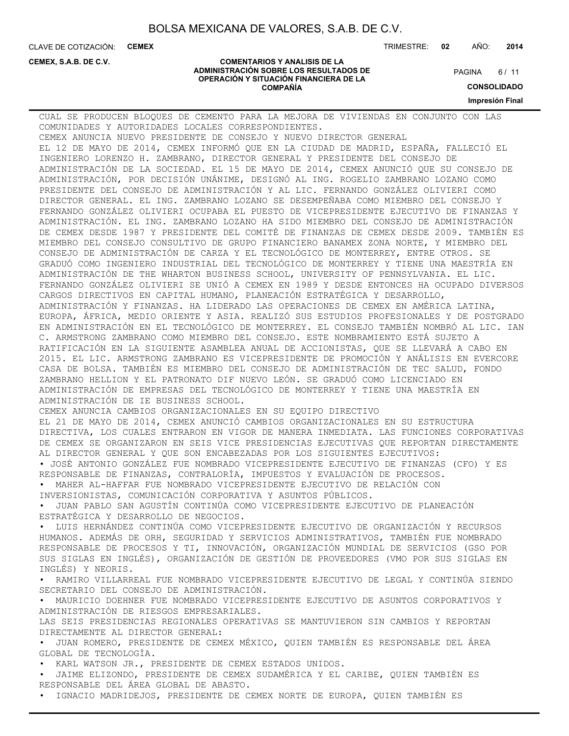CUAL SE PRODUCEN BLOQUES DE CEMENTO PARA LA MEJORA DE VIVIENDAS EN CONJUNTO CON LAS COMUNIDADES Y AUTORIDADES LOCALES CORRESPONDIENTES.

CEMEX ANUNCIA NUEVO PRESIDENTE DE CONSEJO Y NUEVO DIRECTOR GENERAL

EL 12 DE MAYO DE 2014, CEMEX INFORMÓ QUE EN LA CIUDAD DE MADRID, ESPAÑA, FALLECIÓ EL INGENIERO LORENZO H. ZAMBRANO, DIRECTOR GENERAL Y PRESIDENTE DEL CONSEJO DE ADMINISTRACIÓN DE LA SOCIEDAD. EL 15 DE MAYO DE 2014, CEMEX ANUNCIÓ QUE SU CONSEJO DE ADMINISTRACIÓN, POR DECISIÓN UNÁNIME, DESIGNÓ AL ING. ROGELIO ZAMBRANO LOZANO COMO PRESIDENTE DEL CONSEJO DE ADMINISTRACIÓN Y AL LIC. FERNANDO GONZÁLEZ OLIVIERI COMO DIRECTOR GENERAL. EL ING. ZAMBRANO LOZANO SE DESEMPEÑABA COMO MIEMBRO DEL CONSEJO Y FERNANDO GONZÁLEZ OLIVIERI OCUPABA EL PUESTO DE VICEPRESIDENTE EJECUTIVO DE FINANZAS Y ADMINISTRACIÓN. EL ING. ZAMBRANO LOZANO HA SIDO MIEMBRO DEL CONSEJO DE ADMINISTRACIÓN DE CEMEX DESDE 1987 Y PRESIDENTE DEL COMITÉ DE FINANZAS DE CEMEX DESDE 2009. TAMBIÉN ES MIEMBRO DEL CONSEJO CONSULTIVO DE GRUPO FINANCIERO BANAMEX ZONA NORTE, Y MIEMBRO DEL CONSEJO DE ADMINISTRACIÓN DE CARZA Y EL TECNOLÓGICO DE MONTERREY, ENTRE OTROS. SE GRADUÓ COMO INGENIERO INDUSTRIAL DEL TECNOLÓGICO DE MONTERREY Y TIENE UNA MAESTRÍA EN ADMINISTRACIÓN DE THE WHARTON BUSINESS SCHOOL, UNIVERSITY OF PENNSYLVANIA. EL LIC. FERNANDO GONZÁLEZ OLIVIERI SE UNIÓ A CEMEX EN 1989 Y DESDE ENTONCES HA OCUPADO DIVERSOS CARGOS DIRECTIVOS EN CAPITAL HUMANO, PLANEACIÓN ESTRATÉGICA Y DESARROLLO, ADMINISTRACIÓN Y FINANZAS. HA LIDERADO LAS OPERACIONES DE CEMEX EN AMÉRICA LATINA, EUROPA, ÁFRICA, MEDIO ORIENTE Y ASIA. REALIZÓ SUS ESTUDIOS PROFESIONALES Y DE POSTGRADO EN ADMINISTRACIÓN EN EL TECNOLÓGICO DE MONTERREY. EL CONSEJO TAMBIÉN NOMBRÓ AL LIC. IAN C. ARMSTRONG ZAMBRANO COMO MIEMBRO DEL CONSEJO. ESTE NOMBRAMIENTO ESTÁ SUJETO A RATIFICACIÓN EN LA SIGUIENTE ASAMBLEA ANUAL DE ACCIONISTAS, QUE SE LLEVARÁ A CABO EN 2015. EL LIC. ARMSTRONG ZAMBRANO ES VICEPRESIDENTE DE PROMOCIÓN Y ANÁLISIS EN EVERCORE CASA DE BOLSA. TAMBIÉN ES MIEMBRO DEL CONSEJO DE ADMINISTRACIÓN DE TEC SALUD, FONDO ZAMBRANO HELLION Y EL PATRONATO DIF NUEVO LEÓN. SE GRADUÓ COMO LICENCIADO EN ADMINISTRACIÓN DE EMPRESAS DEL TECNOLÓGICO DE MONTERREY Y TIENE UNA MAESTRÍA EN ADMINISTRACIÓN DE IE BUSINESS SCHOOL.

CEMEX ANUNCIA CAMBIOS ORGANIZACIONALES EN SU EQUIPO DIRECTIVO

EL 21 DE MAYO DE 2014, CEMEX ANUNCIÓ CAMBIOS ORGANIZACIONALES EN SU ESTRUCTURA DIRECTIVA, LOS CUALES ENTRARON EN VIGOR DE MANERA INMEDIATA. LAS FUNCIONES CORPORATIVAS DE CEMEX SE ORGANIZARON EN SEIS VICE PRESIDENCIAS EJECUTIVAS QUE REPORTAN DIRECTAMENTE AL DIRECTOR GENERAL Y QUE SON ENCABEZADAS POR LOS SIGUIENTES EJECUTIVOS:

- JOSÉ ANTONIO GONZÁLEZ FUE NOMBRADO VICEPRESIDENTE EJECUTIVO DE FINANZAS (CFO) Y ES RESPONSABLE DE FINANZAS, CONTRALORÍA, IMPUESTOS Y EVALUACIÓN DE PROCESOS.
- MAHER AL-HAFFAR FUE NOMBRADO VICEPRESIDENTE EJECUTIVO DE RELACIÓN CON INVERSIONISTAS, COMUNICACIÓN CORPORATIVA Y ASUNTOS PÚBLICOS.
- JUAN PABLO SAN AGUSTÍN CONTINÚA COMO VICEPRESIDENTE EJECUTIVO DE PLANEACIÓN ESTRATÉGICA Y DESARROLLO DE NEGOCIOS.
- LUIS HERNÁNDEZ CONTINÚA COMO VICEPRESIDENTE EJECUTIVO DE ORGANIZACIÓN Y RECURSOS HUMANOS. ADEMÁS DE ORH, SEGURIDAD Y SERVICIOS ADMINISTRATIVOS, TAMBIÉN FUE NOMBRADO RESPONSABLE DE PROCESOS Y TI, INNOVACIÓN, ORGANIZACIÓN MUNDIAL DE SERVICIOS (GSO POR SUS SIGLAS EN INGLÉS), ORGANIZACIÓN DE GESTIÓN DE PROVEEDORES (VMO POR SUS SIGLAS EN INGLÉS) Y NEORIS.
- RAMIRO VILLARREAL FUE NOMBRADO VICEPRESIDENTE EJECUTIVO DE LEGAL Y CONTINÚA SIENDO SECRETARIO DEL CONSEJO DE ADMINISTRACIÓN.
- MAURICIO DOEHNER FUE NOMBRADO VICEPRESIDENTE EJECUTIVO DE ASUNTOS CORPORATIVOS Y ADMINISTRACIÓN DE RIESGOS EMPRESARIALES.

LAS SEIS PRESIDENCIAS REGIONALES OPERATIVAS SE MANTUVIERON SIN CAMBIOS Y REPORTAN DIRECTAMENTE AL DIRECTOR GENERAL:

- JUAN ROMERO, PRESIDENTE DE CEMEX MÉXICO, QUIEN TAMBIÉN ES RESPONSABLE DEL ÁREA GLOBAL DE TECNOLOGÍA.
- KARL WATSON JR., PRESIDENTE DE CEMEX ESTADOS UNIDOS.
- JAIME ELIZONDO, PRESIDENTE DE CEMEX SUDAMÉRICA Y EL CARIBE, QUIEN TAMBIÉN ES RESPONSABLE DEL ÁREA GLOBAL DE ABASTO.
- IGNACIO MADRIDEJOS, PRESIDENTE DE CEMEX NORTE DE EUROPA, QUIEN TAMBIÉN ES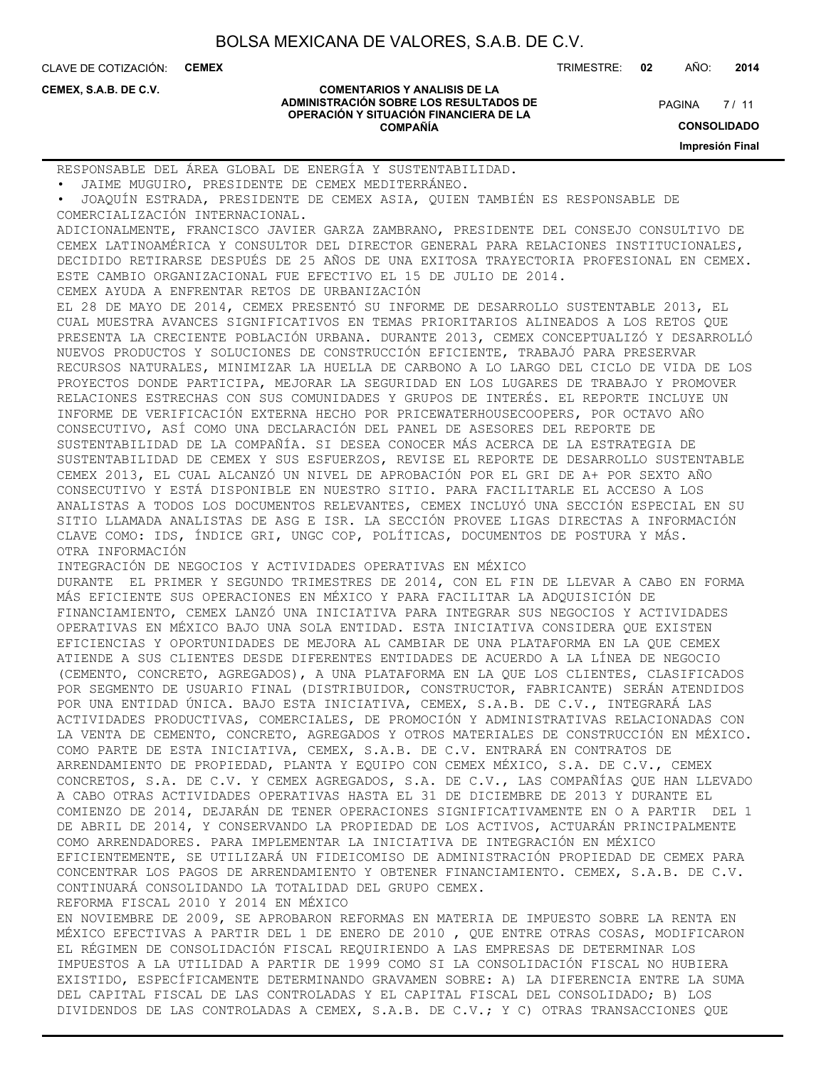RESPONSABLE DEL ÁREA GLOBAL DE ENERGÍA Y SUSTENTABILIDAD.

- JAIME MUGUIRO, PRESIDENTE DE CEMEX MEDITERRÁNEO.
- JOAQUÍN ESTRADA, PRESIDENTE DE CEMEX ASIA, QUIEN TAMBIÉN ES RESPONSABLE DE COMERCIALIZACIÓN INTERNACIONAL.

ADICIONALMENTE, FRANCISCO JAVIER GARZA ZAMBRANO, PRESIDENTE DEL CONSEJO CONSULTIVO DE CEMEX LATINOAMÉRICA Y CONSULTOR DEL DIRECTOR GENERAL PARA RELACIONES INSTITUCIONALES, DECIDIDO RETIRARSE DESPUÉS DE 25 AÑOS DE UNA EXITOSA TRAYECTORIA PROFESIONAL EN CEMEX. ESTE CAMBIO ORGANIZACIONAL FUE EFECTIVO EL 15 DE JULIO DE 2014.

CEMEX AYUDA A ENFRENTAR RETOS DE URBANIZACIÓN

EL 28 DE MAYO DE 2014, CEMEX PRESENTÓ SU INFORME DE DESARROLLO SUSTENTABLE 2013, EL CUAL MUESTRA AVANCES SIGNIFICATIVOS EN TEMAS PRIORITARIOS ALINEADOS A LOS RETOS QUE PRESENTA LA CRECIENTE POBLACIÓN URBANA. DURANTE 2013, CEMEX CONCEPTUALIZÓ Y DESARROLLÓ NUEVOS PRODUCTOS Y SOLUCIONES DE CONSTRUCCIÓN EFICIENTE, TRABAJÓ PARA PRESERVAR RECURSOS NATURALES, MINIMIZAR LA HUELLA DE CARBONO A LO LARGO DEL CICLO DE VIDA DE LOS PROYECTOS DONDE PARTICIPA, MEJORAR LA SEGURIDAD EN LOS LUGARES DE TRABAJO Y PROMOVER RELACIONES ESTRECHAS CON SUS COMUNIDADES Y GRUPOS DE INTERÉS. EL REPORTE INCLUYE UN INFORME DE VERIFICACIÓN EXTERNA HECHO POR PRICEWATERHOUSECOOPERS, POR OCTAVO AÑO CONSECUTIVO, ASÍ COMO UNA DECLARACIÓN DEL PANEL DE ASESORES DEL REPORTE DE SUSTENTABILIDAD DE LA COMPAÑÍA. SI DESEA CONOCER MÁS ACERCA DE LA ESTRATEGIA DE SUSTENTABILIDAD DE CEMEX Y SUS ESFUERZOS, REVISE EL REPORTE DE DESARROLLO SUSTENTABLE CEMEX 2013, EL CUAL ALCANZÓ UN NIVEL DE APROBACIÓN POR EL GRI DE A+ POR SEXTO AÑO CONSECUTIVO Y ESTÁ DISPONIBLE EN NUESTRO SITIO. PARA FACILITARLE EL ACCESO A LOS ANALISTAS A TODOS LOS DOCUMENTOS RELEVANTES, CEMEX INCLUYÓ UNA SECCIÓN ESPECIAL EN SU SITIO LLAMADA ANALISTAS DE ASG E ISR. LA SECCIÓN PROVEE LIGAS DIRECTAS A INFORMACIÓN CLAVE COMO: IDS, ÍNDICE GRI, UNGC COP, POLÍTICAS, DOCUMENTOS DE POSTURA Y MÁS.

OTRA INFORMACIÓN

INTEGRACIÓN DE NEGOCIOS Y ACTIVIDADES OPERATIVAS EN MÉXICO

DURANTE EL PRIMER Y SEGUNDO TRIMESTRES DE 2014, CON EL FIN DE LLEVAR A CABO EN FORMA MÁS EFICIENTE SUS OPERACIONES EN MÉXICO Y PARA FACILITAR LA ADQUISICIÓN DE FINANCIAMIENTO, CEMEX LANZÓ UNA INICIATIVA PARA INTEGRAR SUS NEGOCIOS Y ACTIVIDADES OPERATIVAS EN MÉXICO BAJO UNA SOLA ENTIDAD. ESTA INICIATIVA CONSIDERA QUE EXISTEN EFICIENCIAS Y OPORTUNIDADES DE MEJORA AL CAMBIAR DE UNA PLATAFORMA EN LA QUE CEMEX ATIENDE A SUS CLIENTES DESDE DIFERENTES ENTIDADES DE ACUERDO A LA LÍNEA DE NEGOCIO (CEMENTO, CONCRETO, AGREGADOS), A UNA PLATAFORMA EN LA QUE LOS CLIENTES, CLASIFICADOS POR SEGMENTO DE USUARIO FINAL (DISTRIBUIDOR, CONSTRUCTOR, FABRICANTE) SERÁN ATENDIDOS POR UNA ENTIDAD ÚNICA. BAJO ESTA INICIATIVA, CEMEX, S.A.B. DE C.V., INTEGRARÁ LAS ACTIVIDADES PRODUCTIVAS, COMERCIALES, DE PROMOCIÓN Y ADMINISTRATIVAS RELACIONADAS CON LA VENTA DE CEMENTO, CONCRETO, AGREGADOS Y OTROS MATERIALES DE CONSTRUCCIÓN EN MÉXICO. COMO PARTE DE ESTA INICIATIVA, CEMEX, S.A.B. DE C.V. ENTRARÁ EN CONTRATOS DE ARRENDAMIENTO DE PROPIEDAD, PLANTA Y EQUIPO CON CEMEX MÉXICO, S.A. DE C.V., CEMEX CONCRETOS, S.A. DE C.V. Y CEMEX AGREGADOS, S.A. DE C.V., LAS COMPAÑÍAS QUE HAN LLEVADO A CABO OTRAS ACTIVIDADES OPERATIVAS HASTA EL 31 DE DICIEMBRE DE 2013 Y DURANTE EL COMIENZO DE 2014, DEJARÁN DE TENER OPERACIONES SIGNIFICATIVAMENTE EN O A PARTIR DEL 1 DE ABRIL DE 2014, Y CONSERVANDO LA PROPIEDAD DE LOS ACTIVOS, ACTUARÁN PRINCIPALMENTE COMO ARRENDADORES. PARA IMPLEMENTAR LA INICIATIVA DE INTEGRACIÓN EN MÉXICO EFICIENTEMENTE, SE UTILIZARÁ UN FIDEICOMISO DE ADMINISTRACIÓN PROPIEDAD DE CEMEX PARA CONCENTRAR LOS PAGOS DE ARRENDAMIENTO Y OBTENER FINANCIAMIENTO. CEMEX, S.A.B. DE C.V. CONTINUARÁ CONSOLIDANDO LA TOTALIDAD DEL GRUPO CEMEX.

REFORMA FISCAL 2010 Y 2014 EN MÉXICO

EN NOVIEMBRE DE 2009, SE APROBARON REFORMAS EN MATERIA DE IMPUESTO SOBRE LA RENTA EN MÉXICO EFECTIVAS A PARTIR DEL 1 DE ENERO DE 2010 , QUE ENTRE OTRAS COSAS, MODIFICARON EL RÉGIMEN DE CONSOLIDACIÓN FISCAL REQUIRIENDO A LAS EMPRESAS DE DETERMINAR LOS IMPUESTOS A LA UTILIDAD A PARTIR DE 1999 COMO SI LA CONSOLIDACIÓN FISCAL NO HUBIERA EXISTIDO, ESPECÍFICAMENTE DETERMINANDO GRAVAMEN SOBRE: A) LA DIFERENCIA ENTRE LA SUMA DEL CAPITAL FISCAL DE LAS CONTROLADAS Y EL CAPITAL FISCAL DEL CONSOLIDADO; B) LOS DIVIDENDOS DE LAS CONTROLADAS A CEMEX, S.A.B. DE C.V.; Y C) OTRAS TRANSACCIONES QUE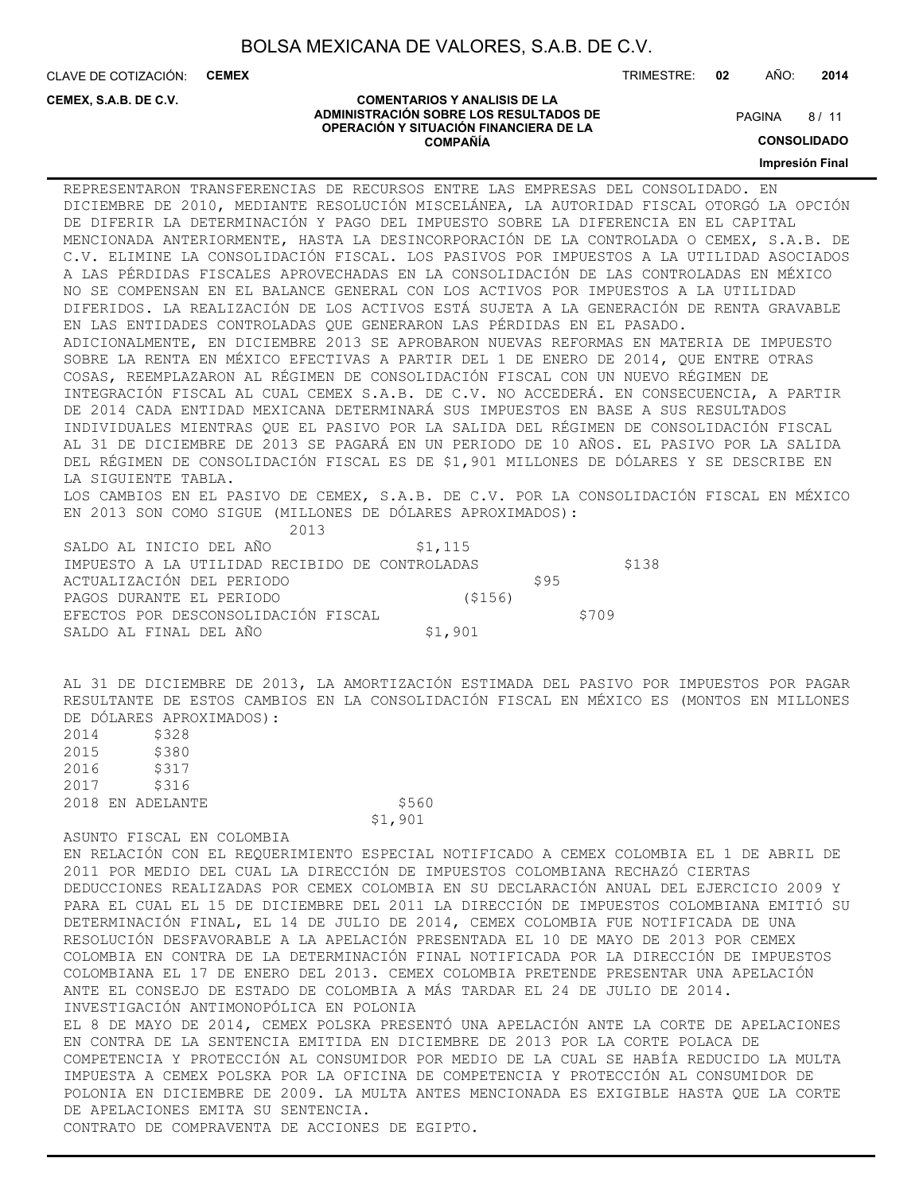REPRESENTARON TRANSFERENCIAS DE RECURSOS ENTRE LAS EMPRESAS DEL CONSOLIDADO. EN DICIEMBRE DE 2010, MEDIANTE RESOLUCIÓN MISCELÁNEA, LA AUTORIDAD FISCAL OTORGÓ LA OPCIÓN DE DIFERIR LA DETERMINACIÓN Y PAGO DEL IMPUESTO SOBRE LA DIFERENCIA EN EL CAPITAL MENCIONADA ANTERIORMENTE, HASTA LA DESINCORPORACIÓN DE LA CONTROLADA O CEMEX, S.A.B. DE C.V. ELIMINE LA CONSOLIDACIÓN FISCAL. LOS PASIVOS POR IMPUESTOS A LA UTILIDAD ASOCIADOS A LAS PÉRDIDAS FISCALES APROVECHADAS EN LA CONSOLIDACIÓN DE LAS CONTROLADAS EN MÉXICO NO SE COMPENSAN EN EL BALANCE GENERAL CON LOS ACTIVOS POR IMPUESTOS A LA UTILIDAD DIFERIDOS. LA REALIZACIÓN DE LOS ACTIVOS ESTÁ SUJETA A LA GENERACIÓN DE RENTA GRAVABLE EN LAS ENTIDADES CONTROLADAS QUE GENERARON LAS PÉRDIDAS EN EL PASADO.

ADICIONALMENTE, EN DICIEMBRE 2013 SE APROBARON NUEVAS REFORMAS EN MATERIA DE IMPUESTO SOBRE LA RENTA EN MÉXICO EFECTIVAS A PARTIR DEL 1 DE ENERO DE 2014, QUE ENTRE OTRAS COSAS, REEMPLAZARON AL RÉGIMEN DE CONSOLIDACIÓN FISCAL CON UN NUEVO RÉGIMEN DE INTEGRACIÓN FISCAL AL CUAL CEMEX S.A.B. DE C.V. NO ACCEDERÁ. EN CONSECUENCIA, A PARTIR DE 2014 CADA ENTIDAD MEXICANA DETERMINARÁ SUS IMPUESTOS EN BASE A SUS RESULTADOS INDIVIDUALES MIENTRAS QUE EL PASIVO POR LA SALIDA DEL RÉGIMEN DE CONSOLIDACIÓN FISCAL AL 31 DE DICIEMBRE DE 2013 SE PAGARÁ EN UN PERIODO DE 10 AÑOS. EL PASIVO POR LA SALIDA DEL RÉGIMEN DE CONSOLIDACIÓN FISCAL ES DE $1,901 MILLONES DE DÓLARES Y SE DESCRIBE EN LA SIGUIENTE TABLA.

LOS CAMBIOS EN EL PASIVO DE CEMEX, S.A.B. DE C.V. POR LA CONSOLIDACIÓN FISCAL EN MÉXICO EN 2013 SON COMO SIGUE (MILLONES DE DÓLARES APROXIMADOS):

| | 2013 |
|---|---|
| SALDO AL INICIO DEL AÑO | $1,115 |
| IMPUESTO A LA UTILIDAD RECIBIDO DE CONTROLADAS | $138 |
| ACTUALIZACIÓN DEL PERIODO | $95 |
| PAGOS DURANTE EL PERIODO | ($156) |
| EFECTOS POR DESCONSOLIDACIÓN FISCAL | $709 |
| SALDO AL FINAL DEL AÑO | $1,901 |

AL 31 DE DICIEMBRE DE 2013, LA AMORTIZACIÓN ESTIMADA DEL PASIVO POR IMPUESTOS POR PAGAR RESULTANTE DE ESTOS CAMBIOS EN LA CONSOLIDACIÓN FISCAL EN MÉXICO ES (MONTOS EN MILLONES DE DÓLARES APROXIMADOS):

| | |
|---|---|
| 2014 | $328 |
| 2015 | $380 |
| 2016 | $317 |
| 2017 | $316 |
| 2018 EN ADELANTE | $560 |
| | $1,901 |

ASUNTO FISCAL EN COLOMBIA

EN RELACIÓN CON EL REQUERIMIENTO ESPECIAL NOTIFICADO A CEMEX COLOMBIA EL 1 DE ABRIL DE 2011 POR MEDIO DEL CUAL LA DIRECCIÓN DE IMPUESTOS COLOMBIANA RECHAZÓ CIERTAS DEDUCCIONES REALIZADAS POR CEMEX COLOMBIA EN SU DECLARACIÓN ANUAL DEL EJERCICIO 2009 Y PARA EL CUAL EL 15 DE DICIEMBRE DEL 2011 LA DIRECCIÓN DE IMPUESTOS COLOMBIANA EMITIÓ SU DETERMINACIÓN FINAL, EL 14 DE JULIO DE 2014, CEMEX COLOMBIA FUE NOTIFICADA DE UNA RESOLUCIÓN DESFAVORABLE A LA APELACIÓN PRESENTADA EL 10 DE MAYO DE 2013 POR CEMEX COLOMBIA EN CONTRA DE LA DETERMINACIÓN FINAL NOTIFICADA POR LA DIRECCIÓN DE IMPUESTOS COLOMBIANA EL 17 DE ENERO DEL 2013. CEMEX COLOMBIA PRETENDE PRESENTAR UNA APELACIÓN ANTE EL CONSEJO DE ESTADO DE COLOMBIA A MÁS TARDAR EL 24 DE JULIO DE 2014.

INVESTIGACIÓN ANTIMONOPÓLICA EN POLONIA

EL 8 DE MAYO DE 2014, CEMEX POLSKA PRESENTÓ UNA APELACIÓN ANTE LA CORTE DE APELACIONES EN CONTRA DE LA SENTENCIA EMITIDA EN DICIEMBRE DE 2013 POR LA CORTE POLACA DE COMPETENCIA Y PROTECCIÓN AL CONSUMIDOR POR MEDIO DE LA CUAL SE HABÍA REDUCIDO LA MULTA IMPUESTA A CEMEX POLSKA POR LA OFICINA DE COMPETENCIA Y PROTECCIÓN AL CONSUMIDOR DE POLONIA EN DICIEMBRE DE 2009. LA MULTA ANTES MENCIONADA ES EXIGIBLE HASTA QUE LA CORTE DE APELACIONES EMITA SU SENTENCIA.

CONTRATO DE COMPRAVENTA DE ACCIONES DE EGIPTO.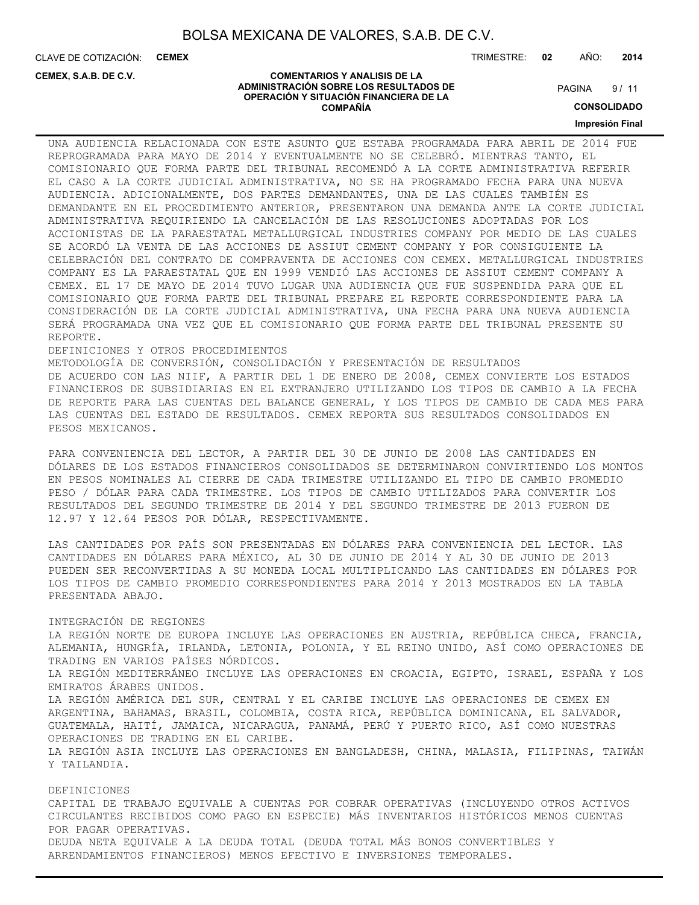UNA AUDIENCIA RELACIONADA CON ESTE ASUNTO QUE ESTABA PROGRAMADA PARA ABRIL DE 2014 FUE REPROGRAMADA PARA MAYO DE 2014 Y EVENTUALMENTE NO SE CELEBRÓ. MIENTRAS TANTO, EL COMISIONARIO QUE FORMA PARTE DEL TRIBUNAL RECOMENDÓ A LA CORTE ADMINISTRATIVA REFERIR EL CASO A LA CORTE JUDICIAL ADMINISTRATIVA, NO SE HA PROGRAMADO FECHA PARA UNA NUEVA AUDIENCIA. ADICIONALMENTE, DOS PARTES DEMANDANTES, UNA DE LAS CUALES TAMBIÉN ES DEMANDANTE EN EL PROCEDIMIENTO ANTERIOR, PRESENTARON UNA DEMANDA ANTE LA CORTE JUDICIAL ADMINISTRATIVA REQUIRIENDO LA CANCELACIÓN DE LAS RESOLUCIONES ADOPTADAS POR LOS ACCIONISTAS DE LA PARAESTATAL METALLURGICAL INDUSTRIES COMPANY POR MEDIO DE LAS CUALES SE ACORDÓ LA VENTA DE LAS ACCIONES DE ASSIUT CEMENT COMPANY Y POR CONSIGUIENTE LA CELEBRACIÓN DEL CONTRATO DE COMPRAVENTA DE ACCIONES CON CEMEX. METALLURGICAL INDUSTRIES COMPANY ES LA PARAESTATAL QUE EN 1999 VENDIÓ LAS ACCIONES DE ASSIUT CEMENT COMPANY A CEMEX. EL 17 DE MAYO DE 2014 TUVO LUGAR UNA AUDIENCIA QUE FUE SUSPENDIDA PARA QUE EL COMISIONARIO QUE FORMA PARTE DEL TRIBUNAL PREPARE EL REPORTE CORRESPONDIENTE PARA LA CONSIDERACIÓN DE LA CORTE JUDICIAL ADMINISTRATIVA, UNA FECHA PARA UNA NUEVA AUDIENCIA SERÁ PROGRAMADA UNA VEZ QUE EL COMISIONARIO QUE FORMA PARTE DEL TRIBUNAL PRESENTE SU REPORTE.

DEFINICIONES Y OTROS PROCEDIMIENTOS

METODOLOGÍA DE CONVERSIÓN, CONSOLIDACIÓN Y PRESENTACIÓN DE RESULTADOS

DE ACUERDO CON LAS NIIF, A PARTIR DEL 1 DE ENERO DE 2008, CEMEX CONVIERTE LOS ESTADOS FINANCIEROS DE SUBSIDIARIAS EN EL EXTRANJERO UTILIZANDO LOS TIPOS DE CAMBIO A LA FECHA DE REPORTE PARA LAS CUENTAS DEL BALANCE GENERAL, Y LOS TIPOS DE CAMBIO DE CADA MES PARA LAS CUENTAS DEL ESTADO DE RESULTADOS. CEMEX REPORTA SUS RESULTADOS CONSOLIDADOS EN PESOS MEXICANOS.

PARA CONVENIENCIA DEL LECTOR, A PARTIR DEL 30 DE JUNIO DE 2008 LAS CANTIDADES EN DÓLARES DE LOS ESTADOS FINANCIEROS CONSOLIDADOS SE DETERMINARON CONVIRTIENDO LOS MONTOS EN PESOS NOMINALES AL CIERRE DE CADA TRIMESTRE UTILIZANDO EL TIPO DE CAMBIO PROMEDIO PESO / DÓLAR PARA CADA TRIMESTRE. LOS TIPOS DE CAMBIO UTILIZADOS PARA CONVERTIR LOS RESULTADOS DEL SEGUNDO TRIMESTRE DE 2014 Y DEL SEGUNDO TRIMESTRE DE 2013 FUERON DE 12.97 Y 12.64 PESOS POR DÓLAR, RESPECTIVAMENTE.

LAS CANTIDADES POR PAÍS SON PRESENTADAS EN DÓLARES PARA CONVENIENCIA DEL LECTOR. LAS CANTIDADES EN DÓLARES PARA MÉXICO, AL 30 DE JUNIO DE 2014 Y AL 30 DE JUNIO DE 2013 PUEDEN SER RECONVERTIDAS A SU MONEDA LOCAL MULTIPLICANDO LAS CANTIDADES EN DÓLARES POR LOS TIPOS DE CAMBIO PROMEDIO CORRESPONDIENTES PARA 2014 Y 2013 MOSTRADOS EN LA TABLA PRESENTADA ABAJO.

INTEGRACIÓN DE REGIONES

LA REGIÓN NORTE DE EUROPA INCLUYE LAS OPERACIONES EN AUSTRIA, REPÚBLICA CHECA, FRANCIA, ALEMANIA, HUNGRÍA, IRLANDA, LETONIA, POLONIA, Y EL REINO UNIDO, ASÍ COMO OPERACIONES DE TRADING EN VARIOS PAÍSES NÓRDICOS.

LA REGIÓN MEDITERRÁNEO INCLUYE LAS OPERACIONES EN CROACIA, EGIPTO, ISRAEL, ESPAÑA Y LOS EMIRATOS ÁRABES UNIDOS.

LA REGIÓN AMÉRICA DEL SUR, CENTRAL Y EL CARIBE INCLUYE LAS OPERACIONES DE CEMEX EN ARGENTINA, BAHAMAS, BRASIL, COLOMBIA, COSTA RICA, REPÚBLICA DOMINICANA, EL SALVADOR, GUATEMALA, HAITÍ, JAMAICA, NICARAGUA, PANAMÁ, PERÚ Y PUERTO RICO, ASÍ COMO NUESTRAS OPERACIONES DE TRADING EN EL CARIBE.

LA REGIÓN ASIA INCLUYE LAS OPERACIONES EN BANGLADESH, CHINA, MALASIA, FILIPINAS, TAIWÁN Y TAILANDIA.

DEFINICIONES

CAPITAL DE TRABAJO EQUIVALE A CUENTAS POR COBRAR OPERATIVAS (INCLUYENDO OTROS ACTIVOS CIRCULANTES RECIBIDOS COMO PAGO EN ESPECIE) MÁS INVENTARIOS HISTÓRICOS MENOS CUENTAS POR PAGAR OPERATIVAS.

DEUDA NETA EQUIVALE A LA DEUDA TOTAL (DEUDA TOTAL MÁS BONOS CONVERTIBLES Y ARRENDAMIENTOS FINANCIEROS) MENOS EFECTIVO E INVERSIONES TEMPORALES.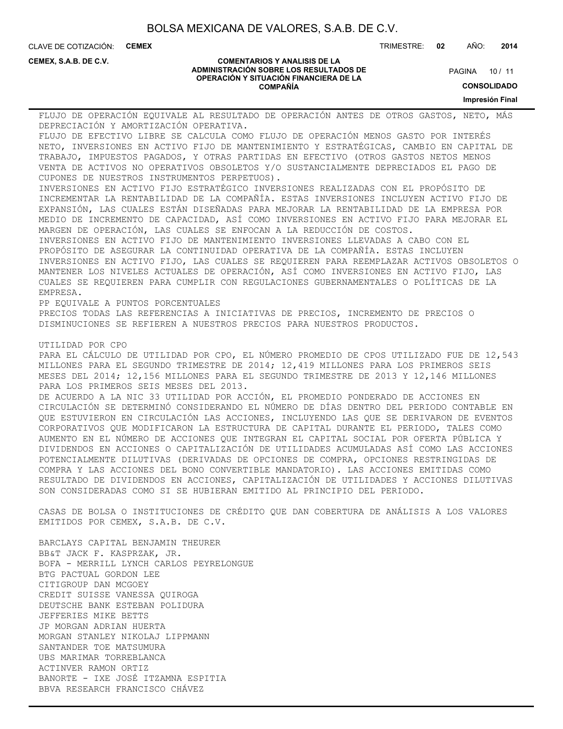FLUJO DE OPERACIÓN EQUIVALE AL RESULTADO DE OPERACIÓN ANTES DE OTROS GASTOS, NETO, MÁS DEPRECIACIÓN Y AMORTIZACIÓN OPERATIVA.

FLUJO DE EFECTIVO LIBRE SE CALCULA COMO FLUJO DE OPERACIÓN MENOS GASTO POR INTERÉS NETO, INVERSIONES EN ACTIVO FIJO DE MANTENIMIENTO Y ESTRATÉGICAS, CAMBIO EN CAPITAL DE TRABAJO, IMPUESTOS PAGADOS, Y OTRAS PARTIDAS EN EFECTIVO (OTROS GASTOS NETOS MENOS VENTA DE ACTIVOS NO OPERATIVOS OBSOLETOS Y/O SUSTANCIALMENTE DEPRECIADOS EL PAGO DE CUPONES DE NUESTROS INSTRUMENTOS PERPETUOS).

INVERSIONES EN ACTIVO FIJO ESTRATÉGICO INVERSIONES REALIZADAS CON EL PROPÓSITO DE INCREMENTAR LA RENTABILIDAD DE LA COMPAÑÍA. ESTAS INVERSIONES INCLUYEN ACTIVO FIJO DE EXPANSIÓN, LAS CUALES ESTÁN DISEÑADAS PARA MEJORAR LA RENTABILIDAD DE LA EMPRESA POR MEDIO DE INCREMENTO DE CAPACIDAD, ASÍ COMO INVERSIONES EN ACTIVO FIJO PARA MEJORAR EL MARGEN DE OPERACIÓN, LAS CUALES SE ENFOCAN A LA REDUCCIÓN DE COSTOS.

INVERSIONES EN ACTIVO FIJO DE MANTENIMIENTO INVERSIONES LLEVADAS A CABO CON EL PROPÓSITO DE ASEGURAR LA CONTINUIDAD OPERATIVA DE LA COMPAÑÍA. ESTAS INCLUYEN INVERSIONES EN ACTIVO FIJO, LAS CUALES SE REQUIEREN PARA REEMPLAZAR ACTIVOS OBSOLETOS O MANTENER LOS NIVELES ACTUALES DE OPERACIÓN, ASÍ COMO INVERSIONES EN ACTIVO FIJO, LAS CUALES SE REQUIEREN PARA CUMPLIR CON REGULACIONES GUBERNAMENTALES O POLÍTICAS DE LA EMPRESA.

PP EQUIVALE A PUNTOS PORCENTUALES

PRECIOS TODAS LAS REFERENCIAS A INICIATIVAS DE PRECIOS, INCREMENTO DE PRECIOS O DISMINUCIONES SE REFIEREN A NUESTROS PRECIOS PARA NUESTROS PRODUCTOS.

UTILIDAD POR CPO

PARA EL CÁLCULO DE UTILIDAD POR CPO, EL NÚMERO PROMEDIO DE CPOS UTILIZADO FUE DE 12,543 MILLONES PARA EL SEGUNDO TRIMESTRE DE 2014; 12,419 MILLONES PARA LOS PRIMEROS SEIS MESES DEL 2014; 12,156 MILLONES PARA EL SEGUNDO TRIMESTRE DE 2013 Y 12,146 MILLONES PARA LOS PRIMEROS SEIS MESES DEL 2013.

DE ACUERDO A LA NIC 33 UTILIDAD POR ACCIÓN, EL PROMEDIO PONDERADO DE ACCIONES EN CIRCULACIÓN SE DETERMINÓ CONSIDERANDO EL NÚMERO DE DÍAS DENTRO DEL PERIODO CONTABLE EN QUE ESTUVIERON EN CIRCULACIÓN LAS ACCIONES, INCLUYENDO LAS QUE SE DERIVARON DE EVENTOS CORPORATIVOS QUE MODIFICARON LA ESTRUCTURA DE CAPITAL DURANTE EL PERIODO, TALES COMO AUMENTO EN EL NÚMERO DE ACCIONES QUE INTEGRAN EL CAPITAL SOCIAL POR OFERTA PÚBLICA Y DIVIDENDOS EN ACCIONES O CAPITALIZACIÓN DE UTILIDADES ACUMULADAS ASÍ COMO LAS ACCIONES POTENCIALMENTE DILUTIVAS (DERIVADAS DE OPCIONES DE COMPRA, OPCIONES RESTRINGIDAS DE COMPRA Y LAS ACCIONES DEL BONO CONVERTIBLE MANDATORIO). LAS ACCIONES EMITIDAS COMO RESULTADO DE DIVIDENDOS EN ACCIONES, CAPITALIZACIÓN DE UTILIDADES Y ACCIONES DILUTIVAS SON CONSIDERADAS COMO SI SE HUBIERAN EMITIDO AL PRINCIPIO DEL PERIODO.

CASAS DE BOLSA O INSTITUCIONES DE CRÉDITO QUE DAN COBERTURA DE ANÁLISIS A LOS VALORES EMITIDOS POR CEMEX, S.A.B. DE C.V.

BARCLAYS CAPITAL BENJAMIN THEURER
BB&T JACK F. KASPRZAK, JR.
BOFA - MERRILL LYNCH CARLOS PEYRELONGUE
BTG PACTUAL GORDON LEE
CITIGROUP DAN MCGOEY
CREDIT SUISSE VANESSA QUIROGA
DEUTSCHE BANK ESTEBAN POLIDURA
JEFFERIES MIKE BETTS
JP MORGAN ADRIAN HUERTA
MORGAN STANLEY NIKOLAJ LIPPMANN
SANTANDER TOE MATSUMURA
UBS MARIMAR TORREBLANCA
ACTINVER RAMON ORTIZ
BANORTE - IXE JOSÉ ITZAMNA ESPITIA
BBVA RESEARCH FRANCISCO CHÁVEZ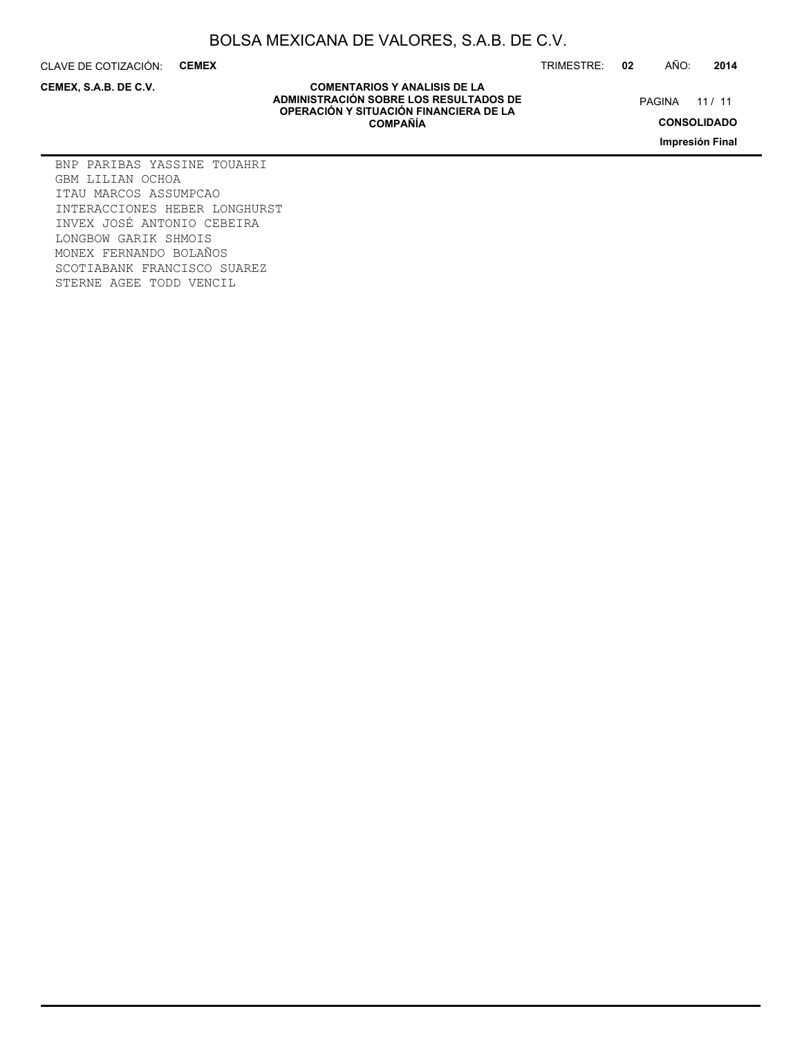BNP PARIBAS YASSINE TOUAHRI
GBM LILIAN OCHOA
ITAU MARCOS ASSUMPCAO
INTERACCIONES HEBER LONGHURST
INVEX JOSÉ ANTONIO CEBEIRA
LONGBOW GARIK SHMOIS
MONEX FERNANDO BOLAÑOS
SCOTIABANK FRANCISCO SUAREZ
STERNE AGEE TODD VENCIL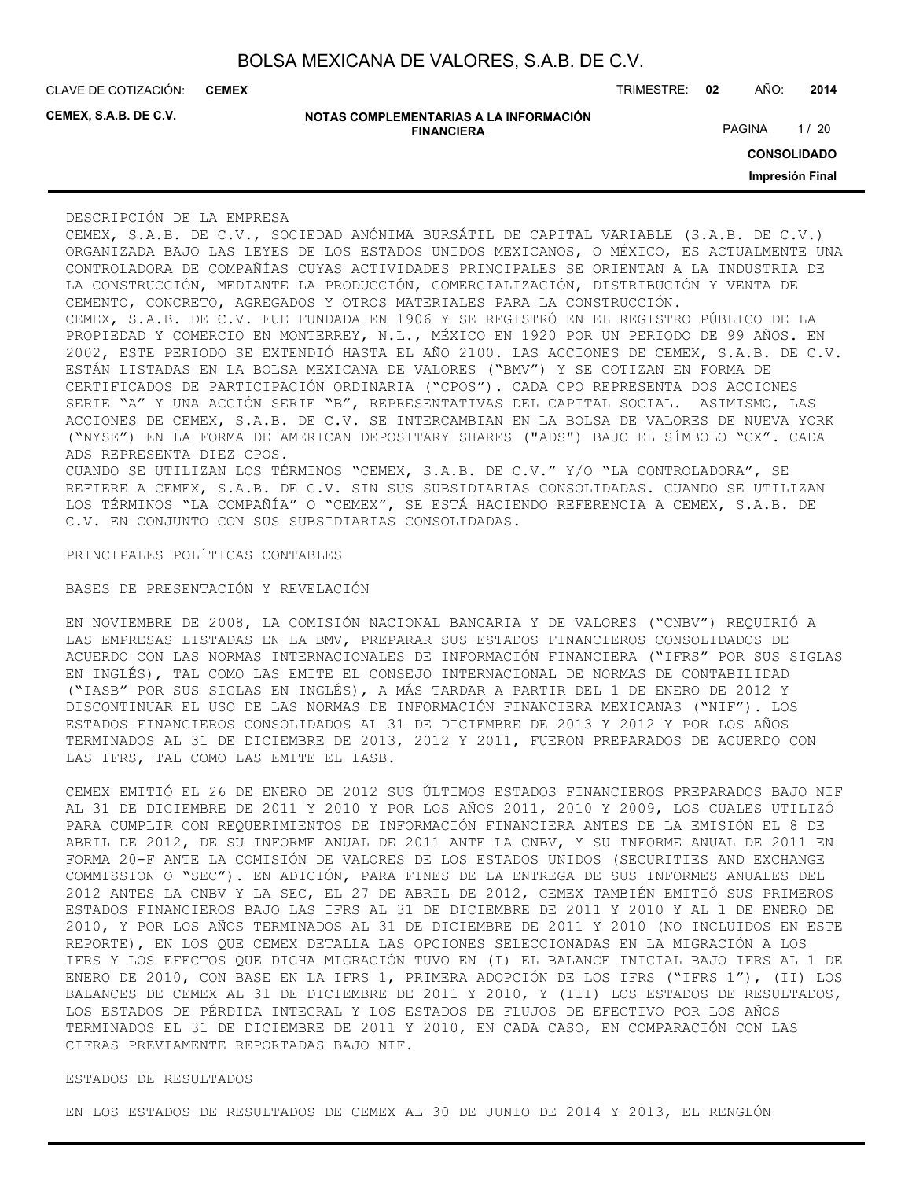## DESCRIPCIÓN DE LA EMPRESA

CEMEX, S.A.B. DE C.V., SOCIEDAD ANÓNIMA BURSÁTIL DE CAPITAL VARIABLE (S.A.B. DE C.V.) ORGANIZADA BAJO LAS LEYES DE LOS ESTADOS UNIDOS MEXICANOS, O MÉXICO, ES ACTUALMENTE UNA CONTROLADORA DE COMPAÑÍAS CUYAS ACTIVIDADES PRINCIPALES SE ORIENTAN A LA INDUSTRIA DE LA CONSTRUCCIÓN, MEDIANTE LA PRODUCCIÓN, COMERCIALIZACIÓN, DISTRIBUCIÓN Y VENTA DE CEMENTO, CONCRETO, AGREGADOS Y OTROS MATERIALES PARA LA CONSTRUCCIÓN.

CEMEX, S.A.B. DE C.V. FUE FUNDADA EN 1906 Y SE REGISTRÓ EN EL REGISTRO PÚBLICO DE LA PROPIEDAD Y COMERCIO EN MONTERREY, N.L., MÉXICO EN 1920 POR UN PERIODO DE 99 AÑOS. EN 2002, ESTE PERIODO SE EXTENDIÓ HASTA EL AÑO 2100. LAS ACCIONES DE CEMEX, S.A.B. DE C.V. ESTÁN LISTADAS EN LA BOLSA MEXICANA DE VALORES ("BMV") Y SE COTIZAN EN FORMA DE CERTIFICADOS DE PARTICIPACIÓN ORDINARIA ("CPOS"). CADA CPO REPRESENTA DOS ACCIONES SERIE "A" Y UNA ACCIÓN SERIE "B", REPRESENTATIVAS DEL CAPITAL SOCIAL. ASIMISMO, LAS ACCIONES DE CEMEX, S.A.B. DE C.V. SE INTERCAMBIAN EN LA BOLSA DE VALORES DE NUEVA YORK ("NYSE") EN LA FORMA DE AMERICAN DEPOSITARY SHARES ("ADS") BAJO EL SÍMBOLO "CX". CADA ADS REPRESENTA DIEZ CPOS.

CUANDO SE UTILIZAN LOS TÉRMINOS "CEMEX, S.A.B. DE C.V." Y/O "LA CONTROLADORA", SE REFIERE A CEMEX, S.A.B. DE C.V. SIN SUS SUBSIDIARIAS CONSOLIDADAS. CUANDO SE UTILIZAN LOS TÉRMINOS "LA COMPAÑÍA" O "CEMEX", SE ESTÁ HACIENDO REFERENCIA A CEMEX, S.A.B. DE C.V. EN CONJUNTO CON SUS SUBSIDIARIAS CONSOLIDADAS.

## PRINCIPALES POLÍTICAS CONTABLES

### BASES DE PRESENTACIÓN Y REVELACIÓN

EN NOVIEMBRE DE 2008, LA COMISIÓN NACIONAL BANCARIA Y DE VALORES ("CNBV") REQUIRIÓ A LAS EMPRESAS LISTADAS EN LA BMV, PREPARAR SUS ESTADOS FINANCIEROS CONSOLIDADOS DE ACUERDO CON LAS NORMAS INTERNACIONALES DE INFORMACIÓN FINANCIERA ("IFRS" POR SUS SIGLAS EN INGLÉS), TAL COMO LAS EMITE EL CONSEJO INTERNACIONAL DE NORMAS DE CONTABILIDAD ("IASB" POR SUS SIGLAS EN INGLÉS), A MÁS TARDAR A PARTIR DEL 1 DE ENERO DE 2012 Y DISCONTINUAR EL USO DE LAS NORMAS DE INFORMACIÓN FINANCIERA MEXICANAS ("NIF"). LOS ESTADOS FINANCIEROS CONSOLIDADOS AL 31 DE DICIEMBRE DE 2013 Y 2012 Y POR LOS AÑOS TERMINADOS AL 31 DE DICIEMBRE DE 2013, 2012 Y 2011, FUERON PREPARADOS DE ACUERDO CON LAS IFRS, TAL COMO LAS EMITE EL IASB.

CEMEX EMITIÓ EL 26 DE ENERO DE 2012 SUS ÚLTIMOS ESTADOS FINANCIEROS PREPARADOS BAJO NIF AL 31 DE DICIEMBRE DE 2011 Y 2010 Y POR LOS AÑOS 2011, 2010 Y 2009, LOS CUALES UTILIZÓ PARA CUMPLIR CON REQUERIMIENTOS DE INFORMACIÓN FINANCIERA ANTES DE LA EMISIÓN EL 8 DE ABRIL DE 2012, DE SU INFORME ANUAL DE 2011 ANTE LA CNBV, Y SU INFORME ANUAL DE 2011 EN FORMA 20-F ANTE LA COMISIÓN DE VALORES DE LOS ESTADOS UNIDOS (SECURITIES AND EXCHANGE COMMISSION O "SEC"). EN ADICIÓN, PARA FINES DE LA ENTREGA DE SUS INFORMES ANUALES DEL 2012 ANTES LA CNBV Y LA SEC, EL 27 DE ABRIL DE 2012, CEMEX TAMBIÉN EMITIÓ SUS PRIMEROS ESTADOS FINANCIEROS BAJO LAS IFRS AL 31 DE DICIEMBRE DE 2011 Y 2010 Y AL 1 DE ENERO DE 2010, Y POR LOS AÑOS TERMINADOS AL 31 DE DICIEMBRE DE 2011 Y 2010 (NO INCLUIDOS EN ESTE REPORTE), EN LOS QUE CEMEX DETALLA LAS OPCIONES SELECCIONADAS EN LA MIGRACIÓN A LOS IFRS Y LOS EFECTOS QUE DICHA MIGRACIÓN TUVO EN (I) EL BALANCE INICIAL BAJO IFRS AL 1 DE ENERO DE 2010, CON BASE EN LA IFRS 1, PRIMERA ADOPCIÓN DE LOS IFRS ("IFRS 1"), (II) LOS BALANCES DE CEMEX AL 31 DE DICIEMBRE DE 2011 Y 2010, Y (III) LOS ESTADOS DE RESULTADOS, LOS ESTADOS DE PÉRDIDA INTEGRAL Y LOS ESTADOS DE FLUJOS DE EFECTIVO POR LOS AÑOS TERMINADOS EL 31 DE DICIEMBRE DE 2011 Y 2010, EN CADA CASO, EN COMPARACIÓN CON LAS CIFRAS PREVIAMENTE REPORTADAS BAJO NIF.

### ESTADOS DE RESULTADOS

EN LOS ESTADOS DE RESULTADOS DE CEMEX AL 30 DE JUNIO DE 2014 Y 2013, EL RENGLÓN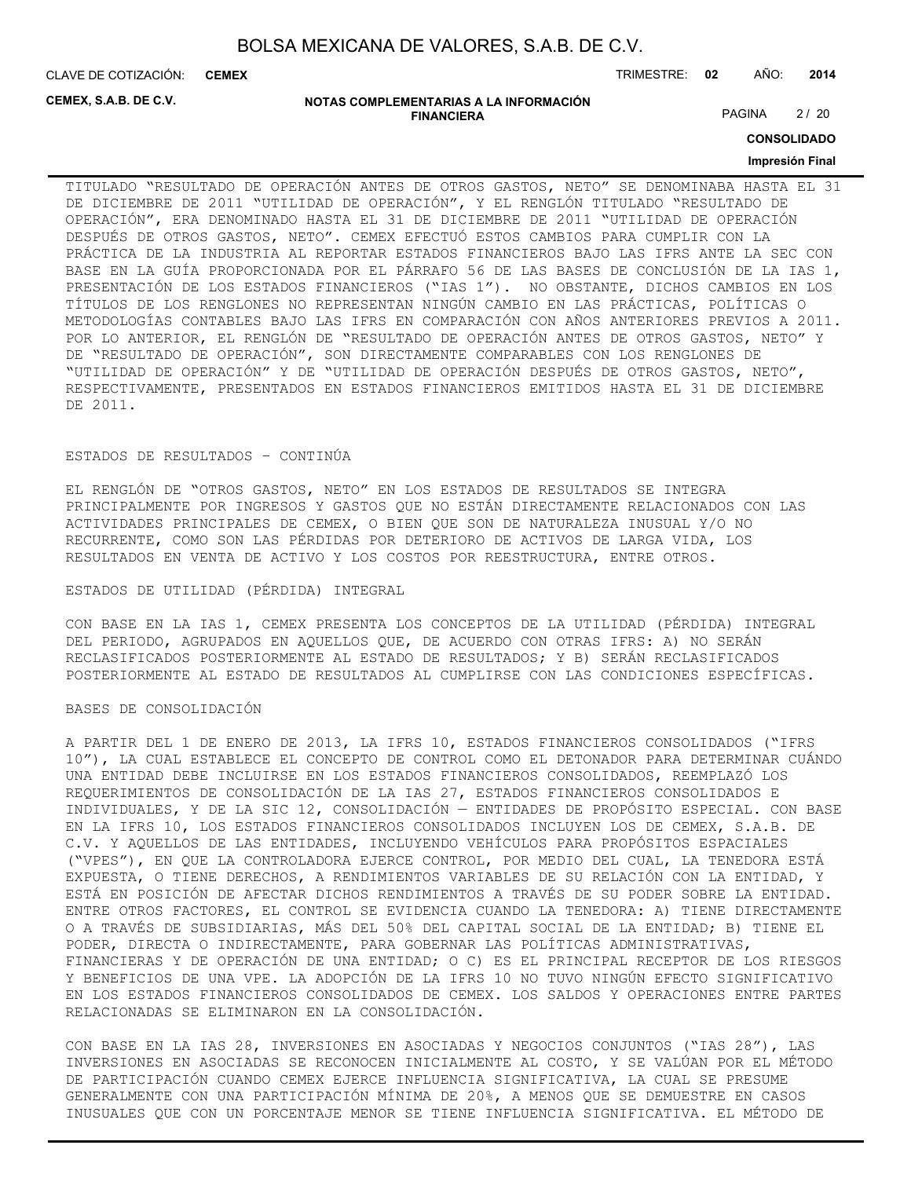TITULADO “RESULTADO DE OPERACIÓN ANTES DE OTROS GASTOS, NETO” SE DENOMINABA HASTA EL 31 DE DICIEMBRE DE 2011 “UTILIDAD DE OPERACIÓN”, Y EL RENGLÓN TITULADO “RESULTADO DE OPERACIÓN”, ERA DENOMINADO HASTA EL 31 DE DICIEMBRE DE 2011 “UTILIDAD DE OPERACIÓN DESPUÉS DE OTROS GASTOS, NETO”. CEMEX EFECTUÓ ESTOS CAMBIOS PARA CUMPLIR CON LA PRÁCTICA DE LA INDUSTRIA AL REPORTAR ESTADOS FINANCIEROS BAJO LAS IFRS ANTE LA SEC CON BASE EN LA GUÍA PROPORCIONADA POR EL PÁRRAFO 56 DE LAS BASES DE CONCLUSIÓN DE LA IAS 1, PRESENTACIÓN DE LOS ESTADOS FINANCIEROS (“IAS 1”). NO OBSTANTE, DICHOS CAMBIOS EN LOS TÍTULOS DE LOS RENGLONES NO REPRESENTAN NINGÚN CAMBIO EN LAS PRÁCTICAS, POLÍTICAS O METODOLOGÍAS CONTABLES BAJO LAS IFRS EN COMPARACIÓN CON AÑOS ANTERIORES PREVIOS A 2011. POR LO ANTERIOR, EL RENGLÓN DE “RESULTADO DE OPERACIÓN ANTES DE OTROS GASTOS, NETO” Y DE “RESULTADO DE OPERACIÓN”, SON DIRECTAMENTE COMPARABLES CON LOS RENGLONES DE “UTILIDAD DE OPERACIÓN” Y DE “UTILIDAD DE OPERACIÓN DESPUÉS DE OTROS GASTOS, NETO”, RESPECTIVAMENTE, PRESENTADOS EN ESTADOS FINANCIEROS EMITIDOS HASTA EL 31 DE DICIEMBRE DE 2011.

ESTADOS DE RESULTADOS – CONTINÚA

EL RENGLÓN DE “OTROS GASTOS, NETO” EN LOS ESTADOS DE RESULTADOS SE INTEGRA PRINCIPALMENTE POR INGRESOS Y GASTOS QUE NO ESTÁN DIRECTAMENTE RELACIONADOS CON LAS ACTIVIDADES PRINCIPALES DE CEMEX, O BIEN QUE SON DE NATURALEZA INUSUAL Y/O NO RECURRENTE, COMO SON LAS PÉRDIDAS POR DETERIORO DE ACTIVOS DE LARGA VIDA, LOS RESULTADOS EN VENTA DE ACTIVO Y LOS COSTOS POR REESTRUCTURA, ENTRE OTROS.

ESTADOS DE UTILIDAD (PÉRDIDA) INTEGRAL

CON BASE EN LA IAS 1, CEMEX PRESENTA LOS CONCEPTOS DE LA UTILIDAD (PÉRDIDA) INTEGRAL DEL PERIODO, AGRUPADOS EN AQUELLOS QUE, DE ACUERDO CON OTRAS IFRS: A) NO SERÁN RECLASIFICADOS POSTERIORMENTE AL ESTADO DE RESULTADOS; Y B) SERÁN RECLASIFICADOS POSTERIORMENTE AL ESTADO DE RESULTADOS AL CUMPLIRSE CON LAS CONDICIONES ESPECÍFICAS.

BASES DE CONSOLIDACIÓN

A PARTIR DEL 1 DE ENERO DE 2013, LA IFRS 10, ESTADOS FINANCIEROS CONSOLIDADOS (“IFRS 10”), LA CUAL ESTABLECE EL CONCEPTO DE CONTROL COMO EL DETONADOR PARA DETERMINAR CUÁNDO UNA ENTIDAD DEBE INCLUIRSE EN LOS ESTADOS FINANCIEROS CONSOLIDADOS, REEMPLAZÓ LOS REQUERIMIENTOS DE CONSOLIDACIÓN DE LA IAS 27, ESTADOS FINANCIEROS CONSOLIDADOS E INDIVIDUALES, Y DE LA SIC 12, CONSOLIDACIÓN — ENTIDADES DE PROPÓSITO ESPECIAL. CON BASE EN LA IFRS 10, LOS ESTADOS FINANCIEROS CONSOLIDADOS INCLUYEN LOS DE CEMEX, S.A.B. DE C.V. Y AQUELLOS DE LAS ENTIDADES, INCLUYENDO VEHÍCULOS PARA PROPÓSITOS ESPACIALES (“VPES”), EN QUE LA CONTROLADORA EJERCE CONTROL, POR MEDIO DEL CUAL, LA TENEDORA ESTÁ EXPUESTA, O TIENE DERECHOS, A RENDIMIENTOS VARIABLES DE SU RELACIÓN CON LA ENTIDAD, Y ESTÁ EN POSICIÓN DE AFECTAR DICHOS RENDIMIENTOS A TRAVÉS DE SU PODER SOBRE LA ENTIDAD. ENTRE OTROS FACTORES, EL CONTROL SE EVIDENCIA CUANDO LA TENEDORA: A) TIENE DIRECTAMENTE O A TRAVÉS DE SUBSIDIARIAS, MÁS DEL 50% DEL CAPITAL SOCIAL DE LA ENTIDAD; B) TIENE EL PODER, DIRECTA O INDIRECTAMENTE, PARA GOBERNAR LAS POLÍTICAS ADMINISTRATIVAS, FINANCIERAS Y DE OPERACIÓN DE UNA ENTIDAD; O C) ES EL PRINCIPAL RECEPTOR DE LOS RIESGOS Y BENEFICIOS DE UNA VPE. LA ADOPCIÓN DE LA IFRS 10 NO TUVO NINGÚN EFECTO SIGNIFICATIVO EN LOS ESTADOS FINANCIEROS CONSOLIDADOS DE CEMEX. LOS SALDOS Y OPERACIONES ENTRE PARTES RELACIONADAS SE ELIMINARON EN LA CONSOLIDACIÓN.

CON BASE EN LA IAS 28, INVERSIONES EN ASOCIADAS Y NEGOCIOS CONJUNTOS (“IAS 28”), LAS INVERSIONES EN ASOCIADAS SE RECONOCEN INICIALMENTE AL COSTO, Y SE VALÚAN POR EL MÉTODO DE PARTICIPACIÓN CUANDO CEMEX EJERCE INFLUENCIA SIGNIFICATIVA, LA CUAL SE PRESUME GENERALMENTE CON UNA PARTICIPACIÓN MÍNIMA DE 20%, A MENOS QUE SE DEMUESTRE EN CASOS INUSUALES QUE CON UN PORCENTAJE MENOR SE TIENE INFLUENCIA SIGNIFICATIVA. EL MÉTODO DE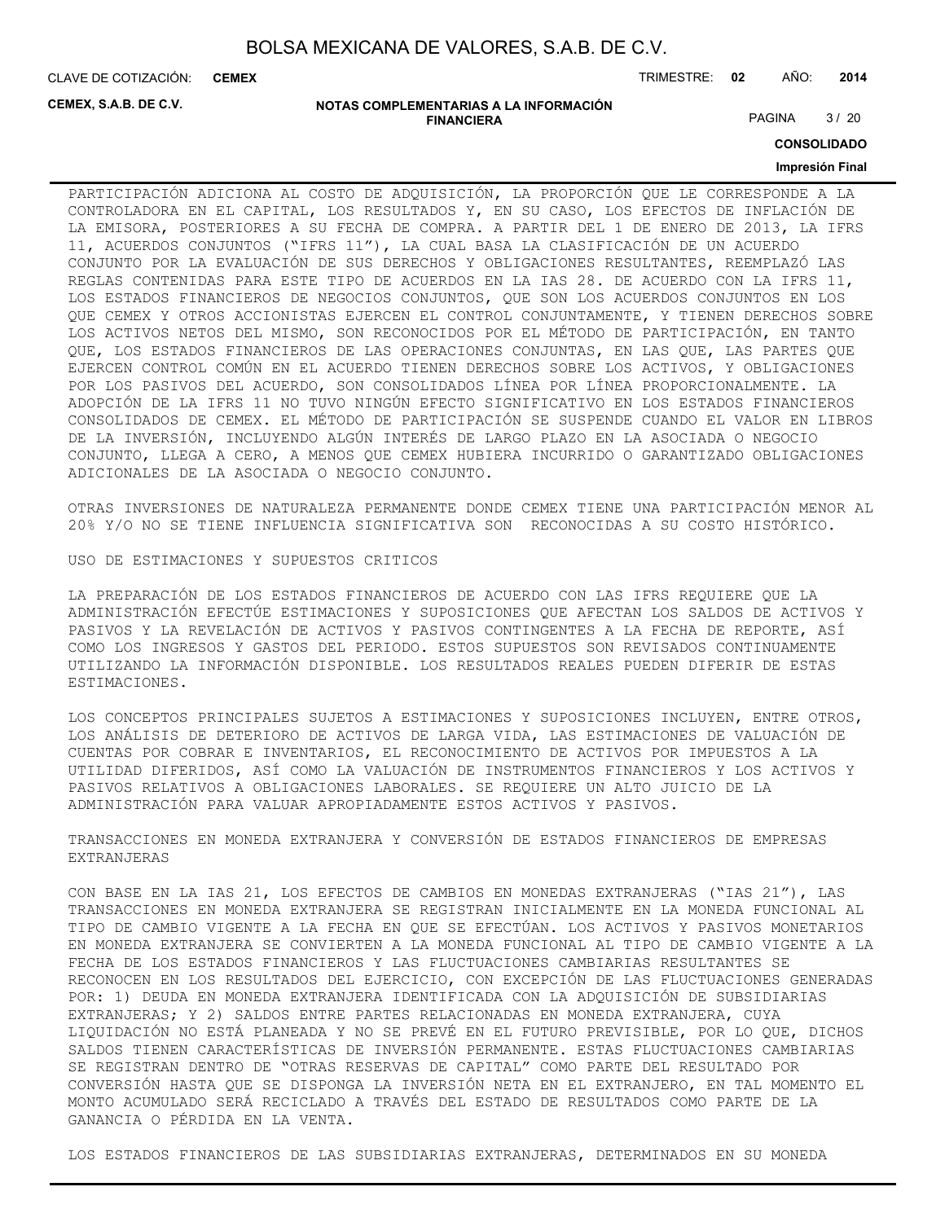PARTICIPACIÓN ADICIONA AL COSTO DE ADQUISICIÓN, LA PROPORCIÓN QUE LE CORRESPONDE A LA CONTROLADORA EN EL CAPITAL, LOS RESULTADOS Y, EN SU CASO, LOS EFECTOS DE INFLACIÓN DE LA EMISORA, POSTERIORES A SU FECHA DE COMPRA. A PARTIR DEL 1 DE ENERO DE 2013, LA IFRS 11, ACUERDOS CONJUNTOS ("IFRS 11"), LA CUAL BASA LA CLASIFICACIÓN DE UN ACUERDO CONJUNTO POR LA EVALUACIÓN DE SUS DERECHOS Y OBLIGACIONES RESULTANTES, REEMPLAZÓ LAS REGLAS CONTENIDAS PARA ESTE TIPO DE ACUERDOS EN LA IAS 28. DE ACUERDO CON LA IFRS 11, LOS ESTADOS FINANCIEROS DE NEGOCIOS CONJUNTOS, QUE SON LOS ACUERDOS CONJUNTOS EN LOS QUE CEMEX Y OTROS ACCIONISTAS EJERCEN EL CONTROL CONJUNTAMENTE, Y TIENEN DERECHOS SOBRE LOS ACTIVOS NETOS DEL MISMO, SON RECONOCIDOS POR EL MÉTODO DE PARTICIPACIÓN, EN TANTO QUE, LOS ESTADOS FINANCIEROS DE LAS OPERACIONES CONJUNTAS, EN LAS QUE, LAS PARTES QUE EJERCEN CONTROL COMÚN EN EL ACUERDO TIENEN DERECHOS SOBRE LOS ACTIVOS, Y OBLIGACIONES POR LOS PASIVOS DEL ACUERDO, SON CONSOLIDADOS LÍNEA POR LÍNEA PROPORCIONALMENTE. LA ADOPCIÓN DE LA IFRS 11 NO TUVO NINGÚN EFECTO SIGNIFICATIVO EN LOS ESTADOS FINANCIEROS CONSOLIDADOS DE CEMEX. EL MÉTODO DE PARTICIPACIÓN SE SUSPENDE CUANDO EL VALOR EN LIBROS DE LA INVERSIÓN, INCLUYENDO ALGÚN INTERÉS DE LARGO PLAZO EN LA ASOCIADA O NEGOCIO CONJUNTO, LLEGA A CERO, A MENOS QUE CEMEX HUBIERA INCURRIDO O GARANTIZADO OBLIGACIONES ADICIONALES DE LA ASOCIADA O NEGOCIO CONJUNTO.

OTRAS INVERSIONES DE NATURALEZA PERMANENTE DONDE CEMEX TIENE UNA PARTICIPACIÓN MENOR AL 20% Y/O NO SE TIENE INFLUENCIA SIGNIFICATIVA SON RECONOCIDAS A SU COSTO HISTÓRICO.

USO DE ESTIMACIONES Y SUPUESTOS CRITICOS

LA PREPARACIÓN DE LOS ESTADOS FINANCIEROS DE ACUERDO CON LAS IFRS REQUIERE QUE LA ADMINISTRACIÓN EFECTÚE ESTIMACIONES Y SUPOSICIONES QUE AFECTAN LOS SALDOS DE ACTIVOS Y PASIVOS Y LA REVELACIÓN DE ACTIVOS Y PASIVOS CONTINGENTES A LA FECHA DE REPORTE, ASÍ COMO LOS INGRESOS Y GASTOS DEL PERIODO. ESTOS SUPUESTOS SON REVISADOS CONTINUAMENTE UTILIZANDO LA INFORMACIÓN DISPONIBLE. LOS RESULTADOS REALES PUEDEN DIFERIR DE ESTAS ESTIMACIONES.

LOS CONCEPTOS PRINCIPALES SUJETOS A ESTIMACIONES Y SUPOSICIONES INCLUYEN, ENTRE OTROS, LOS ANÁLISIS DE DETERIORO DE ACTIVOS DE LARGA VIDA, LAS ESTIMACIONES DE VALUACIÓN DE CUENTAS POR COBRAR E INVENTARIOS, EL RECONOCIMIENTO DE ACTIVOS POR IMPUESTOS A LA UTILIDAD DIFERIDOS, ASÍ COMO LA VALUACIÓN DE INSTRUMENTOS FINANCIEROS Y LOS ACTIVOS Y PASIVOS RELATIVOS A OBLIGACIONES LABORALES. SE REQUIERE UN ALTO JUICIO DE LA ADMINISTRACIÓN PARA VALUAR APROPIADAMENTE ESTOS ACTIVOS Y PASIVOS.

TRANSACCIONES EN MONEDA EXTRANJERA Y CONVERSIÓN DE ESTADOS FINANCIEROS DE EMPRESAS EXTRANJERAS

CON BASE EN LA IAS 21, LOS EFECTOS DE CAMBIOS EN MONEDAS EXTRANJERAS ("IAS 21"), LAS TRANSACCIONES EN MONEDA EXTRANJERA SE REGISTRAN INICIALMENTE EN LA MONEDA FUNCIONAL AL TIPO DE CAMBIO VIGENTE A LA FECHA EN QUE SE EFECTÚAN. LOS ACTIVOS Y PASIVOS MONETARIOS EN MONEDA EXTRANJERA SE CONVIERTEN A LA MONEDA FUNCIONAL AL TIPO DE CAMBIO VIGENTE A LA FECHA DE LOS ESTADOS FINANCIEROS Y LAS FLUCTUACIONES CAMBIARIAS RESULTANTES SE RECONOCEN EN LOS RESULTADOS DEL EJERCICIO, CON EXCEPCIÓN DE LAS FLUCTUACIONES GENERADAS POR: 1) DEUDA EN MONEDA EXTRANJERA IDENTIFICADA CON LA ADQUISICIÓN DE SUBSIDIARIAS EXTRANJERAS; Y 2) SALDOS ENTRE PARTES RELACIONADAS EN MONEDA EXTRANJERA, CUYA LIQUIDACIÓN NO ESTÁ PLANEADA Y NO SE PREVÉ EN EL FUTURO PREVISIBLE, POR LO QUE, DICHOS SALDOS TIENEN CARACTERÍSTICAS DE INVERSIÓN PERMANENTE. ESTAS FLUCTUACIONES CAMBIARIAS SE REGISTRAN DENTRO DE "OTRAS RESERVAS DE CAPITAL" COMO PARTE DEL RESULTADO POR CONVERSIÓN HASTA QUE SE DISPONGA LA INVERSIÓN NETA EN EL EXTRANJERO, EN TAL MOMENTO EL MONTO ACUMULADO SERÁ RECICLADO A TRAVÉS DEL ESTADO DE RESULTADOS COMO PARTE DE LA GANANCIA O PÉRDIDA EN LA VENTA.

LOS ESTADOS FINANCIEROS DE LAS SUBSIDIARIAS EXTRANJERAS, DETERMINADOS EN SU MONEDA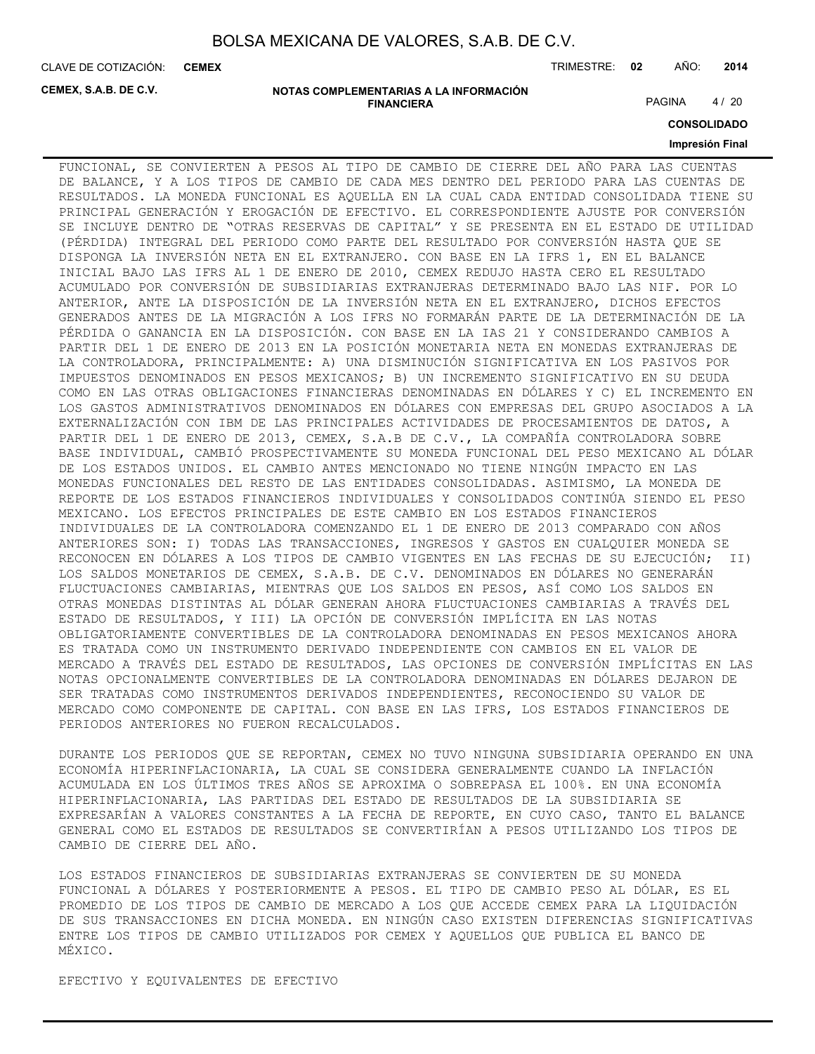FUNCIONAL, SE CONVIERTEN A PESOS AL TIPO DE CAMBIO DE CIERRE DEL AÑO PARA LAS CUENTAS DE BALANCE, Y A LOS TIPOS DE CAMBIO DE CADA MES DENTRO DEL PERIODO PARA LAS CUENTAS DE RESULTADOS. LA MONEDA FUNCIONAL ES AQUELLA EN LA CUAL CADA ENTIDAD CONSOLIDADA TIENE SU PRINCIPAL GENERACIÓN Y EROGACIÓN DE EFECTIVO. EL CORRESPONDIENTE AJUSTE POR CONVERSIÓN SE INCLUYE DENTRO DE "OTRAS RESERVAS DE CAPITAL" Y SE PRESENTA EN EL ESTADO DE UTILIDAD (PÉRDIDA) INTEGRAL DEL PERIODO COMO PARTE DEL RESULTADO POR CONVERSIÓN HASTA QUE SE DISPONGA LA INVERSIÓN NETA EN EL EXTRANJERO. CON BASE EN LA IFRS 1, EN EL BALANCE INICIAL BAJO LAS IFRS AL 1 DE ENERO DE 2010, CEMEX REDUJO HASTA CERO EL RESULTADO ACUMULADO POR CONVERSIÓN DE SUBSIDIARIAS EXTRANJERAS DETERMINADO BAJO LAS NIF. POR LO ANTERIOR, ANTE LA DISPOSICIÓN DE LA INVERSIÓN NETA EN EL EXTRANJERO, DICHOS EFECTOS GENERADOS ANTES DE LA MIGRACIÓN A LOS IFRS NO FORMARÁN PARTE DE LA DETERMINACIÓN DE LA PÉRDIDA O GANANCIA EN LA DISPOSICIÓN. CON BASE EN LA IAS 21 Y CONSIDERANDO CAMBIOS A PARTIR DEL 1 DE ENERO DE 2013 EN LA POSICIÓN MONETARIA NETA EN MONEDAS EXTRANJERAS DE LA CONTROLADORA, PRINCIPALMENTE: A) UNA DISMINUCIÓN SIGNIFICATIVA EN LOS PASIVOS POR IMPUESTOS DENOMINADOS EN PESOS MEXICANOS; B) UN INCREMENTO SIGNIFICATIVO EN SU DEUDA COMO EN LAS OTRAS OBLIGACIONES FINANCIERAS DENOMINADAS EN DÓLARES Y C) EL INCREMENTO EN LOS GASTOS ADMINISTRATIVOS DENOMINADOS EN DÓLARES CON EMPRESAS DEL GRUPO ASOCIADOS A LA EXTERNALIZACIÓN CON IBM DE LAS PRINCIPALES ACTIVIDADES DE PROCESAMIENTOS DE DATOS, A PARTIR DEL 1 DE ENERO DE 2013, CEMEX, S.A.B DE C.V., LA COMPAÑÍA CONTROLADORA SOBRE BASE INDIVIDUAL, CAMBIÓ PROSPECTIVAMENTE SU MONEDA FUNCIONAL DEL PESO MEXICANO AL DÓLAR DE LOS ESTADOS UNIDOS. EL CAMBIO ANTES MENCIONADO NO TIENE NINGÚN IMPACTO EN LAS MONEDAS FUNCIONALES DEL RESTO DE LAS ENTIDADES CONSOLIDADAS. ASIMISMO, LA MONEDA DE REPORTE DE LOS ESTADOS FINANCIEROS INDIVIDUALES Y CONSOLIDADOS CONTINÚA SIENDO EL PESO MEXICANO. LOS EFECTOS PRINCIPALES DE ESTE CAMBIO EN LOS ESTADOS FINANCIEROS INDIVIDUALES DE LA CONTROLADORA COMENZANDO EL 1 DE ENERO DE 2013 COMPARADO CON AÑOS ANTERIORES SON: I) TODAS LAS TRANSACCIONES, INGRESOS Y GASTOS EN CUALQUIER MONEDA SE RECONOCEN EN DÓLARES A LOS TIPOS DE CAMBIO VIGENTES EN LAS FECHAS DE SU EJECUCIÓN; II) LOS SALDOS MONETARIOS DE CEMEX, S.A.B. DE C.V. DENOMINADOS EN DÓLARES NO GENERARÁN FLUCTUACIONES CAMBIARIAS, MIENTRAS QUE LOS SALDOS EN PESOS, ASÍ COMO LOS SALDOS EN OTRAS MONEDAS DISTINTAS AL DÓLAR GENERAN AHORA FLUCTUACIONES CAMBIARIAS A TRAVÉS DEL ESTADO DE RESULTADOS, Y III) LA OPCIÓN DE CONVERSIÓN IMPLÍCITA EN LAS NOTAS OBLIGATORIAMENTE CONVERTIBLES DE LA CONTROLADORA DENOMINADAS EN PESOS MEXICANOS AHORA ES TRATADA COMO UN INSTRUMENTO DERIVADO INDEPENDIENTE CON CAMBIOS EN EL VALOR DE MERCADO A TRAVÉS DEL ESTADO DE RESULTADOS, LAS OPCIONES DE CONVERSIÓN IMPLÍCITAS EN LAS NOTAS OPCIONALMENTE CONVERTIBLES DE LA CONTROLADORA DENOMINADAS EN DÓLARES DEJARON DE SER TRATADAS COMO INSTRUMENTOS DERIVADOS INDEPENDIENTES, RECONOCIENDO SU VALOR DE MERCADO COMO COMPONENTE DE CAPITAL. CON BASE EN LAS IFRS, LOS ESTADOS FINANCIEROS DE PERIODOS ANTERIORES NO FUERON RECALCULADOS.

DURANTE LOS PERIODOS QUE SE REPORTAN, CEMEX NO TUVO NINGUNA SUBSIDIARIA OPERANDO EN UNA ECONOMÍA HIPERINFLACIONARIA, LA CUAL SE CONSIDERA GENERALMENTE CUANDO LA INFLACIÓN ACUMULADA EN LOS ÚLTIMOS TRES AÑOS SE APROXIMA O SOBREPASA EL 100%. EN UNA ECONOMÍA HIPERINFLACIONARIA, LAS PARTIDAS DEL ESTADO DE RESULTADOS DE LA SUBSIDIARIA SE EXPRESARÍAN A VALORES CONSTANTES A LA FECHA DE REPORTE, EN CUYO CASO, TANTO EL BALANCE GENERAL COMO EL ESTADOS DE RESULTADOS SE CONVERTIRÍAN A PESOS UTILIZANDO LOS TIPOS DE CAMBIO DE CIERRE DEL AÑO.

LOS ESTADOS FINANCIEROS DE SUBSIDIARIAS EXTRANJERAS SE CONVIERTEN DE SU MONEDA FUNCIONAL A DÓLARES Y POSTERIORMENTE A PESOS. EL TIPO DE CAMBIO PESO AL DÓLAR, ES EL PROMEDIO DE LOS TIPOS DE CAMBIO DE MERCADO A LOS QUE ACCEDE CEMEX PARA LA LIQUIDACIÓN DE SUS TRANSACCIONES EN DICHA MONEDA. EN NINGÚN CASO EXISTEN DIFERENCIAS SIGNIFICATIVAS ENTRE LOS TIPOS DE CAMBIO UTILIZADOS POR CEMEX Y AQUELLOS QUE PUBLICA EL BANCO DE MÉXICO.

EFECTIVO Y EQUIVALENTES DE EFECTIVO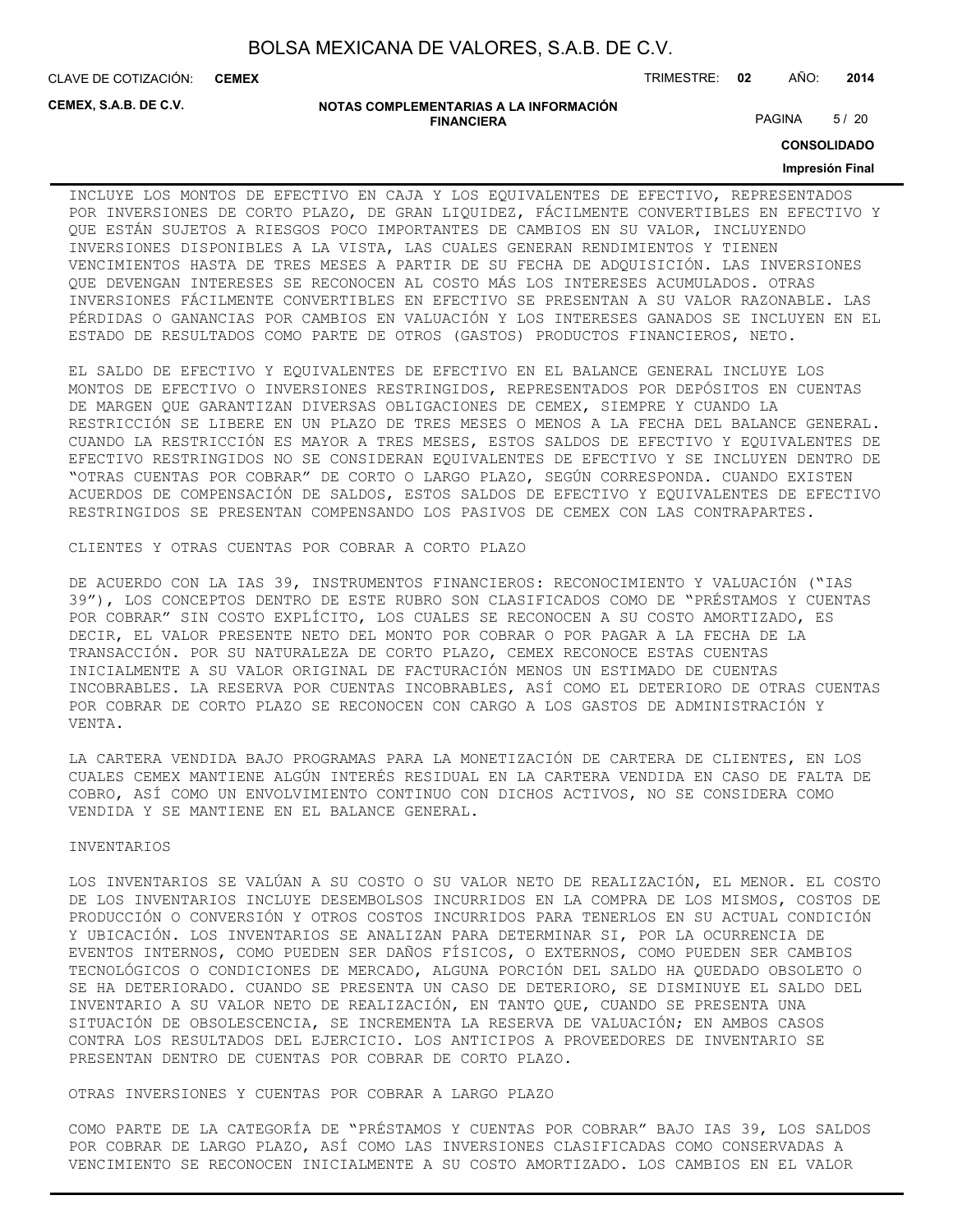INCLUYE LOS MONTOS DE EFECTIVO EN CAJA Y LOS EQUIVALENTES DE EFECTIVO, REPRESENTADOS POR INVERSIONES DE CORTO PLAZO, DE GRAN LIQUIDEZ, FÁCILMENTE CONVERTIBLES EN EFECTIVO Y QUE ESTÁN SUJETOS A RIESGOS POCO IMPORTANTES DE CAMBIOS EN SU VALOR, INCLUYENDO INVERSIONES DISPONIBLES A LA VISTA, LAS CUALES GENERAN RENDIMIENTOS Y TIENEN VENCIMIENTOS HASTA DE TRES MESES A PARTIR DE SU FECHA DE ADQUISICIÓN. LAS INVERSIONES QUE DEVENGAN INTERESES SE RECONOCEN AL COSTO MÁS LOS INTERESES ACUMULADOS. OTRAS INVERSIONES FÁCILMENTE CONVERTIBLES EN EFECTIVO SE PRESENTAN A SU VALOR RAZONABLE. LAS PÉRDIDAS O GANANCIAS POR CAMBIOS EN VALUACIÓN Y LOS INTERESES GANADOS SE INCLUYEN EN EL ESTADO DE RESULTADOS COMO PARTE DE OTROS (GASTOS) PRODUCTOS FINANCIEROS, NETO.

EL SALDO DE EFECTIVO Y EQUIVALENTES DE EFECTIVO EN EL BALANCE GENERAL INCLUYE LOS MONTOS DE EFECTIVO O INVERSIONES RESTRINGIDOS, REPRESENTADOS POR DEPÓSITOS EN CUENTAS DE MARGEN QUE GARANTIZAN DIVERSAS OBLIGACIONES DE CEMEX, SIEMPRE Y CUANDO LA RESTRICCIÓN SE LIBERE EN UN PLAZO DE TRES MESES O MENOS A LA FECHA DEL BALANCE GENERAL. CUANDO LA RESTRICCIÓN ES MAYOR A TRES MESES, ESTOS SALDOS DE EFECTIVO Y EQUIVALENTES DE EFECTIVO RESTRINGIDOS NO SE CONSIDERAN EQUIVALENTES DE EFECTIVO Y SE INCLUYEN DENTRO DE "OTRAS CUENTAS POR COBRAR" DE CORTO O LARGO PLAZO, SEGÚN CORRESPONDA. CUANDO EXISTEN ACUERDOS DE COMPENSACIÓN DE SALDOS, ESTOS SALDOS DE EFECTIVO Y EQUIVALENTES DE EFECTIVO RESTRINGIDOS SE PRESENTAN COMPENSANDO LOS PASIVOS DE CEMEX CON LAS CONTRAPARTES.

CLIENTES Y OTRAS CUENTAS POR COBRAR A CORTO PLAZO

DE ACUERDO CON LA IAS 39, INSTRUMENTOS FINANCIEROS: RECONOCIMIENTO Y VALUACIÓN ("IAS 39"), LOS CONCEPTOS DENTRO DE ESTE RUBRO SON CLASIFICADOS COMO DE "PRÉSTAMOS Y CUENTAS POR COBRAR" SIN COSTO EXPLÍCITO, LOS CUALES SE RECONOCEN A SU COSTO AMORTIZADO, ES DECIR, EL VALOR PRESENTE NETO DEL MONTO POR COBRAR O POR PAGAR A LA FECHA DE LA TRANSACCIÓN. POR SU NATURALEZA DE CORTO PLAZO, CEMEX RECONOCE ESTAS CUENTAS INICIALMENTE A SU VALOR ORIGINAL DE FACTURACIÓN MENOS UN ESTIMADO DE CUENTAS INCOBRABLES. LA RESERVA POR CUENTAS INCOBRABLES, ASÍ COMO EL DETERIORO DE OTRAS CUENTAS POR COBRAR DE CORTO PLAZO SE RECONOCEN CON CARGO A LOS GASTOS DE ADMINISTRACIÓN Y VENTA.

LA CARTERA VENDIDA BAJO PROGRAMAS PARA LA MONETIZACIÓN DE CARTERA DE CLIENTES, EN LOS CUALES CEMEX MANTIENE ALGÚN INTERÉS RESIDUAL EN LA CARTERA VENDIDA EN CASO DE FALTA DE COBRO, ASÍ COMO UN ENVOLVIMIENTO CONTINUO CON DICHOS ACTIVOS, NO SE CONSIDERA COMO VENDIDA Y SE MANTIENE EN EL BALANCE GENERAL.

INVENTARIOS

LOS INVENTARIOS SE VALÚAN A SU COSTO O SU VALOR NETO DE REALIZACIÓN, EL MENOR. EL COSTO DE LOS INVENTARIOS INCLUYE DESEMBOLSOS INCURRIDOS EN LA COMPRA DE LOS MISMOS, COSTOS DE PRODUCCIÓN O CONVERSIÓN Y OTROS COSTOS INCURRIDOS PARA TENERLOS EN SU ACTUAL CONDICIÓN Y UBICACIÓN. LOS INVENTARIOS SE ANALIZAN PARA DETERMINAR SI, POR LA OCURRENCIA DE EVENTOS INTERNOS, COMO PUEDEN SER DAÑOS FÍSICOS, O EXTERNOS, COMO PUEDEN SER CAMBIOS TECNOLÓGICOS O CONDICIONES DE MERCADO, ALGUNA PORCIÓN DEL SALDO HA QUEDADO OBSOLETO O SE HA DETERIORADO. CUANDO SE PRESENTA UN CASO DE DETERIORO, SE DISMINUYE EL SALDO DEL INVENTARIO A SU VALOR NETO DE REALIZACIÓN, EN TANTO QUE, CUANDO SE PRESENTA UNA SITUACIÓN DE OBSOLESCENCIA, SE INCREMENTA LA RESERVA DE VALUACIÓN; EN AMBOS CASOS CONTRA LOS RESULTADOS DEL EJERCICIO. LOS ANTICIPOS A PROVEEDORES DE INVENTARIO SE PRESENTAN DENTRO DE CUENTAS POR COBRAR DE CORTO PLAZO.

OTRAS INVERSIONES Y CUENTAS POR COBRAR A LARGO PLAZO

COMO PARTE DE LA CATEGORÍA DE "PRÉSTAMOS Y CUENTAS POR COBRAR" BAJO IAS 39, LOS SALDOS POR COBRAR DE LARGO PLAZO, ASÍ COMO LAS INVERSIONES CLASIFICADAS COMO CONSERVADAS A VENCIMIENTO SE RECONOCEN INICIALMENTE A SU COSTO AMORTIZADO. LOS CAMBIOS EN EL VALOR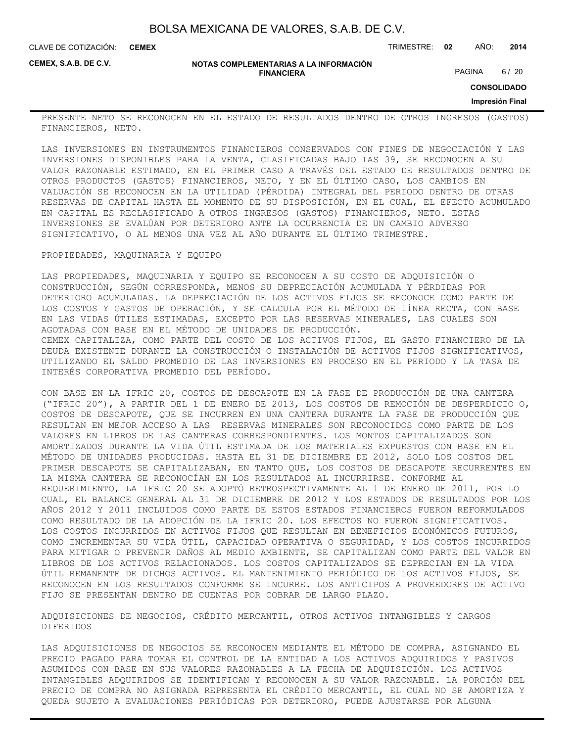PRESENTE NETO SE RECONOCEN EN EL ESTADO DE RESULTADOS DENTRO DE OTROS INGRESOS (GASTOS) FINANCIEROS, NETO.

LAS INVERSIONES EN INSTRUMENTOS FINANCIEROS CONSERVADOS CON FINES DE NEGOCIACIÓN Y LAS INVERSIONES DISPONIBLES PARA LA VENTA, CLASIFICADAS BAJO IAS 39, SE RECONOCEN A SU VALOR RAZONABLE ESTIMADO, EN EL PRIMER CASO A TRAVÉS DEL ESTADO DE RESULTADOS DENTRO DE OTROS PRODUCTOS (GASTOS) FINANCIEROS, NETO, Y EN EL ÚLTIMO CASO, LOS CAMBIOS EN VALUACIÓN SE RECONOCEN EN LA UTILIDAD (PÉRDIDA) INTEGRAL DEL PERIODO DENTRO DE OTRAS RESERVAS DE CAPITAL HASTA EL MOMENTO DE SU DISPOSICIÓN, EN EL CUAL, EL EFECTO ACUMULADO EN CAPITAL ES RECLASIFICADO A OTROS INGRESOS (GASTOS) FINANCIEROS, NETO. ESTAS INVERSIONES SE EVALÚAN POR DETERIORO ANTE LA OCURRENCIA DE UN CAMBIO ADVERSO SIGNIFICATIVO, O AL MENOS UNA VEZ AL AÑO DURANTE EL ÚLTIMO TRIMESTRE.

PROPIEDADES, MAQUINARIA Y EQUIPO

LAS PROPIEDADES, MAQUINARIA Y EQUIPO SE RECONOCEN A SU COSTO DE ADQUISICIÓN O CONSTRUCCIÓN, SEGÚN CORRESPONDA, MENOS SU DEPRECIACIÓN ACUMULADA Y PÉRDIDAS POR DETERIORO ACUMULADAS. LA DEPRECIACIÓN DE LOS ACTIVOS FIJOS SE RECONOCE COMO PARTE DE LOS COSTOS Y GASTOS DE OPERACIÓN, Y SE CALCULA POR EL MÉTODO DE LÍNEA RECTA, CON BASE EN LAS VIDAS ÚTILES ESTIMADAS, EXCEPTO POR LAS RESERVAS MINERALES, LAS CUALES SON AGOTADAS CON BASE EN EL MÉTODO DE UNIDADES DE PRODUCCIÓN.
CEMEX CAPITALIZA, COMO PARTE DEL COSTO DE LOS ACTIVOS FIJOS, EL GASTO FINANCIERO DE LA DEUDA EXISTENTE DURANTE LA CONSTRUCCIÓN O INSTALACIÓN DE ACTIVOS FIJOS SIGNIFICATIVOS, UTILIZANDO EL SALDO PROMEDIO DE LAS INVERSIONES EN PROCESO EN EL PERIODO Y LA TASA DE INTERÉS CORPORATIVA PROMEDIO DEL PERÍODO.

CON BASE EN LA IFRIC 20, COSTOS DE DESCAPOTE EN LA FASE DE PRODUCCIÓN DE UNA CANTERA ("IFRIC 20"), A PARTIR DEL 1 DE ENERO DE 2013, LOS COSTOS DE REMOCIÓN DE DESPERDICIO O, COSTOS DE DESCAPOTE, QUE SE INCURREN EN UNA CANTERA DURANTE LA FASE DE PRODUCCIÓN QUE RESULTAN EN MEJOR ACCESO A LAS RESERVAS MINERALES SON RECONOCIDOS COMO PARTE DE LOS VALORES EN LIBROS DE LAS CANTERAS CORRESPONDIENTES. LOS MONTOS CAPITALIZADOS SON AMORTIZADOS DURANTE LA VIDA ÚTIL ESTIMADA DE LOS MATERIALES EXPUESTOS CON BASE EN EL MÉTODO DE UNIDADES PRODUCIDAS. HASTA EL 31 DE DICIEMBRE DE 2012, SOLO LOS COSTOS DEL PRIMER DESCAPOTE SE CAPITALIZABAN, EN TANTO QUE, LOS COSTOS DE DESCAPOTE RECURRENTES EN LA MISMA CANTERA SE RECONOCÍAN EN LOS RESULTADOS AL INCURRIRSE. CONFORME AL REQUERIMIENTO, LA IFRIC 20 SE ADOPTÓ RETROSPECTIVAMENTE AL 1 DE ENERO DE 2011, POR LO CUAL, EL BALANCE GENERAL AL 31 DE DICIEMBRE DE 2012 Y LOS ESTADOS DE RESULTADOS POR LOS AÑOS 2012 Y 2011 INCLUIDOS COMO PARTE DE ESTOS ESTADOS FINANCIEROS FUERON REFORMULADOS COMO RESULTADO DE LA ADOPCIÓN DE LA IFRIC 20. LOS EFECTOS NO FUERON SIGNIFICATIVOS.
LOS COSTOS INCURRIDOS EN ACTIVOS FIJOS QUE RESULTAN EN BENEFICIOS ECONÓMICOS FUTUROS, COMO INCREMENTAR SU VIDA ÚTIL, CAPACIDAD OPERATIVA O SEGURIDAD, Y LOS COSTOS INCURRIDOS PARA MITIGAR O PREVENIR DAÑOS AL MEDIO AMBIENTE, SE CAPITALIZAN COMO PARTE DEL VALOR EN LIBROS DE LOS ACTIVOS RELACIONADOS. LOS COSTOS CAPITALIZADOS SE DEPRECIAN EN LA VIDA ÚTIL REMANENTE DE DICHOS ACTIVOS. EL MANTENIMIENTO PERIÓDICO DE LOS ACTIVOS FIJOS, SE RECONOCEN EN LOS RESULTADOS CONFORME SE INCURRE. LOS ANTICIPOS A PROVEEDORES DE ACTIVO FIJO SE PRESENTAN DENTRO DE CUENTAS POR COBRAR DE LARGO PLAZO.

ADQUISICIONES DE NEGOCIOS, CRÉDITO MERCANTIL, OTROS ACTIVOS INTANGIBLES Y CARGOS DIFERIDOS

LAS ADQUISICIONES DE NEGOCIOS SE RECONOCEN MEDIANTE EL MÉTODO DE COMPRA, ASIGNANDO EL PRECIO PAGADO PARA TOMAR EL CONTROL DE LA ENTIDAD A LOS ACTIVOS ADQUIRIDOS Y PASIVOS ASUMIDOS CON BASE EN SUS VALORES RAZONABLES A LA FECHA DE ADQUISICIÓN. LOS ACTIVOS INTANGIBLES ADQUIRIDOS SE IDENTIFICAN Y RECONOCEN A SU VALOR RAZONABLE. LA PORCIÓN DEL PRECIO DE COMPRA NO ASIGNADA REPRESENTA EL CRÉDITO MERCANTIL, EL CUAL NO SE AMORTIZA Y QUEDA SUJETO A EVALUACIONES PERIÓDICAS POR DETERIORO, PUEDE AJUSTARSE POR ALGUNA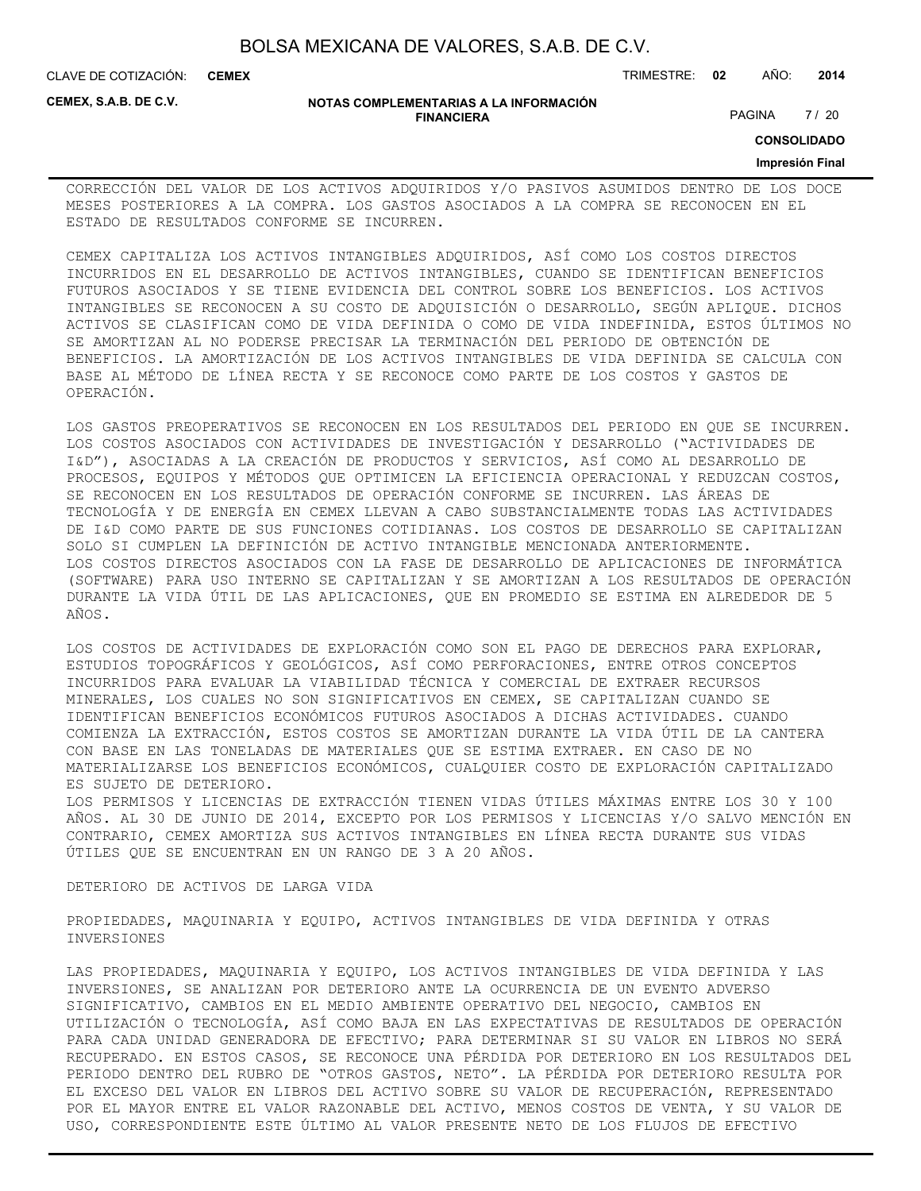CORRECCIÓN DEL VALOR DE LOS ACTIVOS ADQUIRIDOS Y/O PASIVOS ASUMIDOS DENTRO DE LOS DOCE MESES POSTERIORES A LA COMPRA. LOS GASTOS ASOCIADOS A LA COMPRA SE RECONOCEN EN EL ESTADO DE RESULTADOS CONFORME SE INCURREN.

CEMEX CAPITALIZA LOS ACTIVOS INTANGIBLES ADQUIRIDOS, ASÍ COMO LOS COSTOS DIRECTOS INCURRIDOS EN EL DESARROLLO DE ACTIVOS INTANGIBLES, CUANDO SE IDENTIFICAN BENEFICIOS FUTUROS ASOCIADOS Y SE TIENE EVIDENCIA DEL CONTROL SOBRE LOS BENEFICIOS. LOS ACTIVOS INTANGIBLES SE RECONOCEN A SU COSTO DE ADQUISICIÓN O DESARROLLO, SEGÚN APLIQUE. DICHOS ACTIVOS SE CLASIFICAN COMO DE VIDA DEFINIDA O COMO DE VIDA INDEFINIDA, ESTOS ÚLTIMOS NO SE AMORTIZAN AL NO PODERSE PRECISAR LA TERMINACIÓN DEL PERIODO DE OBTENCIÓN DE BENEFICIOS. LA AMORTIZACIÓN DE LOS ACTIVOS INTANGIBLES DE VIDA DEFINIDA SE CALCULA CON BASE AL MÉTODO DE LÍNEA RECTA Y SE RECONOCE COMO PARTE DE LOS COSTOS Y GASTOS DE OPERACIÓN.

LOS GASTOS PREOPERATIVOS SE RECONOCEN EN LOS RESULTADOS DEL PERIODO EN QUE SE INCURREN. LOS COSTOS ASOCIADOS CON ACTIVIDADES DE INVESTIGACIÓN Y DESARROLLO ("ACTIVIDADES DE I&D"), ASOCIADAS A LA CREACIÓN DE PRODUCTOS Y SERVICIOS, ASÍ COMO AL DESARROLLO DE PROCESOS, EQUIPOS Y MÉTODOS QUE OPTIMICEN LA EFICIENCIA OPERACIONAL Y REDUZCAN COSTOS, SE RECONOCEN EN LOS RESULTADOS DE OPERACIÓN CONFORME SE INCURREN. LAS ÁREAS DE TECNOLOGÍA Y DE ENERGÍA EN CEMEX LLEVAN A CABO SUBSTANCIALMENTE TODAS LAS ACTIVIDADES DE I&D COMO PARTE DE SUS FUNCIONES COTIDIANAS. LOS COSTOS DE DESARROLLO SE CAPITALIZAN SOLO SI CUMPLEN LA DEFINICIÓN DE ACTIVO INTANGIBLE MENCIONADA ANTERIORMENTE.
LOS COSTOS DIRECTOS ASOCIADOS CON LA FASE DE DESARROLLO DE APLICACIONES DE INFORMÁTICA (SOFTWARE) PARA USO INTERNO SE CAPITALIZAN Y SE AMORTIZAN A LOS RESULTADOS DE OPERACIÓN DURANTE LA VIDA ÚTIL DE LAS APLICACIONES, QUE EN PROMEDIO SE ESTIMA EN ALREDEDOR DE 5 AÑOS.

LOS COSTOS DE ACTIVIDADES DE EXPLORACIÓN COMO SON EL PAGO DE DERECHOS PARA EXPLORAR, ESTUDIOS TOPOGRÁFICOS Y GEOLÓGICOS, ASÍ COMO PERFORACIONES, ENTRE OTROS CONCEPTOS INCURRIDOS PARA EVALUAR LA VIABILIDAD TÉCNICA Y COMERCIAL DE EXTRAER RECURSOS MINERALES, LOS CUALES NO SON SIGNIFICATIVOS EN CEMEX, SE CAPITALIZAN CUANDO SE IDENTIFICAN BENEFICIOS ECONÓMICOS FUTUROS ASOCIADOS A DICHAS ACTIVIDADES. CUANDO COMIENZA LA EXTRACCIÓN, ESTOS COSTOS SE AMORTIZAN DURANTE LA VIDA ÚTIL DE LA CANTERA CON BASE EN LAS TONELADAS DE MATERIALES QUE SE ESTIMA EXTRAER. EN CASO DE NO MATERIALIZARSE LOS BENEFICIOS ECONÓMICOS, CUALQUIER COSTO DE EXPLORACIÓN CAPITALIZADO ES SUJETO DE DETERIORO.
LOS PERMISOS Y LICENCIAS DE EXTRACCIÓN TIENEN VIDAS ÚTILES MÁXIMAS ENTRE LOS 30 Y 100 AÑOS. AL 30 DE JUNIO DE 2014, EXCEPTO POR LOS PERMISOS Y LICENCIAS Y/O SALVO MENCIÓN EN CONTRARIO, CEMEX AMORTIZA SUS ACTIVOS INTANGIBLES EN LÍNEA RECTA DURANTE SUS VIDAS ÚTILES QUE SE ENCUENTRAN EN UN RANGO DE 3 A 20 AÑOS.

DETERIORO DE ACTIVOS DE LARGA VIDA

PROPIEDADES, MAQUINARIA Y EQUIPO, ACTIVOS INTANGIBLES DE VIDA DEFINIDA Y OTRAS INVERSIONES

LAS PROPIEDADES, MAQUINARIA Y EQUIPO, LOS ACTIVOS INTANGIBLES DE VIDA DEFINIDA Y LAS INVERSIONES, SE ANALIZAN POR DETERIORO ANTE LA OCURRENCIA DE UN EVENTO ADVERSO SIGNIFICATIVO, CAMBIOS EN EL MEDIO AMBIENTE OPERATIVO DEL NEGOCIO, CAMBIOS EN UTILIZACIÓN O TECNOLOGÍA, ASÍ COMO BAJA EN LAS EXPECTATIVAS DE RESULTADOS DE OPERACIÓN PARA CADA UNIDAD GENERADORA DE EFECTIVO; PARA DETERMINAR SI SU VALOR EN LIBROS NO SERÁ RECUPERADO. EN ESTOS CASOS, SE RECONOCE UNA PÉRDIDA POR DETERIORO EN LOS RESULTADOS DEL PERIODO DENTRO DEL RUBRO DE "OTROS GASTOS, NETO". LA PÉRDIDA POR DETERIORO RESULTA POR EL EXCESO DEL VALOR EN LIBROS DEL ACTIVO SOBRE SU VALOR DE RECUPERACIÓN, REPRESENTADO POR EL MAYOR ENTRE EL VALOR RAZONABLE DEL ACTIVO, MENOS COSTOS DE VENTA, Y SU VALOR DE USO, CORRESPONDIENTE ESTE ÚLTIMO AL VALOR PRESENTE NETO DE LOS FLUJOS DE EFECTIVO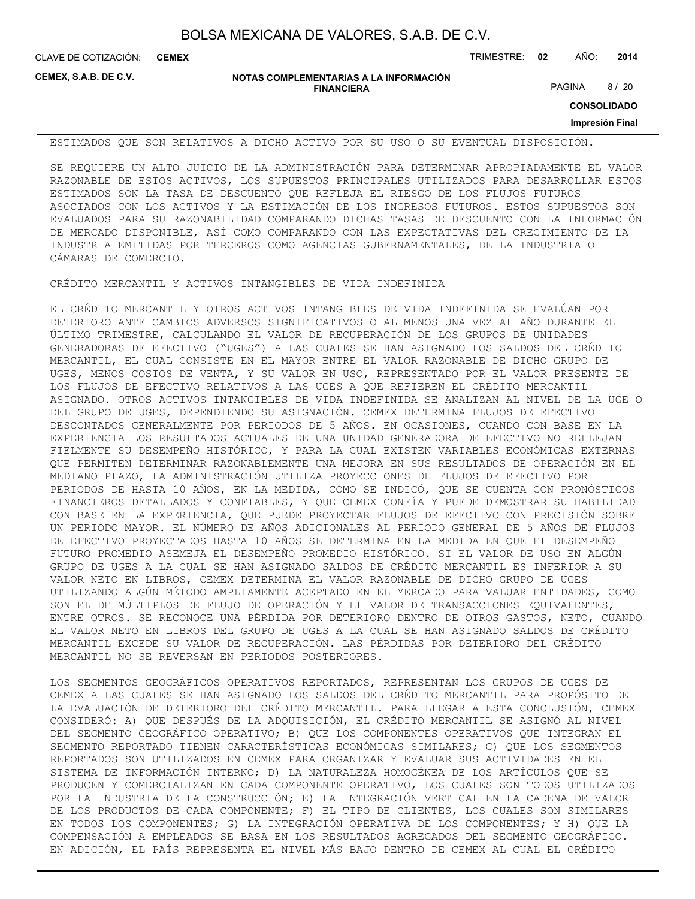ESTIMADOS QUE SON RELATIVOS A DICHO ACTIVO POR SU USO O SU EVENTUAL DISPOSICIÓN.

SE REQUIERE UN ALTO JUICIO DE LA ADMINISTRACIÓN PARA DETERMINAR APROPIADAMENTE EL VALOR RAZONABLE DE ESTOS ACTIVOS, LOS SUPUESTOS PRINCIPALES UTILIZADOS PARA DESARROLLAR ESTOS ESTIMADOS SON LA TASA DE DESCUENTO QUE REFLEJA EL RIESGO DE LOS FLUJOS FUTUROS ASOCIADOS CON LOS ACTIVOS Y LA ESTIMACIÓN DE LOS INGRESOS FUTUROS. ESTOS SUPUESTOS SON EVALUADOS PARA SU RAZONABILIDAD COMPARANDO DICHAS TASAS DE DESCUENTO CON LA INFORMACIÓN DE MERCADO DISPONIBLE, ASÍ COMO COMPARANDO CON LAS EXPECTATIVAS DEL CRECIMIENTO DE LA INDUSTRIA EMITIDAS POR TERCEROS COMO AGENCIAS GUBERNAMENTALES, DE LA INDUSTRIA O CÁMARAS DE COMERCIO.

CRÉDITO MERCANTIL Y ACTIVOS INTANGIBLES DE VIDA INDEFINIDA

EL CRÉDITO MERCANTIL Y OTROS ACTIVOS INTANGIBLES DE VIDA INDEFINIDA SE EVALÚAN POR DETERIORO ANTE CAMBIOS ADVERSOS SIGNIFICATIVOS O AL MENOS UNA VEZ AL AÑO DURANTE EL ÚLTIMO TRIMESTRE, CALCULANDO EL VALOR DE RECUPERACIÓN DE LOS GRUPOS DE UNIDADES GENERADORAS DE EFECTIVO ("UGES") A LAS CUALES SE HAN ASIGNADO LOS SALDOS DEL CRÉDITO MERCANTIL, EL CUAL CONSISTE EN EL MAYOR ENTRE EL VALOR RAZONABLE DE DICHO GRUPO DE UGES, MENOS COSTOS DE VENTA, Y SU VALOR EN USO, REPRESENTADO POR EL VALOR PRESENTE DE LOS FLUJOS DE EFECTIVO RELATIVOS A LAS UGES A QUE REFIEREN EL CRÉDITO MERCANTIL ASIGNADO. OTROS ACTIVOS INTANGIBLES DE VIDA INDEFINIDA SE ANALIZAN AL NIVEL DE LA UGE O DEL GRUPO DE UGES, DEPENDIENDO SU ASIGNACIÓN. CEMEX DETERMINA FLUJOS DE EFECTIVO DESCONTADOS GENERALMENTE POR PERIODOS DE 5 AÑOS. EN OCASIONES, CUANDO CON BASE EN LA EXPERIENCIA LOS RESULTADOS ACTUALES DE UNA UNIDAD GENERADORA DE EFECTIVO NO REFLEJAN FIELMENTE SU DESEMPEÑO HISTÓRICO, Y PARA LA CUAL EXISTEN VARIABLES ECONÓMICAS EXTERNAS QUE PERMITEN DETERMINAR RAZONABLEMENTE UNA MEJORA EN SUS RESULTADOS DE OPERACIÓN EN EL MEDIANO PLAZO, LA ADMINISTRACIÓN UTILIZA PROYECCIONES DE FLUJOS DE EFECTIVO POR PERIODOS DE HASTA 10 AÑOS, EN LA MEDIDA, COMO SE INDICÓ, QUE SE CUENTA CON PRONÓSTICOS FINANCIEROS DETALLADOS Y CONFIABLES, Y QUE CEMEX CONFÍA Y PUEDE DEMOSTRAR SU HABILIDAD CON BASE EN LA EXPERIENCIA, QUE PUEDE PROYECTAR FLUJOS DE EFECTIVO CON PRECISIÓN SOBRE UN PERIODO MAYOR. EL NÚMERO DE AÑOS ADICIONALES AL PERIODO GENERAL DE 5 AÑOS DE FLUJOS DE EFECTIVO PROYECTADOS HASTA 10 AÑOS SE DETERMINA EN LA MEDIDA EN QUE EL DESEMPEÑO FUTURO PROMEDIO ASEMEJA EL DESEMPEÑO PROMEDIO HISTÓRICO. SI EL VALOR DE USO EN ALGÚN GRUPO DE UGES A LA CUAL SE HAN ASIGNADO SALDOS DE CRÉDITO MERCANTIL ES INFERIOR A SU VALOR NETO EN LIBROS, CEMEX DETERMINA EL VALOR RAZONABLE DE DICHO GRUPO DE UGES UTILIZANDO ALGÚN MÉTODO AMPLIAMENTE ACEPTADO EN EL MERCADO PARA VALUAR ENTIDADES, COMO SON EL DE MÚLTIPLOS DE FLUJO DE OPERACIÓN Y EL VALOR DE TRANSACCIONES EQUIVALENTES, ENTRE OTROS. SE RECONOCE UNA PÉRDIDA POR DETERIORO DENTRO DE OTROS GASTOS, NETO, CUANDO EL VALOR NETO EN LIBROS DEL GRUPO DE UGES A LA CUAL SE HAN ASIGNADO SALDOS DE CRÉDITO MERCANTIL EXCEDE SU VALOR DE RECUPERACIÓN. LAS PÉRDIDAS POR DETERIORO DEL CRÉDITO MERCANTIL NO SE REVERSAN EN PERIODOS POSTERIORES.

LOS SEGMENTOS GEOGRÁFICOS OPERATIVOS REPORTADOS, REPRESENTAN LOS GRUPOS DE UGES DE CEMEX A LAS CUALES SE HAN ASIGNADO LOS SALDOS DEL CRÉDITO MERCANTIL PARA PROPÓSITO DE LA EVALUACIÓN DE DETERIORO DEL CRÉDITO MERCANTIL. PARA LLEGAR A ESTA CONCLUSIÓN, CEMEX CONSIDERÓ: A) QUE DESPUÉS DE LA ADQUISICIÓN, EL CRÉDITO MERCANTIL SE ASIGNÓ AL NIVEL DEL SEGMENTO GEOGRÁFICO OPERATIVO; B) QUE LOS COMPONENTES OPERATIVOS QUE INTEGRAN EL SEGMENTO REPORTADO TIENEN CARACTERÍSTICAS ECONÓMICAS SIMILARES; C) QUE LOS SEGMENTOS REPORTADOS SON UTILIZADOS EN CEMEX PARA ORGANIZAR Y EVALUAR SUS ACTIVIDADES EN EL SISTEMA DE INFORMACIÓN INTERNO; D) LA NATURALEZA HOMOGÉNEA DE LOS ARTÍCULOS QUE SE PRODUCEN Y COMERCIALIZAN EN CADA COMPONENTE OPERATIVO, LOS CUALES SON TODOS UTILIZADOS POR LA INDUSTRIA DE LA CONSTRUCCIÓN; E) LA INTEGRACIÓN VERTICAL EN LA CADENA DE VALOR DE LOS PRODUCTOS DE CADA COMPONENTE; F) EL TIPO DE CLIENTES, LOS CUALES SON SIMILARES EN TODOS LOS COMPONENTES; G) LA INTEGRACIÓN OPERATIVA DE LOS COMPONENTES; Y H) QUE LA COMPENSACIÓN A EMPLEADOS SE BASA EN LOS RESULTADOS AGREGADOS DEL SEGMENTO GEOGRÁFICO. EN ADICIÓN, EL PAÍS REPRESENTA EL NIVEL MÁS BAJO DENTRO DE CEMEX AL CUAL EL CRÉDITO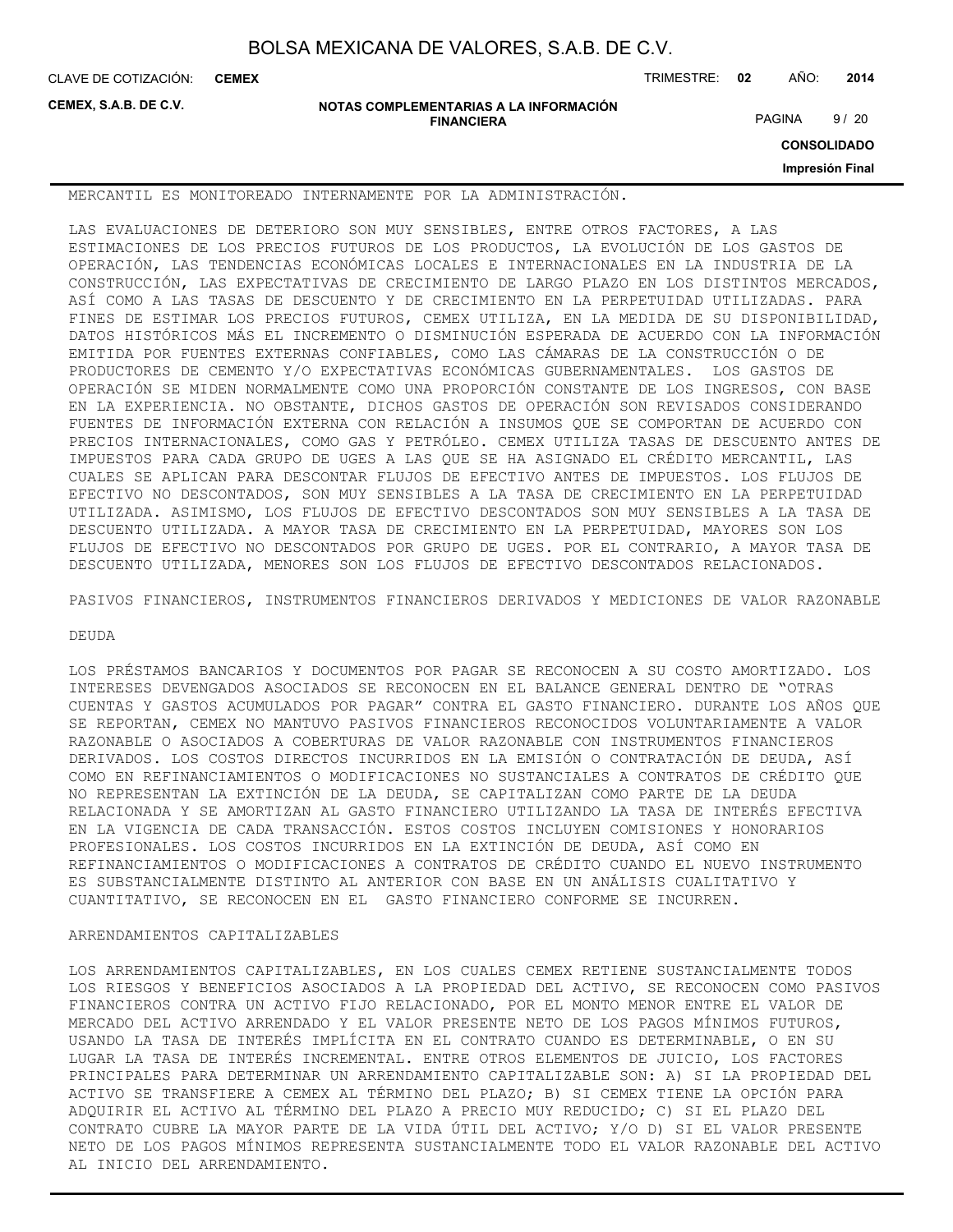MERCANTIL ES MONITOREADO INTERNAMENTE POR LA ADMINISTRACIÓN.

LAS EVALUACIONES DE DETERIORO SON MUY SENSIBLES, ENTRE OTROS FACTORES, A LAS ESTIMACIONES DE LOS PRECIOS FUTUROS DE LOS PRODUCTOS, LA EVOLUCIÓN DE LOS GASTOS DE OPERACIÓN, LAS TENDENCIAS ECONÓMICAS LOCALES E INTERNACIONALES EN LA INDUSTRIA DE LA CONSTRUCCIÓN, LAS EXPECTATIVAS DE CRECIMIENTO DE LARGO PLAZO EN LOS DISTINTOS MERCADOS, ASÍ COMO A LAS TASAS DE DESCUENTO Y DE CRECIMIENTO EN LA PERPETUIDAD UTILIZADAS. PARA FINES DE ESTIMAR LOS PRECIOS FUTUROS, CEMEX UTILIZA, EN LA MEDIDA DE SU DISPONIBILIDAD, DATOS HISTÓRICOS MÁS EL INCREMENTO O DISMINUCIÓN ESPERADA DE ACUERDO CON LA INFORMACIÓN EMITIDA POR FUENTES EXTERNAS CONFIABLES, COMO LAS CÁMARAS DE LA CONSTRUCCIÓN O DE PRODUCTORES DE CEMENTO Y/O EXPECTATIVAS ECONÓMICAS GUBERNAMENTALES. LOS GASTOS DE OPERACIÓN SE MIDEN NORMALMENTE COMO UNA PROPORCIÓN CONSTANTE DE LOS INGRESOS, CON BASE EN LA EXPERIENCIA. NO OBSTANTE, DICHOS GASTOS DE OPERACIÓN SON REVISADOS CONSIDERANDO FUENTES DE INFORMACIÓN EXTERNA CON RELACIÓN A INSUMOS QUE SE COMPORTAN DE ACUERDO CON PRECIOS INTERNACIONALES, COMO GAS Y PETRÓLEO. CEMEX UTILIZA TASAS DE DESCUENTO ANTES DE IMPUESTOS PARA CADA GRUPO DE UGES A LAS QUE SE HA ASIGNADO EL CRÉDITO MERCANTIL, LAS CUALES SE APLICAN PARA DESCONTAR FLUJOS DE EFECTIVO ANTES DE IMPUESTOS. LOS FLUJOS DE EFECTIVO NO DESCONTADOS, SON MUY SENSIBLES A LA TASA DE CRECIMIENTO EN LA PERPETUIDAD UTILIZADA. ASIMISMO, LOS FLUJOS DE EFECTIVO DESCONTADOS SON MUY SENSIBLES A LA TASA DE DESCUENTO UTILIZADA. A MAYOR TASA DE CRECIMIENTO EN LA PERPETUIDAD, MAYORES SON LOS FLUJOS DE EFECTIVO NO DESCONTADOS POR GRUPO DE UGES. POR EL CONTRARIO, A MAYOR TASA DE DESCUENTO UTILIZADA, MENORES SON LOS FLUJOS DE EFECTIVO DESCONTADOS RELACIONADOS.

PASIVOS FINANCIEROS, INSTRUMENTOS FINANCIEROS DERIVADOS Y MEDICIONES DE VALOR RAZONABLE

DEUDA

LOS PRÉSTAMOS BANCARIOS Y DOCUMENTOS POR PAGAR SE RECONOCEN A SU COSTO AMORTIZADO. LOS INTERESES DEVENGADOS ASOCIADOS SE RECONOCEN EN EL BALANCE GENERAL DENTRO DE "OTRAS CUENTAS Y GASTOS ACUMULADOS POR PAGAR" CONTRA EL GASTO FINANCIERO. DURANTE LOS AÑOS QUE SE REPORTAN, CEMEX NO MANTUVO PASIVOS FINANCIEROS RECONOCIDOS VOLUNTARIAMENTE A VALOR RAZONABLE O ASOCIADOS A COBERTURAS DE VALOR RAZONABLE CON INSTRUMENTOS FINANCIEROS DERIVADOS. LOS COSTOS DIRECTOS INCURRIDOS EN LA EMISIÓN O CONTRATACIÓN DE DEUDA, ASÍ COMO EN REFINANCIAMIENTOS O MODIFICACIONES NO SUSTANCIALES A CONTRATOS DE CRÉDITO QUE NO REPRESENTAN LA EXTINCIÓN DE LA DEUDA, SE CAPITALIZAN COMO PARTE DE LA DEUDA RELACIONADA Y SE AMORTIZAN AL GASTO FINANCIERO UTILIZANDO LA TASA DE INTERÉS EFECTIVA EN LA VIGENCIA DE CADA TRANSACCIÓN. ESTOS COSTOS INCLUYEN COMISIONES Y HONORARIOS PROFESIONALES. LOS COSTOS INCURRIDOS EN LA EXTINCIÓN DE DEUDA, ASÍ COMO EN REFINANCIAMIENTOS O MODIFICACIONES A CONTRATOS DE CRÉDITO CUANDO EL NUEVO INSTRUMENTO ES SUBSTANCIALMENTE DISTINTO AL ANTERIOR CON BASE EN UN ANÁLISIS CUALITATIVO Y CUANTITATIVO, SE RECONOCEN EN EL GASTO FINANCIERO CONFORME SE INCURREN.

ARRENDAMIENTOS CAPITALIZABLES

LOS ARRENDAMIENTOS CAPITALIZABLES, EN LOS CUALES CEMEX RETIENE SUSTANCIALMENTE TODOS LOS RIESGOS Y BENEFICIOS ASOCIADOS A LA PROPIEDAD DEL ACTIVO, SE RECONOCEN COMO PASIVOS FINANCIEROS CONTRA UN ACTIVO FIJO RELACIONADO, POR EL MONTO MENOR ENTRE EL VALOR DE MERCADO DEL ACTIVO ARRENDADO Y EL VALOR PRESENTE NETO DE LOS PAGOS MÍNIMOS FUTUROS, USANDO LA TASA DE INTERÉS IMPLÍCITA EN EL CONTRATO CUANDO ES DETERMINABLE, O EN SU LUGAR LA TASA DE INTERÉS INCREMENTAL. ENTRE OTROS ELEMENTOS DE JUICIO, LOS FACTORES PRINCIPALES PARA DETERMINAR UN ARRENDAMIENTO CAPITALIZABLE SON: A) SI LA PROPIEDAD DEL ACTIVO SE TRANSFIERE A CEMEX AL TÉRMINO DEL PLAZO; B) SI CEMEX TIENE LA OPCIÓN PARA ADQUIRIR EL ACTIVO AL TÉRMINO DEL PLAZO A PRECIO MUY REDUCIDO; C) SI EL PLAZO DEL CONTRATO CUBRE LA MAYOR PARTE DE LA VIDA ÚTIL DEL ACTIVO; Y/O D) SI EL VALOR PRESENTE NETO DE LOS PAGOS MÍNIMOS REPRESENTA SUSTANCIALMENTE TODO EL VALOR RAZONABLE DEL ACTIVO AL INICIO DEL ARRENDAMIENTO.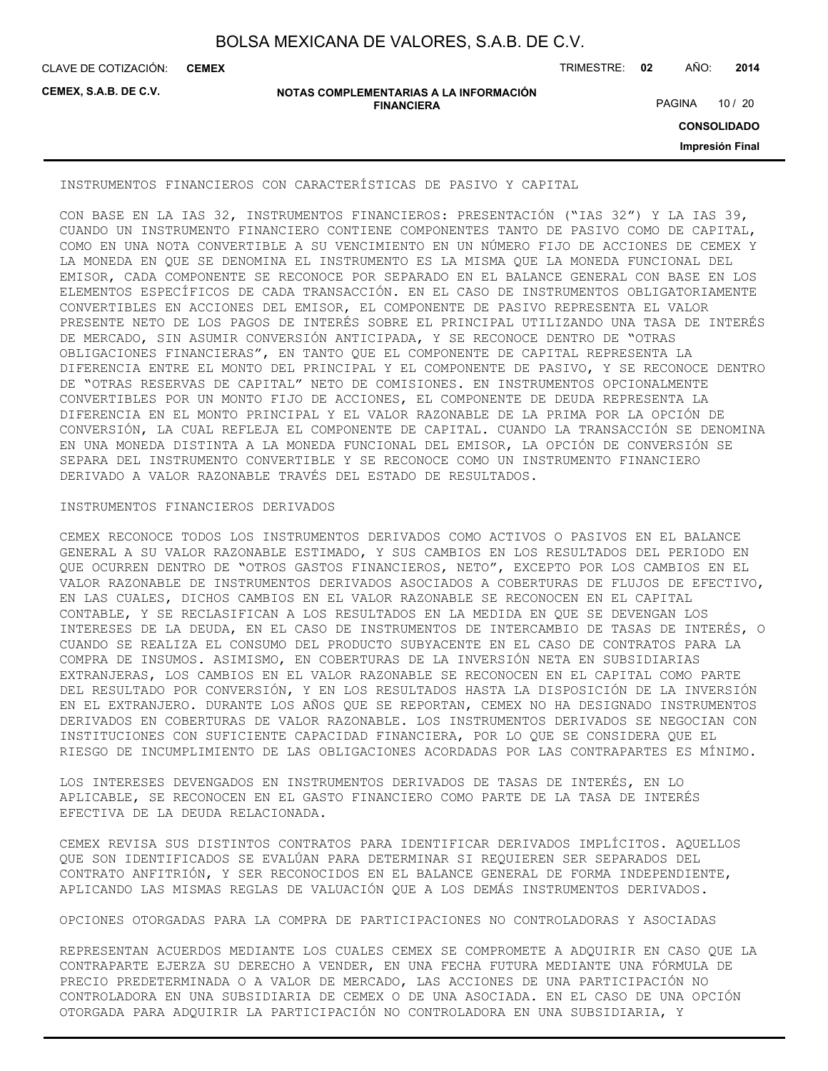INSTRUMENTOS FINANCIEROS CON CARACTERÍSTICAS DE PASIVO Y CAPITAL

CON BASE EN LA IAS 32, INSTRUMENTOS FINANCIEROS: PRESENTACIÓN ("IAS 32") Y LA IAS 39, CUANDO UN INSTRUMENTO FINANCIERO CONTIENE COMPONENTES TANTO DE PASIVO COMO DE CAPITAL, COMO EN UNA NOTA CONVERTIBLE A SU VENCIMIENTO EN UN NÚMERO FIJO DE ACCIONES DE CEMEX Y LA MONEDA EN QUE SE DENOMINA EL INSTRUMENTO ES LA MISMA QUE LA MONEDA FUNCIONAL DEL EMISOR, CADA COMPONENTE SE RECONOCE POR SEPARADO EN EL BALANCE GENERAL CON BASE EN LOS ELEMENTOS ESPECÍFICOS DE CADA TRANSACCIÓN. EN EL CASO DE INSTRUMENTOS OBLIGATORIAMENTE CONVERTIBLES EN ACCIONES DEL EMISOR, EL COMPONENTE DE PASIVO REPRESENTA EL VALOR PRESENTE NETO DE LOS PAGOS DE INTERÉS SOBRE EL PRINCIPAL UTILIZANDO UNA TASA DE INTERÉS DE MERCADO, SIN ASUMIR CONVERSIÓN ANTICIPADA, Y SE RECONOCE DENTRO DE "OTRAS OBLIGACIONES FINANCIERAS", EN TANTO QUE EL COMPONENTE DE CAPITAL REPRESENTA LA DIFERENCIA ENTRE EL MONTO DEL PRINCIPAL Y EL COMPONENTE DE PASIVO, Y SE RECONOCE DENTRO DE "OTRAS RESERVAS DE CAPITAL" NETO DE COMISIONES. EN INSTRUMENTOS OPCIONALMENTE CONVERTIBLES POR UN MONTO FIJO DE ACCIONES, EL COMPONENTE DE DEUDA REPRESENTA LA DIFERENCIA EN EL MONTO PRINCIPAL Y EL VALOR RAZONABLE DE LA PRIMA POR LA OPCIÓN DE CONVERSIÓN, LA CUAL REFLEJA EL COMPONENTE DE CAPITAL. CUANDO LA TRANSACCIÓN SE DENOMINA EN UNA MONEDA DISTINTA A LA MONEDA FUNCIONAL DEL EMISOR, LA OPCIÓN DE CONVERSIÓN SE SEPARA DEL INSTRUMENTO CONVERTIBLE Y SE RECONOCE COMO UN INSTRUMENTO FINANCIERO DERIVADO A VALOR RAZONABLE TRAVÉS DEL ESTADO DE RESULTADOS.

INSTRUMENTOS FINANCIEROS DERIVADOS

CEMEX RECONOCE TODOS LOS INSTRUMENTOS DERIVADOS COMO ACTIVOS O PASIVOS EN EL BALANCE GENERAL A SU VALOR RAZONABLE ESTIMADO, Y SUS CAMBIOS EN LOS RESULTADOS DEL PERIODO EN QUE OCURREN DENTRO DE "OTROS GASTOS FINANCIEROS, NETO", EXCEPTO POR LOS CAMBIOS EN EL VALOR RAZONABLE DE INSTRUMENTOS DERIVADOS ASOCIADOS A COBERTURAS DE FLUJOS DE EFECTIVO, EN LAS CUALES, DICHOS CAMBIOS EN EL VALOR RAZONABLE SE RECONOCEN EN EL CAPITAL CONTABLE, Y SE RECLASIFICAN A LOS RESULTADOS EN LA MEDIDA EN QUE SE DEVENGAN LOS INTERESES DE LA DEUDA, EN EL CASO DE INSTRUMENTOS DE INTERCAMBIO DE TASAS DE INTERÉS, O CUANDO SE REALIZA EL CONSUMO DEL PRODUCTO SUBYACENTE EN EL CASO DE CONTRATOS PARA LA COMPRA DE INSUMOS. ASIMISMO, EN COBERTURAS DE LA INVERSIÓN NETA EN SUBSIDIARIAS EXTRANJERAS, LOS CAMBIOS EN EL VALOR RAZONABLE SE RECONOCEN EN EL CAPITAL COMO PARTE DEL RESULTADO POR CONVERSIÓN, Y EN LOS RESULTADOS HASTA LA DISPOSICIÓN DE LA INVERSIÓN EN EL EXTRANJERO. DURANTE LOS AÑOS QUE SE REPORTAN, CEMEX NO HA DESIGNADO INSTRUMENTOS DERIVADOS EN COBERTURAS DE VALOR RAZONABLE. LOS INSTRUMENTOS DERIVADOS SE NEGOCIAN CON INSTITUCIONES CON SUFICIENTE CAPACIDAD FINANCIERA, POR LO QUE SE CONSIDERA QUE EL RIESGO DE INCUMPLIMIENTO DE LAS OBLIGACIONES ACORDADAS POR LAS CONTRAPARTES ES MÍNIMO.

LOS INTERESES DEVENGADOS EN INSTRUMENTOS DERIVADOS DE TASAS DE INTERÉS, EN LO APLICABLE, SE RECONOCEN EN EL GASTO FINANCIERO COMO PARTE DE LA TASA DE INTERÉS EFECTIVA DE LA DEUDA RELACIONADA.

CEMEX REVISA SUS DISTINTOS CONTRATOS PARA IDENTIFICAR DERIVADOS IMPLÍCITOS. AQUELLOS QUE SON IDENTIFICADOS SE EVALÚAN PARA DETERMINAR SI REQUIEREN SER SEPARADOS DEL CONTRATO ANFITRIÓN, Y SER RECONOCIDOS EN EL BALANCE GENERAL DE FORMA INDEPENDIENTE, APLICANDO LAS MISMAS REGLAS DE VALUACIÓN QUE A LOS DEMÁS INSTRUMENTOS DERIVADOS.

OPCIONES OTORGADAS PARA LA COMPRA DE PARTICIPACIONES NO CONTROLADORAS Y ASOCIADAS

REPRESENTAN ACUERDOS MEDIANTE LOS CUALES CEMEX SE COMPROMETE A ADQUIRIR EN CASO QUE LA CONTRAPARTE EJERZA SU DERECHO A VENDER, EN UNA FECHA FUTURA MEDIANTE UNA FÓRMULA DE PRECIO PREDETERMINADA O A VALOR DE MERCADO, LAS ACCIONES DE UNA PARTICIPACIÓN NO CONTROLADORA EN UNA SUBSIDIARIA DE CEMEX O DE UNA ASOCIADA. EN EL CASO DE UNA OPCIÓN OTORGADA PARA ADQUIRIR LA PARTICIPACIÓN NO CONTROLADORA EN UNA SUBSIDIARIA, Y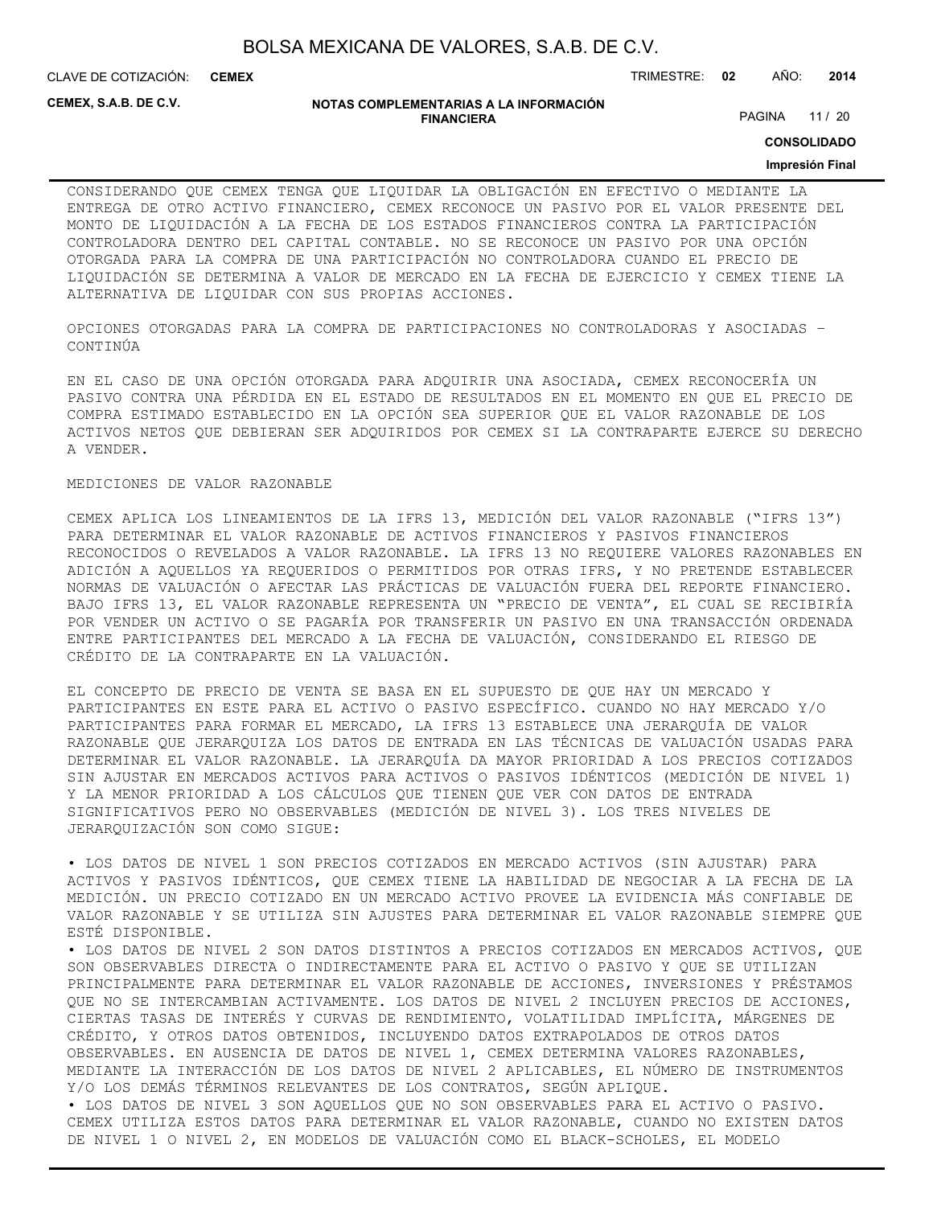CONSIDERANDO QUE CEMEX TENGA QUE LIQUIDAR LA OBLIGACIÓN EN EFECTIVO O MEDIANTE LA ENTREGA DE OTRO ACTIVO FINANCIERO, CEMEX RECONOCE UN PASIVO POR EL VALOR PRESENTE DEL MONTO DE LIQUIDACIÓN A LA FECHA DE LOS ESTADOS FINANCIEROS CONTRA LA PARTICIPACIÓN CONTROLADORA DENTRO DEL CAPITAL CONTABLE. NO SE RECONOCE UN PASIVO POR UNA OPCIÓN OTORGADA PARA LA COMPRA DE UNA PARTICIPACIÓN NO CONTROLADORA CUANDO EL PRECIO DE LIQUIDACIÓN SE DETERMINA A VALOR DE MERCADO EN LA FECHA DE EJERCICIO Y CEMEX TIENE LA ALTERNATIVA DE LIQUIDAR CON SUS PROPIAS ACCIONES.

OPCIONES OTORGADAS PARA LA COMPRA DE PARTICIPACIONES NO CONTROLADORAS Y ASOCIADAS – CONTINÚA

EN EL CASO DE UNA OPCIÓN OTORGADA PARA ADQUIRIR UNA ASOCIADA, CEMEX RECONOCERÍA UN PASIVO CONTRA UNA PÉRDIDA EN EL ESTADO DE RESULTADOS EN EL MOMENTO EN QUE EL PRECIO DE COMPRA ESTIMADO ESTABLECIDO EN LA OPCIÓN SEA SUPERIOR QUE EL VALOR RAZONABLE DE LOS ACTIVOS NETOS QUE DEBIERAN SER ADQUIRIDOS POR CEMEX SI LA CONTRAPARTE EJERCE SU DERECHO A VENDER.

MEDICIONES DE VALOR RAZONABLE

CEMEX APLICA LOS LINEAMIENTOS DE LA IFRS 13, MEDICIÓN DEL VALOR RAZONABLE ("IFRS 13") PARA DETERMINAR EL VALOR RAZONABLE DE ACTIVOS FINANCIEROS Y PASIVOS FINANCIEROS RECONOCIDOS O REVELADOS A VALOR RAZONABLE. LA IFRS 13 NO REQUIERE VALORES RAZONABLES EN ADICIÓN A AQUELLOS YA REQUERIDOS O PERMITIDOS POR OTRAS IFRS, Y NO PRETENDE ESTABLECER NORMAS DE VALUACIÓN O AFECTAR LAS PRÁCTICAS DE VALUACIÓN FUERA DEL REPORTE FINANCIERO. BAJO IFRS 13, EL VALOR RAZONABLE REPRESENTA UN "PRECIO DE VENTA", EL CUAL SE RECIBIRÍA POR VENDER UN ACTIVO O SE PAGARÍA POR TRANSFERIR UN PASIVO EN UNA TRANSACCIÓN ORDENADA ENTRE PARTICIPANTES DEL MERCADO A LA FECHA DE VALUACIÓN, CONSIDERANDO EL RIESGO DE CRÉDITO DE LA CONTRAPARTE EN LA VALUACIÓN.

EL CONCEPTO DE PRECIO DE VENTA SE BASA EN EL SUPUESTO DE QUE HAY UN MERCADO Y PARTICIPANTES EN ESTE PARA EL ACTIVO O PASIVO ESPECÍFICO. CUANDO NO HAY MERCADO Y/O PARTICIPANTES PARA FORMAR EL MERCADO, LA IFRS 13 ESTABLECE UNA JERARQUÍA DE VALOR RAZONABLE QUE JERARQUIZA LOS DATOS DE ENTRADA EN LAS TÉCNICAS DE VALUACIÓN USADAS PARA DETERMINAR EL VALOR RAZONABLE. LA JERARQUÍA DA MAYOR PRIORIDAD A LOS PRECIOS COTIZADOS SIN AJUSTAR EN MERCADOS ACTIVOS PARA ACTIVOS O PASIVOS IDÉNTICOS (MEDICIÓN DE NIVEL 1) Y LA MENOR PRIORIDAD A LOS CÁLCULOS QUE TIENEN QUE VER CON DATOS DE ENTRADA SIGNIFICATIVOS PERO NO OBSERVABLES (MEDICIÓN DE NIVEL 3). LOS TRES NIVELES DE JERARQUIZACIÓN SON COMO SIGUE:

- LOS DATOS DE NIVEL 1 SON PRECIOS COTIZADOS EN MERCADO ACTIVOS (SIN AJUSTAR) PARA ACTIVOS Y PASIVOS IDÉNTICOS, QUE CEMEX TIENE LA HABILIDAD DE NEGOCIAR A LA FECHA DE LA MEDICIÓN. UN PRECIO COTIZADO EN UN MERCADO ACTIVO PROVEE LA EVIDENCIA MÁS CONFIABLE DE VALOR RAZONABLE Y SE UTILIZA SIN AJUSTES PARA DETERMINAR EL VALOR RAZONABLE SIEMPRE QUE ESTÉ DISPONIBLE.
- LOS DATOS DE NIVEL 2 SON DATOS DISTINTOS A PRECIOS COTIZADOS EN MERCADOS ACTIVOS, QUE SON OBSERVABLES DIRECTA O INDIRECTAMENTE PARA EL ACTIVO O PASIVO Y QUE SE UTILIZAN PRINCIPALMENTE PARA DETERMINAR EL VALOR RAZONABLE DE ACCIONES, INVERSIONES Y PRÉSTAMOS QUE NO SE INTERCAMBIAN ACTIVAMENTE. LOS DATOS DE NIVEL 2 INCLUYEN PRECIOS DE ACCIONES, CIERTAS TASAS DE INTERÉS Y CURVAS DE RENDIMIENTO, VOLATILIDAD IMPLÍCITA, MÁRGENES DE CRÉDITO, Y OTROS DATOS OBTENIDOS, INCLUYENDO DATOS EXTRAPOLADOS DE OTROS DATOS OBSERVABLES. EN AUSENCIA DE DATOS DE NIVEL 1, CEMEX DETERMINA VALORES RAZONABLES, MEDIANTE LA INTERACCIÓN DE LOS DATOS DE NIVEL 2 APLICABLES, EL NÚMERO DE INSTRUMENTOS Y/O LOS DEMÁS TÉRMINOS RELEVANTES DE LOS CONTRATOS, SEGÚN APLIQUE.
- LOS DATOS DE NIVEL 3 SON AQUELLOS QUE NO SON OBSERVABLES PARA EL ACTIVO O PASIVO. CEMEX UTILIZA ESTOS DATOS PARA DETERMINAR EL VALOR RAZONABLE, CUANDO NO EXISTEN DATOS DE NIVEL 1 O NIVEL 2, EN MODELOS DE VALUACIÓN COMO EL BLACK-SCHOLES, EL MODELO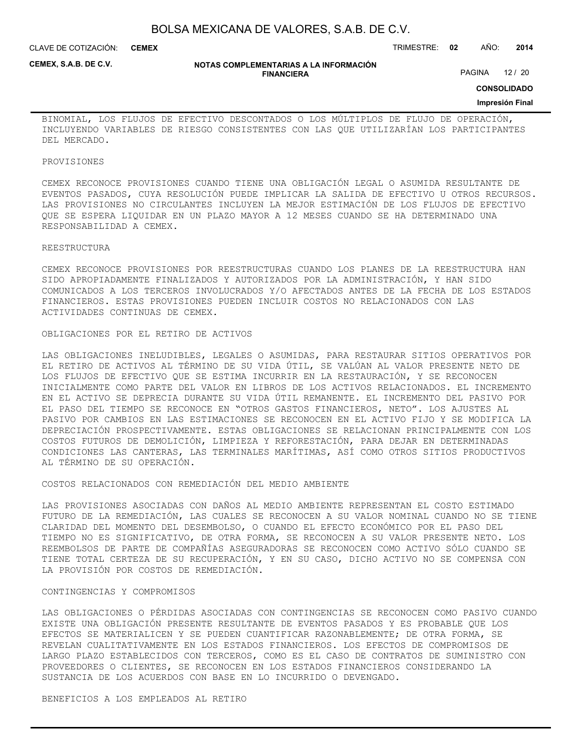BINOMIAL, LOS FLUJOS DE EFECTIVO DESCONTADOS O LOS MÚLTIPLOS DE FLUJO DE OPERACIÓN, INCLUYENDO VARIABLES DE RIESGO CONSISTENTES CON LAS QUE UTILIZARÍAN LOS PARTICIPANTES DEL MERCADO.

PROVISIONES

CEMEX RECONOCE PROVISIONES CUANDO TIENE UNA OBLIGACIÓN LEGAL O ASUMIDA RESULTANTE DE EVENTOS PASADOS, CUYA RESOLUCIÓN PUEDE IMPLICAR LA SALIDA DE EFECTIVO U OTROS RECURSOS. LAS PROVISIONES NO CIRCULANTES INCLUYEN LA MEJOR ESTIMACIÓN DE LOS FLUJOS DE EFECTIVO QUE SE ESPERA LIQUIDAR EN UN PLAZO MAYOR A 12 MESES CUANDO SE HA DETERMINADO UNA RESPONSABILIDAD A CEMEX.

REESTRUCTURA

CEMEX RECONOCE PROVISIONES POR REESTRUCTURAS CUANDO LOS PLANES DE LA REESTRUCTURA HAN SIDO APROPIADAMENTE FINALIZADOS Y AUTORIZADOS POR LA ADMINISTRACIÓN, Y HAN SIDO COMUNICADOS A LOS TERCEROS INVOLUCRADOS Y/O AFECTADOS ANTES DE LA FECHA DE LOS ESTADOS FINANCIEROS. ESTAS PROVISIONES PUEDEN INCLUIR COSTOS NO RELACIONADOS CON LAS ACTIVIDADES CONTINUAS DE CEMEX.

OBLIGACIONES POR EL RETIRO DE ACTIVOS

LAS OBLIGACIONES INELUDIBLES, LEGALES O ASUMIDAS, PARA RESTAURAR SITIOS OPERATIVOS POR EL RETIRO DE ACTIVOS AL TÉRMINO DE SU VIDA ÚTIL, SE VALÚAN AL VALOR PRESENTE NETO DE LOS FLUJOS DE EFECTIVO QUE SE ESTIMA INCURRIR EN LA RESTAURACIÓN, Y SE RECONOCEN INICIALMENTE COMO PARTE DEL VALOR EN LIBROS DE LOS ACTIVOS RELACIONADOS. EL INCREMENTO EN EL ACTIVO SE DEPRECIA DURANTE SU VIDA ÚTIL REMANENTE. EL INCREMENTO DEL PASIVO POR EL PASO DEL TIEMPO SE RECONOCE EN “OTROS GASTOS FINANCIEROS, NETO”. LOS AJUSTES AL PASIVO POR CAMBIOS EN LAS ESTIMACIONES SE RECONOCEN EN EL ACTIVO FIJO Y SE MODIFICA LA DEPRECIACIÓN PROSPECTIVAMENTE. ESTAS OBLIGACIONES SE RELACIONAN PRINCIPALMENTE CON LOS COSTOS FUTUROS DE DEMOLICIÓN, LIMPIEZA Y REFORESTACIÓN, PARA DEJAR EN DETERMINADAS CONDICIONES LAS CANTERAS, LAS TERMINALES MARÍTIMAS, ASÍ COMO OTROS SITIOS PRODUCTIVOS AL TÉRMINO DE SU OPERACIÓN.

COSTOS RELACIONADOS CON REMEDIACIÓN DEL MEDIO AMBIENTE

LAS PROVISIONES ASOCIADAS CON DAÑOS AL MEDIO AMBIENTE REPRESENTAN EL COSTO ESTIMADO FUTURO DE LA REMEDIACIÓN, LAS CUALES SE RECONOCEN A SU VALOR NOMINAL CUANDO NO SE TIENE CLARIDAD DEL MOMENTO DEL DESEMBOLSO, O CUANDO EL EFECTO ECONÓMICO POR EL PASO DEL TIEMPO NO ES SIGNIFICATIVO, DE OTRA FORMA, SE RECONOCEN A SU VALOR PRESENTE NETO. LOS REEMBOLSOS DE PARTE DE COMPAÑÍAS ASEGURADORAS SE RECONOCEN COMO ACTIVO SÓLO CUANDO SE TIENE TOTAL CERTEZA DE SU RECUPERACIÓN, Y EN SU CASO, DICHO ACTIVO NO SE COMPENSA CON LA PROVISIÓN POR COSTOS DE REMEDIACIÓN.

CONTINGENCIAS Y COMPROMISOS

LAS OBLIGACIONES O PÉRDIDAS ASOCIADAS CON CONTINGENCIAS SE RECONOCEN COMO PASIVO CUANDO EXISTE UNA OBLIGACIÓN PRESENTE RESULTANTE DE EVENTOS PASADOS Y ES PROBABLE QUE LOS EFECTOS SE MATERIALICEN Y SE PUEDEN CUANTIFICAR RAZONABLEMENTE; DE OTRA FORMA, SE REVELAN CUALITATIVAMENTE EN LOS ESTADOS FINANCIEROS. LOS EFECTOS DE COMPROMISOS DE LARGO PLAZO ESTABLECIDOS CON TERCEROS, COMO ES EL CASO DE CONTRATOS DE SUMINISTRO CON PROVEEDORES O CLIENTES, SE RECONOCEN EN LOS ESTADOS FINANCIEROS CONSIDERANDO LA SUSTANCIA DE LOS ACUERDOS CON BASE EN LO INCURRIDO O DEVENGADO.

BENEFICIOS A LOS EMPLEADOS AL RETIRO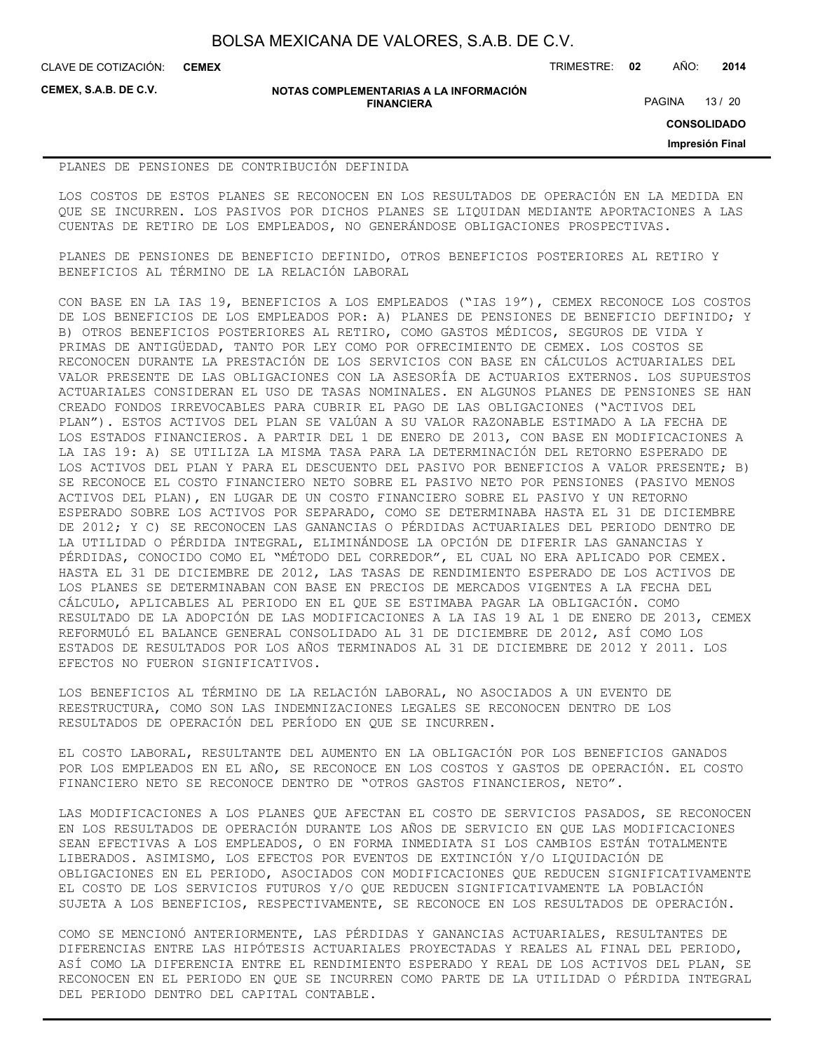PLANES DE PENSIONES DE CONTRIBUCIÓN DEFINIDA

LOS COSTOS DE ESTOS PLANES SE RECONOCEN EN LOS RESULTADOS DE OPERACIÓN EN LA MEDIDA EN QUE SE INCURREN. LOS PASIVOS POR DICHOS PLANES SE LIQUIDAN MEDIANTE APORTACIONES A LAS CUENTAS DE RETIRO DE LOS EMPLEADOS, NO GENERÁNDOSE OBLIGACIONES PROSPECTIVAS.

PLANES DE PENSIONES DE BENEFICIO DEFINIDO, OTROS BENEFICIOS POSTERIORES AL RETIRO Y BENEFICIOS AL TÉRMINO DE LA RELACIÓN LABORAL

CON BASE EN LA IAS 19, BENEFICIOS A LOS EMPLEADOS ("IAS 19"), CEMEX RECONOCE LOS COSTOS DE LOS BENEFICIOS DE LOS EMPLEADOS POR: A) PLANES DE PENSIONES DE BENEFICIO DEFINIDO; Y B) OTROS BENEFICIOS POSTERIORES AL RETIRO, COMO GASTOS MÉDICOS, SEGUROS DE VIDA Y PRIMAS DE ANTIGÜEDAD, TANTO POR LEY COMO POR OFRECIMIENTO DE CEMEX. LOS COSTOS SE RECONOCEN DURANTE LA PRESTACIÓN DE LOS SERVICIOS CON BASE EN CÁLCULOS ACTUARIALES DEL VALOR PRESENTE DE LAS OBLIGACIONES CON LA ASESORÍA DE ACTUARIOS EXTERNOS. LOS SUPUESTOS ACTUARIALES CONSIDERAN EL USO DE TASAS NOMINALES. EN ALGUNOS PLANES DE PENSIONES SE HAN CREADO FONDOS IRREVOCABLES PARA CUBRIR EL PAGO DE LAS OBLIGACIONES ("ACTIVOS DEL PLAN"). ESTOS ACTIVOS DEL PLAN SE VALÚAN A SU VALOR RAZONABLE ESTIMADO A LA FECHA DE LOS ESTADOS FINANCIEROS. A PARTIR DEL 1 DE ENERO DE 2013, CON BASE EN MODIFICACIONES A LA IAS 19: A) SE UTILIZA LA MISMA TASA PARA LA DETERMINACIÓN DEL RETORNO ESPERADO DE LOS ACTIVOS DEL PLAN Y PARA EL DESCUENTO DEL PASIVO POR BENEFICIOS A VALOR PRESENTE; B) SE RECONOCE EL COSTO FINANCIERO NETO SOBRE EL PASIVO NETO POR PENSIONES (PASIVO MENOS ACTIVOS DEL PLAN), EN LUGAR DE UN COSTO FINANCIERO SOBRE EL PASIVO Y UN RETORNO ESPERADO SOBRE LOS ACTIVOS POR SEPARADO, COMO SE DETERMINABA HASTA EL 31 DE DICIEMBRE DE 2012; Y C) SE RECONOCEN LAS GANANCIAS O PÉRDIDAS ACTUARIALES DEL PERIODO DENTRO DE LA UTILIDAD O PÉRDIDA INTEGRAL, ELIMINÁNDOSE LA OPCIÓN DE DIFERIR LAS GANANCIAS Y PÉRDIDAS, CONOCIDO COMO EL "MÉTODO DEL CORREDOR", EL CUAL NO ERA APLICADO POR CEMEX. HASTA EL 31 DE DICIEMBRE DE 2012, LAS TASAS DE RENDIMIENTO ESPERADO DE LOS ACTIVOS DE LOS PLANES SE DETERMINABAN CON BASE EN PRECIOS DE MERCADOS VIGENTES A LA FECHA DEL CÁLCULO, APLICABLES AL PERIODO EN EL QUE SE ESTIMABA PAGAR LA OBLIGACIÓN. COMO RESULTADO DE LA ADOPCIÓN DE LAS MODIFICACIONES A LA IAS 19 AL 1 DE ENERO DE 2013, CEMEX REFORMULÓ EL BALANCE GENERAL CONSOLIDADO AL 31 DE DICIEMBRE DE 2012, ASÍ COMO LOS ESTADOS DE RESULTADOS POR LOS AÑOS TERMINADOS AL 31 DE DICIEMBRE DE 2012 Y 2011. LOS EFECTOS NO FUERON SIGNIFICATIVOS.

LOS BENEFICIOS AL TÉRMINO DE LA RELACIÓN LABORAL, NO ASOCIADOS A UN EVENTO DE REESTRUCTURA, COMO SON LAS INDEMNIZACIONES LEGALES SE RECONOCEN DENTRO DE LOS RESULTADOS DE OPERACIÓN DEL PERÍODO EN QUE SE INCURREN.

EL COSTO LABORAL, RESULTANTE DEL AUMENTO EN LA OBLIGACIÓN POR LOS BENEFICIOS GANADOS POR LOS EMPLEADOS EN EL AÑO, SE RECONOCE EN LOS COSTOS Y GASTOS DE OPERACIÓN. EL COSTO FINANCIERO NETO SE RECONOCE DENTRO DE "OTROS GASTOS FINANCIEROS, NETO".

LAS MODIFICACIONES A LOS PLANES QUE AFECTAN EL COSTO DE SERVICIOS PASADOS, SE RECONOCEN EN LOS RESULTADOS DE OPERACIÓN DURANTE LOS AÑOS DE SERVICIO EN QUE LAS MODIFICACIONES SEAN EFECTIVAS A LOS EMPLEADOS, O EN FORMA INMEDIATA SI LOS CAMBIOS ESTÁN TOTALMENTE LIBERADOS. ASIMISMO, LOS EFECTOS POR EVENTOS DE EXTINCIÓN Y/O LIQUIDACIÓN DE OBLIGACIONES EN EL PERIODO, ASOCIADOS CON MODIFICACIONES QUE REDUCEN SIGNIFICATIVAMENTE EL COSTO DE LOS SERVICIOS FUTUROS Y/O QUE REDUCEN SIGNIFICATIVAMENTE LA POBLACIÓN SUJETA A LOS BENEFICIOS, RESPECTIVAMENTE, SE RECONOCE EN LOS RESULTADOS DE OPERACIÓN.

COMO SE MENCIONÓ ANTERIORMENTE, LAS PÉRDIDAS Y GANANCIAS ACTUARIALES, RESULTANTES DE DIFERENCIAS ENTRE LAS HIPÓTESIS ACTUARIALES PROYECTADAS Y REALES AL FINAL DEL PERIODO, ASÍ COMO LA DIFERENCIA ENTRE EL RENDIMIENTO ESPERADO Y REAL DE LOS ACTIVOS DEL PLAN, SE RECONOCEN EN EL PERIODO EN QUE SE INCURREN COMO PARTE DE LA UTILIDAD O PÉRDIDA INTEGRAL DEL PERIODO DENTRO DEL CAPITAL CONTABLE.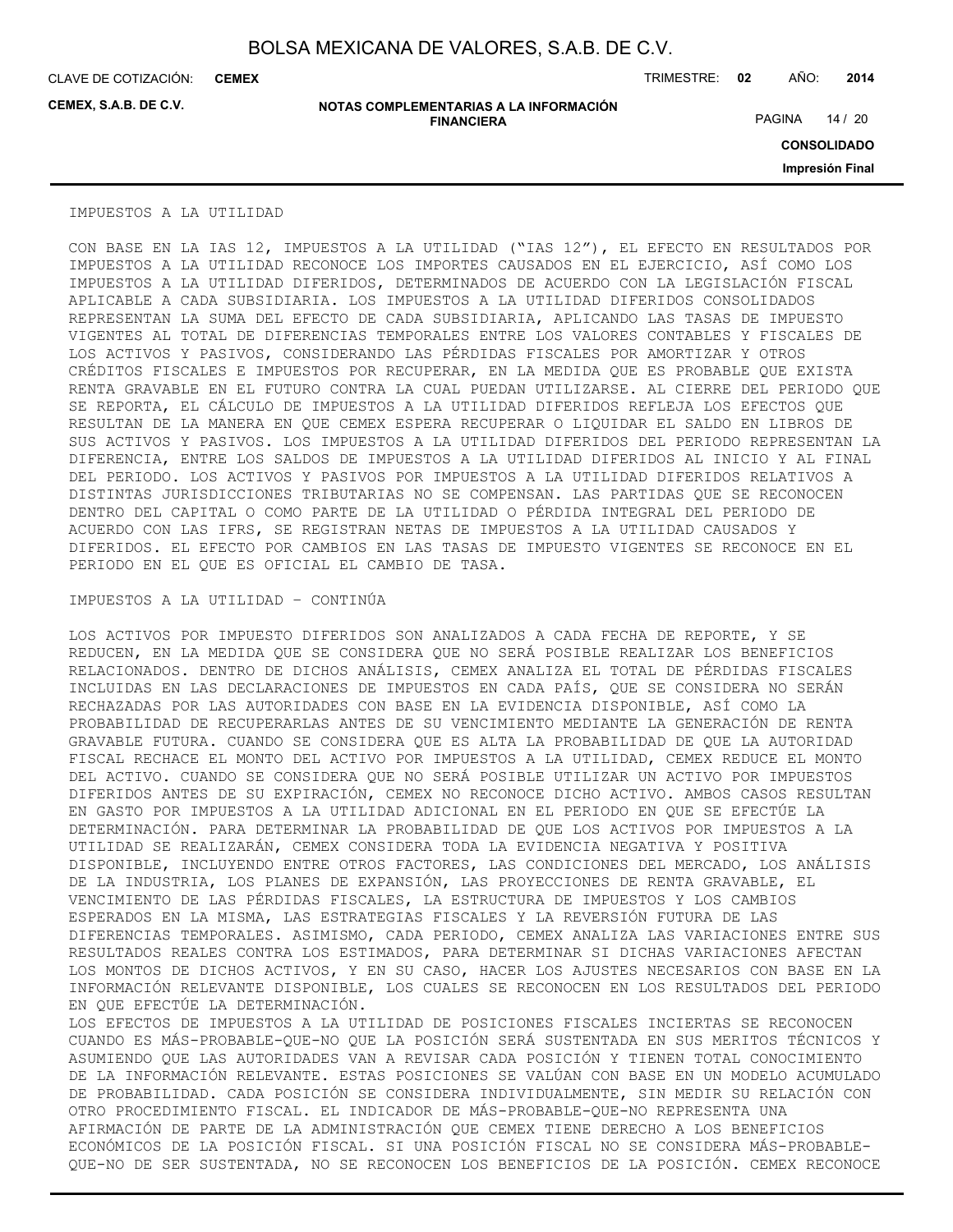IMPUESTOS A LA UTILIDAD

CON BASE EN LA IAS 12, IMPUESTOS A LA UTILIDAD ("IAS 12"), EL EFECTO EN RESULTADOS POR IMPUESTOS A LA UTILIDAD RECONOCE LOS IMPORTES CAUSADOS EN EL EJERCICIO, ASÍ COMO LOS IMPUESTOS A LA UTILIDAD DIFERIDOS, DETERMINADOS DE ACUERDO CON LA LEGISLACIÓN FISCAL APLICABLE A CADA SUBSIDIARIA. LOS IMPUESTOS A LA UTILIDAD DIFERIDOS CONSOLIDADOS REPRESENTAN LA SUMA DEL EFECTO DE CADA SUBSIDIARIA, APLICANDO LAS TASAS DE IMPUESTO VIGENTES AL TOTAL DE DIFERENCIAS TEMPORALES ENTRE LOS VALORES CONTABLES Y FISCALES DE LOS ACTIVOS Y PASIVOS, CONSIDERANDO LAS PÉRDIDAS FISCALES POR AMORTIZAR Y OTROS CRÉDITOS FISCALES E IMPUESTOS POR RECUPERAR, EN LA MEDIDA QUE ES PROBABLE QUE EXISTA RENTA GRAVABLE EN EL FUTURO CONTRA LA CUAL PUEDAN UTILIZARSE. AL CIERRE DEL PERIODO QUE SE REPORTA, EL CÁLCULO DE IMPUESTOS A LA UTILIDAD DIFERIDOS REFLEJA LOS EFECTOS QUE RESULTAN DE LA MANERA EN QUE CEMEX ESPERA RECUPERAR O LIQUIDAR EL SALDO EN LIBROS DE SUS ACTIVOS Y PASIVOS. LOS IMPUESTOS A LA UTILIDAD DIFERIDOS DEL PERIODO REPRESENTAN LA DIFERENCIA, ENTRE LOS SALDOS DE IMPUESTOS A LA UTILIDAD DIFERIDOS AL INICIO Y AL FINAL DEL PERIODO. LOS ACTIVOS Y PASIVOS POR IMPUESTOS A LA UTILIDAD DIFERIDOS RELATIVOS A DISTINTAS JURISDICCIONES TRIBUTARIAS NO SE COMPENSAN. LAS PARTIDAS QUE SE RECONOCEN DENTRO DEL CAPITAL O COMO PARTE DE LA UTILIDAD O PÉRDIDA INTEGRAL DEL PERIODO DE ACUERDO CON LAS IFRS, SE REGISTRAN NETAS DE IMPUESTOS A LA UTILIDAD CAUSADOS Y DIFERIDOS. EL EFECTO POR CAMBIOS EN LAS TASAS DE IMPUESTO VIGENTES SE RECONOCE EN EL PERIODO EN EL QUE ES OFICIAL EL CAMBIO DE TASA.

IMPUESTOS A LA UTILIDAD – CONTINÚA

LOS ACTIVOS POR IMPUESTO DIFERIDOS SON ANALIZADOS A CADA FECHA DE REPORTE, Y SE REDUCEN, EN LA MEDIDA QUE SE CONSIDERA QUE NO SERÁ POSIBLE REALIZAR LOS BENEFICIOS RELACIONADOS. DENTRO DE DICHOS ANÁLISIS, CEMEX ANALIZA EL TOTAL DE PÉRDIDAS FISCALES INCLUIDAS EN LAS DECLARACIONES DE IMPUESTOS EN CADA PAÍS, QUE SE CONSIDERA NO SERÁN RECHAZADAS POR LAS AUTORIDADES CON BASE EN LA EVIDENCIA DISPONIBLE, ASÍ COMO LA PROBABILIDAD DE RECUPERARLAS ANTES DE SU VENCIMIENTO MEDIANTE LA GENERACIÓN DE RENTA GRAVABLE FUTURA. CUANDO SE CONSIDERA QUE ES ALTA LA PROBABILIDAD DE QUE LA AUTORIDAD FISCAL RECHACE EL MONTO DEL ACTIVO POR IMPUESTOS A LA UTILIDAD, CEMEX REDUCE EL MONTO DEL ACTIVO. CUANDO SE CONSIDERA QUE NO SERÁ POSIBLE UTILIZAR UN ACTIVO POR IMPUESTOS DIFERIDOS ANTES DE SU EXPIRACIÓN, CEMEX NO RECONOCE DICHO ACTIVO. AMBOS CASOS RESULTAN EN GASTO POR IMPUESTOS A LA UTILIDAD ADICIONAL EN EL PERIODO EN QUE SE EFECTÚE LA DETERMINACIÓN. PARA DETERMINAR LA PROBABILIDAD DE QUE LOS ACTIVOS POR IMPUESTOS A LA UTILIDAD SE REALIZARÁN, CEMEX CONSIDERA TODA LA EVIDENCIA NEGATIVA Y POSITIVA DISPONIBLE, INCLUYENDO ENTRE OTROS FACTORES, LAS CONDICIONES DEL MERCADO, LOS ANÁLISIS DE LA INDUSTRIA, LOS PLANES DE EXPANSIÓN, LAS PROYECCIONES DE RENTA GRAVABLE, EL VENCIMIENTO DE LAS PÉRDIDAS FISCALES, LA ESTRUCTURA DE IMPUESTOS Y LOS CAMBIOS ESPERADOS EN LA MISMA, LAS ESTRATEGIAS FISCALES Y LA REVERSIÓN FUTURA DE LAS DIFERENCIAS TEMPORALES. ASIMISMO, CADA PERIODO, CEMEX ANALIZA LAS VARIACIONES ENTRE SUS RESULTADOS REALES CONTRA LOS ESTIMADOS, PARA DETERMINAR SI DICHAS VARIACIONES AFECTAN LOS MONTOS DE DICHOS ACTIVOS, Y EN SU CASO, HACER LOS AJUSTES NECESARIOS CON BASE EN LA INFORMACIÓN RELEVANTE DISPONIBLE, LOS CUALES SE RECONOCEN EN LOS RESULTADOS DEL PERIODO EN QUE EFECTÚE LA DETERMINACIÓN.

LOS EFECTOS DE IMPUESTOS A LA UTILIDAD DE POSICIONES FISCALES INCIERTAS SE RECONOCEN CUANDO ES MÁS-PROBABLE-QUE-NO QUE LA POSICIÓN SERÁ SUSTENTADA EN SUS MERITOS TÉCNICOS Y ASUMIENDO QUE LAS AUTORIDADES VAN A REVISAR CADA POSICIÓN Y TIENEN TOTAL CONOCIMIENTO DE LA INFORMACIÓN RELEVANTE. ESTAS POSICIONES SE VALÚAN CON BASE EN UN MODELO ACUMULADO DE PROBABILIDAD. CADA POSICIÓN SE CONSIDERA INDIVIDUALMENTE, SIN MEDIR SU RELACIÓN CON OTRO PROCEDIMIENTO FISCAL. EL INDICADOR DE MÁS-PROBABLE-QUE-NO REPRESENTA UNA AFIRMACIÓN DE PARTE DE LA ADMINISTRACIÓN QUE CEMEX TIENE DERECHO A LOS BENEFICIOS ECONÓMICOS DE LA POSICIÓN FISCAL. SI UNA POSICIÓN FISCAL NO SE CONSIDERA MÁS-PROBABLE-QUE-NO DE SER SUSTENTADA, NO SE RECONOCEN LOS BENEFICIOS DE LA POSICIÓN. CEMEX RECONOCE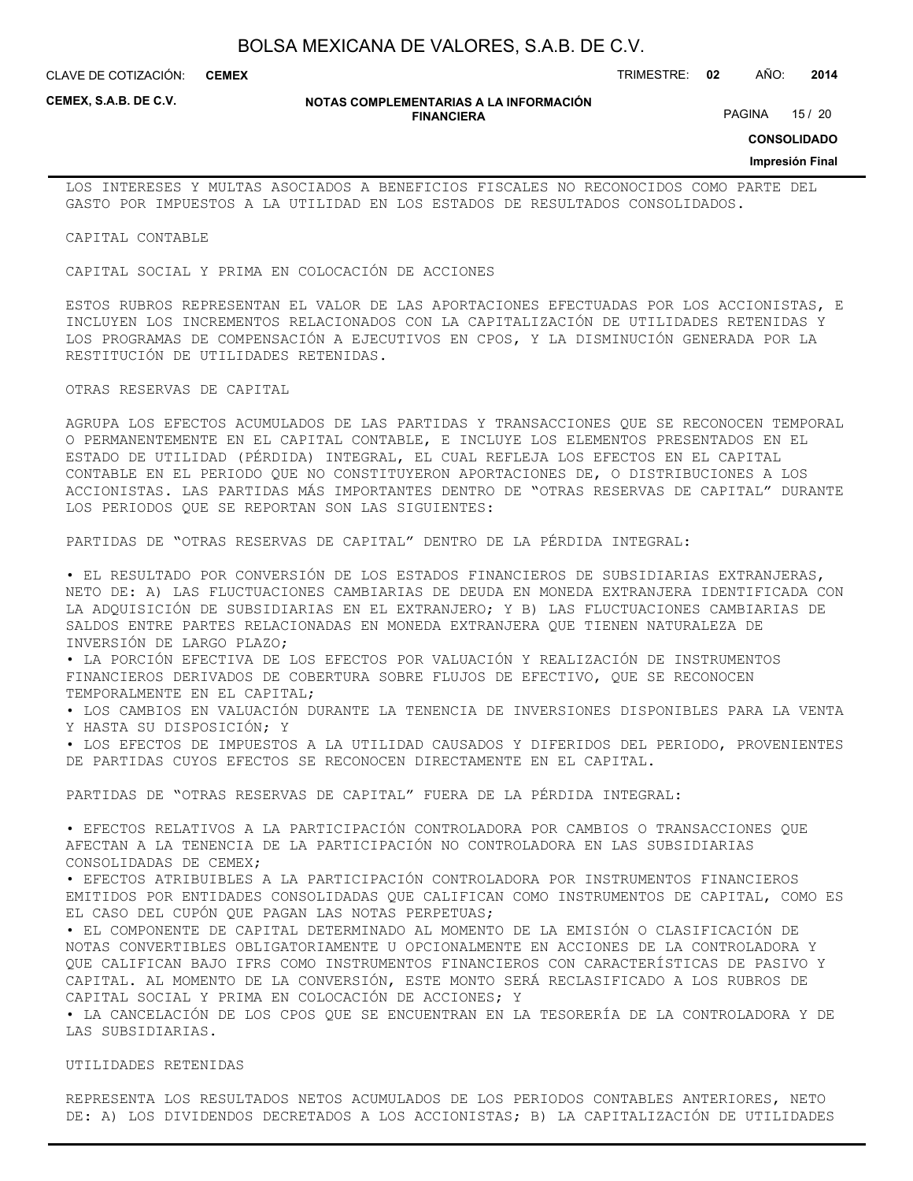LOS INTERESES Y MULTAS ASOCIADOS A BENEFICIOS FISCALES NO RECONOCIDOS COMO PARTE DEL GASTO POR IMPUESTOS A LA UTILIDAD EN LOS ESTADOS DE RESULTADOS CONSOLIDADOS.

CAPITAL CONTABLE

CAPITAL SOCIAL Y PRIMA EN COLOCACIÓN DE ACCIONES

ESTOS RUBROS REPRESENTAN EL VALOR DE LAS APORTACIONES EFECTUADAS POR LOS ACCIONISTAS, E INCLUYEN LOS INCREMENTOS RELACIONADOS CON LA CAPITALIZACIÓN DE UTILIDADES RETENIDAS Y LOS PROGRAMAS DE COMPENSACIÓN A EJECUTIVOS EN CPOS, Y LA DISMINUCIÓN GENERADA POR LA RESTITUCIÓN DE UTILIDADES RETENIDAS.

OTRAS RESERVAS DE CAPITAL

AGRUPA LOS EFECTOS ACUMULADOS DE LAS PARTIDAS Y TRANSACCIONES QUE SE RECONOCEN TEMPORAL O PERMANENTEMENTE EN EL CAPITAL CONTABLE, E INCLUYE LOS ELEMENTOS PRESENTADOS EN EL ESTADO DE UTILIDAD (PÉRDIDA) INTEGRAL, EL CUAL REFLEJA LOS EFECTOS EN EL CAPITAL CONTABLE EN EL PERIODO QUE NO CONSTITUYERON APORTACIONES DE, O DISTRIBUCIONES A LOS ACCIONISTAS. LAS PARTIDAS MÁS IMPORTANTES DENTRO DE "OTRAS RESERVAS DE CAPITAL" DURANTE LOS PERIODOS QUE SE REPORTAN SON LAS SIGUIENTES:

PARTIDAS DE "OTRAS RESERVAS DE CAPITAL" DENTRO DE LA PÉRDIDA INTEGRAL:

- EL RESULTADO POR CONVERSIÓN DE LOS ESTADOS FINANCIEROS DE SUBSIDIARIAS EXTRANJERAS, NETO DE: A) LAS FLUCTUACIONES CAMBIARIAS DE DEUDA EN MONEDA EXTRANJERA IDENTIFICADA CON LA ADQUISICIÓN DE SUBSIDIARIAS EN EL EXTRANJERO; Y B) LAS FLUCTUACIONES CAMBIARIAS DE SALDOS ENTRE PARTES RELACIONADAS EN MONEDA EXTRANJERA QUE TIENEN NATURALEZA DE INVERSIÓN DE LARGO PLAZO;
- LA PORCIÓN EFECTIVA DE LOS EFECTOS POR VALUACIÓN Y REALIZACIÓN DE INSTRUMENTOS FINANCIEROS DERIVADOS DE COBERTURA SOBRE FLUJOS DE EFECTIVO, QUE SE RECONOCEN TEMPORALMENTE EN EL CAPITAL;
- LOS CAMBIOS EN VALUACIÓN DURANTE LA TENENCIA DE INVERSIONES DISPONIBLES PARA LA VENTA Y HASTA SU DISPOSICIÓN; Y
- LOS EFECTOS DE IMPUESTOS A LA UTILIDAD CAUSADOS Y DIFERIDOS DEL PERIODO, PROVENIENTES DE PARTIDAS CUYOS EFECTOS SE RECONOCEN DIRECTAMENTE EN EL CAPITAL.

PARTIDAS DE "OTRAS RESERVAS DE CAPITAL" FUERA DE LA PÉRDIDA INTEGRAL:

- EFECTOS RELATIVOS A LA PARTICIPACIÓN CONTROLADORA POR CAMBIOS O TRANSACCIONES QUE AFECTAN A LA TENENCIA DE LA PARTICIPACIÓN NO CONTROLADORA EN LAS SUBSIDIARIAS CONSOLIDADAS DE CEMEX;
- EFECTOS ATRIBUIBLES A LA PARTICIPACIÓN CONTROLADORA POR INSTRUMENTOS FINANCIEROS EMITIDOS POR ENTIDADES CONSOLIDADAS QUE CALIFICAN COMO INSTRUMENTOS DE CAPITAL, COMO ES EL CASO DEL CUPÓN QUE PAGAN LAS NOTAS PERPETUAS;
- EL COMPONENTE DE CAPITAL DETERMINADO AL MOMENTO DE LA EMISIÓN O CLASIFICACIÓN DE NOTAS CONVERTIBLES OBLIGATORIAMENTE U OPCIONALMENTE EN ACCIONES DE LA CONTROLADORA Y QUE CALIFICAN BAJO IFRS COMO INSTRUMENTOS FINANCIEROS CON CARACTERÍSTICAS DE PASIVO Y CAPITAL. AL MOMENTO DE LA CONVERSIÓN, ESTE MONTO SERÁ RECLASIFICADO A LOS RUBROS DE CAPITAL SOCIAL Y PRIMA EN COLOCACIÓN DE ACCIONES; Y
- LA CANCELACIÓN DE LOS CPOS QUE SE ENCUENTRAN EN LA TESORERÍA DE LA CONTROLADORA Y DE LAS SUBSIDIARIAS.

UTILIDADES RETENIDAS

REPRESENTA LOS RESULTADOS NETOS ACUMULADOS DE LOS PERIODOS CONTABLES ANTERIORES, NETO DE: A) LOS DIVIDENDOS DECRETADOS A LOS ACCIONISTAS; B) LA CAPITALIZACIÓN DE UTILIDADES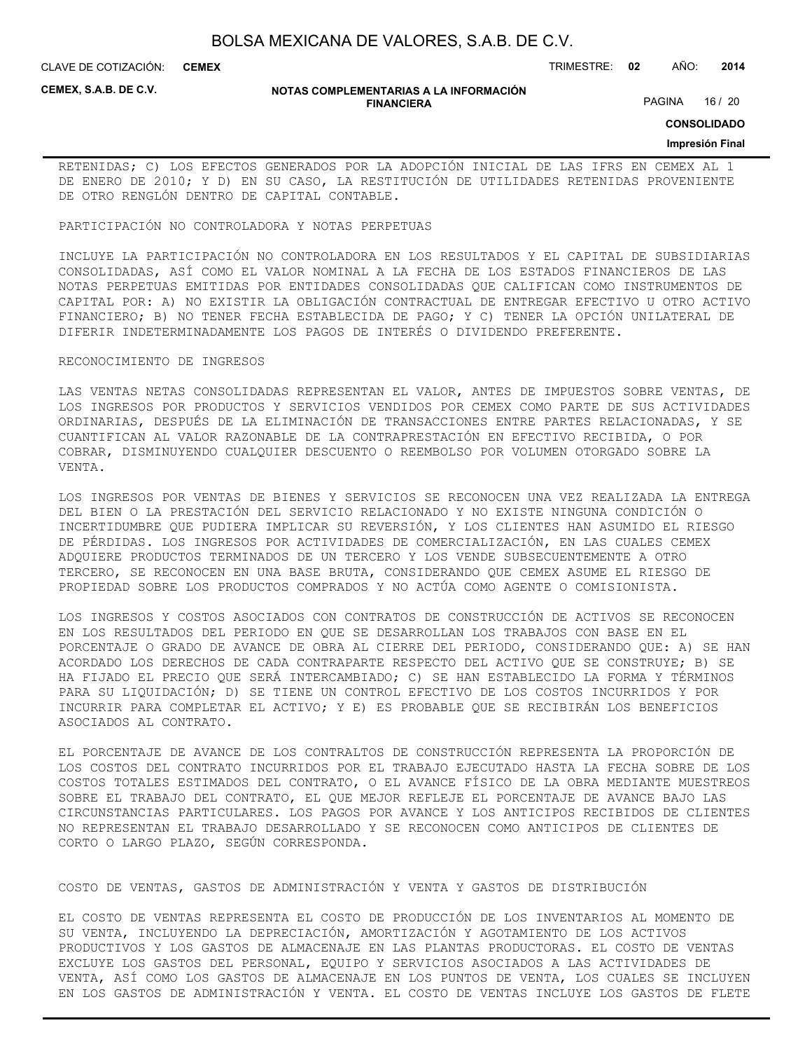RETENIDAS; C) LOS EFECTOS GENERADOS POR LA ADOPCIÓN INICIAL DE LAS IFRS EN CEMEX AL 1 DE ENERO DE 2010; Y D) EN SU CASO, LA RESTITUCIÓN DE UTILIDADES RETENIDAS PROVENIENTE DE OTRO RENGLÓN DENTRO DE CAPITAL CONTABLE.

PARTICIPACIÓN NO CONTROLADORA Y NOTAS PERPETUAS

INCLUYE LA PARTICIPACIÓN NO CONTROLADORA EN LOS RESULTADOS Y EL CAPITAL DE SUBSIDIARIAS CONSOLIDADAS, ASÍ COMO EL VALOR NOMINAL A LA FECHA DE LOS ESTADOS FINANCIEROS DE LAS NOTAS PERPETUAS EMITIDAS POR ENTIDADES CONSOLIDADAS QUE CALIFICAN COMO INSTRUMENTOS DE CAPITAL POR: A) NO EXISTIR LA OBLIGACIÓN CONTRACTUAL DE ENTREGAR EFECTIVO U OTRO ACTIVO FINANCIERO; B) NO TENER FECHA ESTABLECIDA DE PAGO; Y C) TENER LA OPCIÓN UNILATERAL DE DIFERIR INDETERMINADAMENTE LOS PAGOS DE INTERÉS O DIVIDENDO PREFERENTE.

RECONOCIMIENTO DE INGRESOS

LAS VENTAS NETAS CONSOLIDADAS REPRESENTAN EL VALOR, ANTES DE IMPUESTOS SOBRE VENTAS, DE LOS INGRESOS POR PRODUCTOS Y SERVICIOS VENDIDOS POR CEMEX COMO PARTE DE SUS ACTIVIDADES ORDINARIAS, DESPUÉS DE LA ELIMINACIÓN DE TRANSACCIONES ENTRE PARTES RELACIONADAS, Y SE CUANTIFICAN AL VALOR RAZONABLE DE LA CONTRAPRESTACIÓN EN EFECTIVO RECIBIDA, O POR COBRAR, DISMINUYENDO CUALQUIER DESCUENTO O REEMBOLSO POR VOLUMEN OTORGADO SOBRE LA VENTA.

LOS INGRESOS POR VENTAS DE BIENES Y SERVICIOS SE RECONOCEN UNA VEZ REALIZADA LA ENTREGA DEL BIEN O LA PRESTACIÓN DEL SERVICIO RELACIONADO Y NO EXISTE NINGUNA CONDICIÓN O INCERTIDUMBRE QUE PUDIERA IMPLICAR SU REVERSIÓN, Y LOS CLIENTES HAN ASUMIDO EL RIESGO DE PÉRDIDAS. LOS INGRESOS POR ACTIVIDADES DE COMERCIALIZACIÓN, EN LAS CUALES CEMEX ADQUIERE PRODUCTOS TERMINADOS DE UN TERCERO Y LOS VENDE SUBSECUENTEMENTE A OTRO TERCERO, SE RECONOCEN EN UNA BASE BRUTA, CONSIDERANDO QUE CEMEX ASUME EL RIESGO DE PROPIEDAD SOBRE LOS PRODUCTOS COMPRADOS Y NO ACTÚA COMO AGENTE O COMISIONISTA.

LOS INGRESOS Y COSTOS ASOCIADOS CON CONTRATOS DE CONSTRUCCIÓN DE ACTIVOS SE RECONOCEN EN LOS RESULTADOS DEL PERIODO EN QUE SE DESARROLLAN LOS TRABAJOS CON BASE EN EL PORCENTAJE O GRADO DE AVANCE DE OBRA AL CIERRE DEL PERIODO, CONSIDERANDO QUE: A) SE HAN ACORDADO LOS DERECHOS DE CADA CONTRAPARTE RESPECTO DEL ACTIVO QUE SE CONSTRUYE; B) SE HA FIJADO EL PRECIO QUE SERÁ INTERCAMBIADO; C) SE HAN ESTABLECIDO LA FORMA Y TÉRMINOS PARA SU LIQUIDACIÓN; D) SE TIENE UN CONTROL EFECTIVO DE LOS COSTOS INCURRIDOS Y POR INCURRIR PARA COMPLETAR EL ACTIVO; Y E) ES PROBABLE QUE SE RECIBIRÁN LOS BENEFICIOS ASOCIADOS AL CONTRATO.

EL PORCENTAJE DE AVANCE DE LOS CONTRALTOS DE CONSTRUCCIÓN REPRESENTA LA PROPORCIÓN DE LOS COSTOS DEL CONTRATO INCURRIDOS POR EL TRABAJO EJECUTADO HASTA LA FECHA SOBRE DE LOS COSTOS TOTALES ESTIMADOS DEL CONTRATO, O EL AVANCE FÍSICO DE LA OBRA MEDIANTE MUESTREOS SOBRE EL TRABAJO DEL CONTRATO, EL QUE MEJOR REFLEJE EL PORCENTAJE DE AVANCE BAJO LAS CIRCUNSTANCIAS PARTICULARES. LOS PAGOS POR AVANCE Y LOS ANTICIPOS RECIBIDOS DE CLIENTES NO REPRESENTAN EL TRABAJO DESARROLLADO Y SE RECONOCEN COMO ANTICIPOS DE CLIENTES DE CORTO O LARGO PLAZO, SEGÚN CORRESPONDA.

COSTO DE VENTAS, GASTOS DE ADMINISTRACIÓN Y VENTA Y GASTOS DE DISTRIBUCIÓN

EL COSTO DE VENTAS REPRESENTA EL COSTO DE PRODUCCIÓN DE LOS INVENTARIOS AL MOMENTO DE SU VENTA, INCLUYENDO LA DEPRECIACIÓN, AMORTIZACIÓN Y AGOTAMIENTO DE LOS ACTIVOS PRODUCTIVOS Y LOS GASTOS DE ALMACENAJE EN LAS PLANTAS PRODUCTORAS. EL COSTO DE VENTAS EXCLUYE LOS GASTOS DEL PERSONAL, EQUIPO Y SERVICIOS ASOCIADOS A LAS ACTIVIDADES DE VENTA, ASÍ COMO LOS GASTOS DE ALMACENAJE EN LOS PUNTOS DE VENTA, LOS CUALES SE INCLUYEN EN LOS GASTOS DE ADMINISTRACIÓN Y VENTA. EL COSTO DE VENTAS INCLUYE LOS GASTOS DE FLETE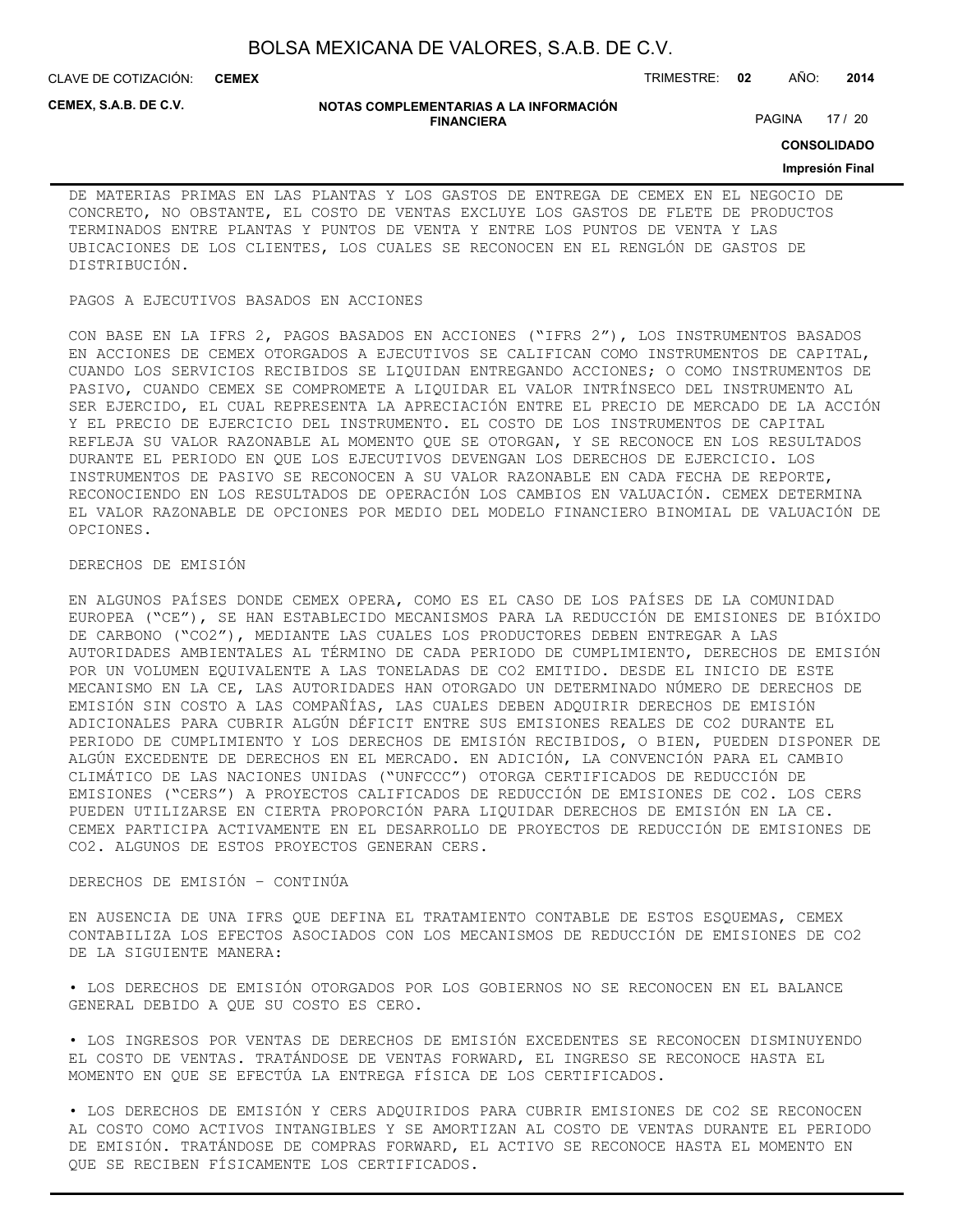DE MATERIAS PRIMAS EN LAS PLANTAS Y LOS GASTOS DE ENTREGA DE CEMEX EN EL NEGOCIO DE CONCRETO, NO OBSTANTE, EL COSTO DE VENTAS EXCLUYE LOS GASTOS DE FLETE DE PRODUCTOS TERMINADOS ENTRE PLANTAS Y PUNTOS DE VENTA Y ENTRE LOS PUNTOS DE VENTA Y LAS UBICACIONES DE LOS CLIENTES, LOS CUALES SE RECONOCEN EN EL RENGLÓN DE GASTOS DE DISTRIBUCIÓN.

PAGOS A EJECUTIVOS BASADOS EN ACCIONES

CON BASE EN LA IFRS 2, PAGOS BASADOS EN ACCIONES ("IFRS 2"), LOS INSTRUMENTOS BASADOS EN ACCIONES DE CEMEX OTORGADOS A EJECUTIVOS SE CALIFICAN COMO INSTRUMENTOS DE CAPITAL, CUANDO LOS SERVICIOS RECIBIDOS SE LIQUIDAN ENTREGANDO ACCIONES; O COMO INSTRUMENTOS DE PASIVO, CUANDO CEMEX SE COMPROMETE A LIQUIDAR EL VALOR INTRÍNSECO DEL INSTRUMENTO AL SER EJERCIDO, EL CUAL REPRESENTA LA APRECIACIÓN ENTRE EL PRECIO DE MERCADO DE LA ACCIÓN Y EL PRECIO DE EJERCICIO DEL INSTRUMENTO. EL COSTO DE LOS INSTRUMENTOS DE CAPITAL REFLEJA SU VALOR RAZONABLE AL MOMENTO QUE SE OTORGAN, Y SE RECONOCE EN LOS RESULTADOS DURANTE EL PERIODO EN QUE LOS EJECUTIVOS DEVENGAN LOS DERECHOS DE EJERCICIO. LOS INSTRUMENTOS DE PASIVO SE RECONOCEN A SU VALOR RAZONABLE EN CADA FECHA DE REPORTE, RECONOCIENDO EN LOS RESULTADOS DE OPERACIÓN LOS CAMBIOS EN VALUACIÓN. CEMEX DETERMINA EL VALOR RAZONABLE DE OPCIONES POR MEDIO DEL MODELO FINANCIERO BINOMIAL DE VALUACIÓN DE OPCIONES.

DERECHOS DE EMISIÓN

EN ALGUNOS PAÍSES DONDE CEMEX OPERA, COMO ES EL CASO DE LOS PAÍSES DE LA COMUNIDAD EUROPEA ("CE"), SE HAN ESTABLECIDO MECANISMOS PARA LA REDUCCIÓN DE EMISIONES DE BIÓXIDO DE CARBONO ("$CO_2$"), MEDIANTE LAS CUALES LOS PRODUCTORES DEBEN ENTREGAR A LAS AUTORIDADES AMBIENTALES AL TÉRMINO DE CADA PERIODO DE CUMPLIMIENTO, DERECHOS DE EMISIÓN POR UN VOLUMEN EQUIVALENTE A LAS TONELADAS DE $CO_2$ EMITIDO. DESDE EL INICIO DE ESTE MECANISMO EN LA CE, LAS AUTORIDADES HAN OTORGADO UN DETERMINADO NÚMERO DE DERECHOS DE EMISIÓN SIN COSTO A LAS COMPAÑÍAS, LAS CUALES DEBEN ADQUIRIR DERECHOS DE EMISIÓN ADICIONALES PARA CUBRIR ALGÚN DÉFICIT ENTRE SUS EMISIONES REALES DE $CO_2$ DURANTE EL PERIODO DE CUMPLIMIENTO Y LOS DERECHOS DE EMISIÓN RECIBIDOS, O BIEN, PUEDEN DISPONER DE ALGÚN EXCEDENTE DE DERECHOS EN EL MERCADO. EN ADICIÓN, LA CONVENCIÓN PARA EL CAMBIO CLIMÁTICO DE LAS NACIONES UNIDAS ("UNFCCC") OTORGA CERTIFICADOS DE REDUCCIÓN DE EMISIONES ("CERS") A PROYECTOS CALIFICADOS DE REDUCCIÓN DE EMISIONES DE $CO_2$. LOS CERS PUEDEN UTILIZARSE EN CIERTA PROPORCIÓN PARA LIQUIDAR DERECHOS DE EMISIÓN EN LA CE. CEMEX PARTICIPA ACTIVAMENTE EN EL DESARROLLO DE PROYECTOS DE REDUCCIÓN DE EMISIONES DE $CO_2$. ALGUNOS DE ESTOS PROYECTOS GENERAN CERS.

DERECHOS DE EMISIÓN – CONTINÚA

EN AUSENCIA DE UNA IFRS QUE DEFINA EL TRATAMIENTO CONTABLE DE ESTOS ESQUEMAS, CEMEX CONTABILIZA LOS EFECTOS ASOCIADOS CON LOS MECANISMOS DE REDUCCIÓN DE EMISIONES DE $CO_2$ DE LA SIGUIENTE MANERA:

• LOS DERECHOS DE EMISIÓN OTORGADOS POR LOS GOBIERNOS NO SE RECONOCEN EN EL BALANCE GENERAL DEBIDO A QUE SU COSTO ES CERO.

• LOS INGRESOS POR VENTAS DE DERECHOS DE EMISIÓN EXCEDENTES SE RECONOCEN DISMINUYENDO EL COSTO DE VENTAS. TRATÁNDOSE DE VENTAS FORWARD, EL INGRESO SE RECONOCE HASTA EL MOMENTO EN QUE SE EFECTÚA LA ENTREGA FÍSICA DE LOS CERTIFICADOS.

• LOS DERECHOS DE EMISIÓN Y CERS ADQUIRIDOS PARA CUBRIR EMISIONES DE $CO_2$ SE RECONOCEN AL COSTO COMO ACTIVOS INTANGIBLES Y SE AMORTIZAN AL COSTO DE VENTAS DURANTE EL PERIODO DE EMISIÓN. TRATÁNDOSE DE COMPRAS FORWARD, EL ACTIVO SE RECONOCE HASTA EL MOMENTO EN QUE SE RECIBEN FÍSICAMENTE LOS CERTIFICADOS.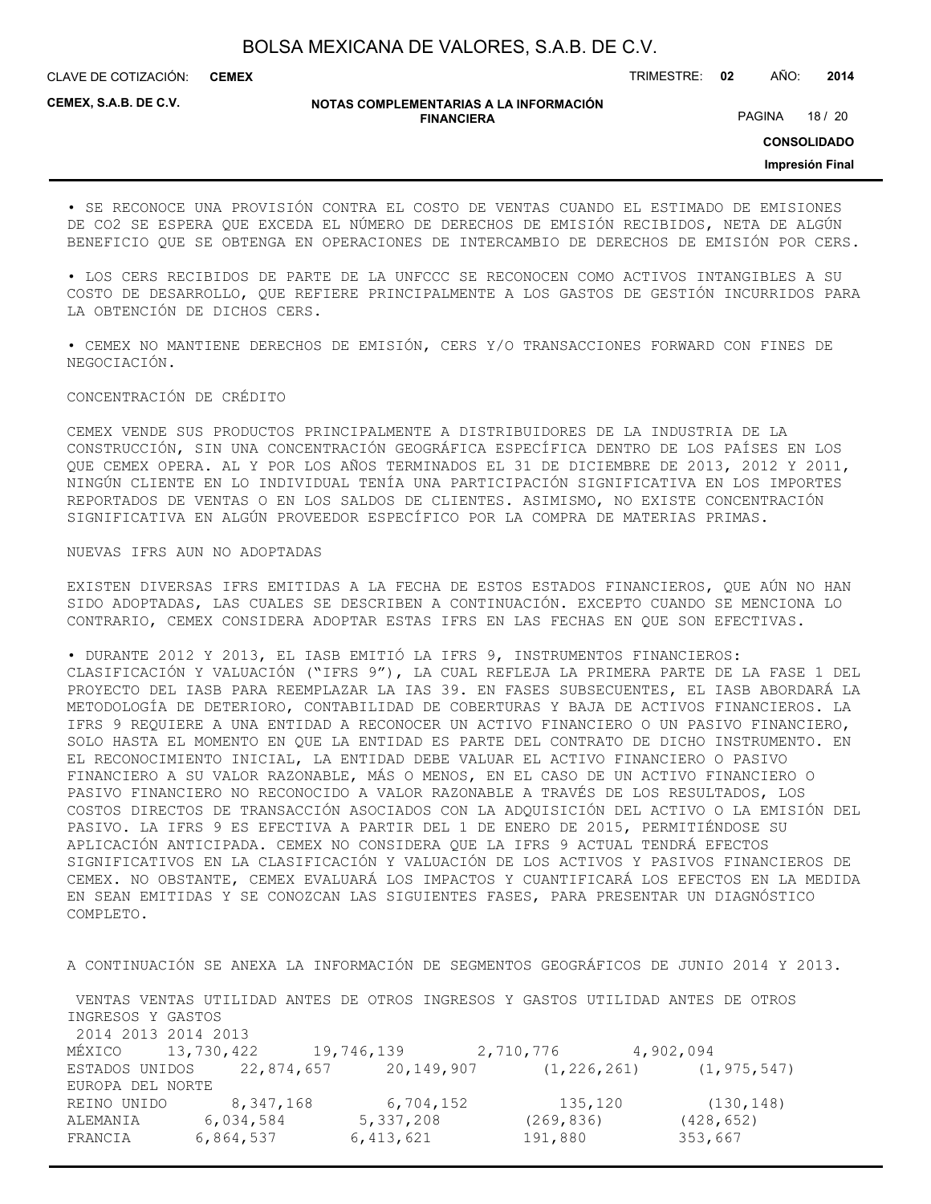• SE RECONOCE UNA PROVISIÓN CONTRA EL COSTO DE VENTAS CUANDO EL ESTIMADO DE EMISIONES DE $CO_2$ SE ESPERA QUE EXCEDA EL NÚMERO DE DERECHOS DE EMISIÓN RECIBIDOS, NETA DE ALGÚN BENEFICIO QUE SE OBTENGA EN OPERACIONES DE INTERCAMBIO DE DERECHOS DE EMISIÓN POR CERS.

• LOS CERS RECIBIDOS DE PARTE DE LA UNFCCC SE RECONOCEN COMO ACTIVOS INTANGIBLES A SU COSTO DE DESARROLLO, QUE REFIERE PRINCIPALMENTE A LOS GASTOS DE GESTIÓN INCURRIDOS PARA LA OBTENCIÓN DE DICHOS CERS.

• CEMEX NO MANTIENE DERECHOS DE EMISIÓN, CERS Y/O TRANSACCIONES FORWARD CON FINES DE NEGOCIACIÓN.

CONCENTRACIÓN DE CRÉDITO

CEMEX VENDE SUS PRODUCTOS PRINCIPALMENTE A DISTRIBUIDORES DE LA INDUSTRIA DE LA CONSTRUCCIÓN, SIN UNA CONCENTRACIÓN GEOGRÁFICA ESPECÍFICA DENTRO DE LOS PAÍSES EN LOS QUE CEMEX OPERA. AL Y POR LOS AÑOS TERMINADOS EL 31 DE DICIEMBRE DE 2013, 2012 Y 2011, NINGÚN CLIENTE EN LO INDIVIDUAL TENÍA UNA PARTICIPACIÓN SIGNIFICATIVA EN LOS IMPORTES REPORTADOS DE VENTAS O EN LOS SALDOS DE CLIENTES. ASIMISMO, NO EXISTE CONCENTRACIÓN SIGNIFICATIVA EN ALGÚN PROVEEDOR ESPECÍFICO POR LA COMPRA DE MATERIAS PRIMAS.

NUEVAS IFRS AUN NO ADOPTADAS

EXISTEN DIVERSAS IFRS EMITIDAS A LA FECHA DE ESTOS ESTADOS FINANCIEROS, QUE AÚN NO HAN SIDO ADOPTADAS, LAS CUALES SE DESCRIBEN A CONTINUACIÓN. EXCEPTO CUANDO SE MENCIONA LO CONTRARIO, CEMEX CONSIDERA ADOPTAR ESTAS IFRS EN LAS FECHAS EN QUE SON EFECTIVAS.

• DURANTE 2012 Y 2013, EL IASB EMITIÓ LA IFRS 9, INSTRUMENTOS FINANCIEROS: CLASIFICACIÓN Y VALUACIÓN ("IFRS 9"), LA CUAL REFLEJA LA PRIMERA PARTE DE LA FASE 1 DEL PROYECTO DEL IASB PARA REEMPLAZAR LA IAS 39. EN FASES SUBSECUENTES, EL IASB ABORDARÁ LA METODOLOGÍA DE DETERIORO, CONTABILIDAD DE COBERTURAS Y BAJA DE ACTIVOS FINANCIEROS. LA IFRS 9 REQUIERE A UNA ENTIDAD A RECONOCER UN ACTIVO FINANCIERO O UN PASIVO FINANCIERO, SOLO HASTA EL MOMENTO EN QUE LA ENTIDAD ES PARTE DEL CONTRATO DE DICHO INSTRUMENTO. EN EL RECONOCIMIENTO INICIAL, LA ENTIDAD DEBE VALUAR EL ACTIVO FINANCIERO O PASIVO FINANCIERO A SU VALOR RAZONABLE, MÁS O MENOS, EN EL CASO DE UN ACTIVO FINANCIERO O PASIVO FINANCIERO NO RECONOCIDO A VALOR RAZONABLE A TRAVÉS DE LOS RESULTADOS, LOS COSTOS DIRECTOS DE TRANSACCIÓN ASOCIADOS CON LA ADQUISICIÓN DEL ACTIVO O LA EMISIÓN DEL PASIVO. LA IFRS 9 ES EFECTIVA A PARTIR DEL 1 DE ENERO DE 2015, PERMITIÉNDOSE SU APLICACIÓN ANTICIPADA. CEMEX NO CONSIDERA QUE LA IFRS 9 ACTUAL TENDRÁ EFECTOS SIGNIFICATIVOS EN LA CLASIFICACIÓN Y VALUACIÓN DE LOS ACTIVOS Y PASIVOS FINANCIEROS DE CEMEX. NO OBSTANTE, CEMEX EVALUARÁ LOS IMPACTOS Y CUANTIFICARÁ LOS EFECTOS EN LA MEDIDA EN SEAN EMITIDAS Y SE CONOZCAN LAS SIGUIENTES FASES, PARA PRESENTAR UN DIAGNÓSTICO COMPLETO.

A CONTINUACIÓN SE ANEXA LA INFORMACIÓN DE SEGMENTOS GEOGRÁFICOS DE JUNIO 2014 Y 2013.

| | VENTAS | VENTAS | UTILIDAD ANTES DE OTROS INGRESOS Y GASTOS | UTILIDAD ANTES DE OTROS INGRESOS Y GASTOS |
|---|---|---|---|---|
| | 2014 | 2013 | 2014 | 2013 |
| MÉXICO | 13,730,422 | 19,746,139 | 2,710,776 | 4,902,094 |
| ESTADOS UNIDOS | 22,874,657 | 20,149,907 | (1,226,261) | (1,975,547) |
| EUROPA DEL NORTE | | | | |
| REINO UNIDO | 8,347,168 | 6,704,152 | 135,120 | (130,148) |
| ALEMANIA | 6,034,584 | 5,337,208 | (269,836) | (428,652) |
| FRANCIA | 6,864,537 | 6,413,621 | 191,880 | 353,667 |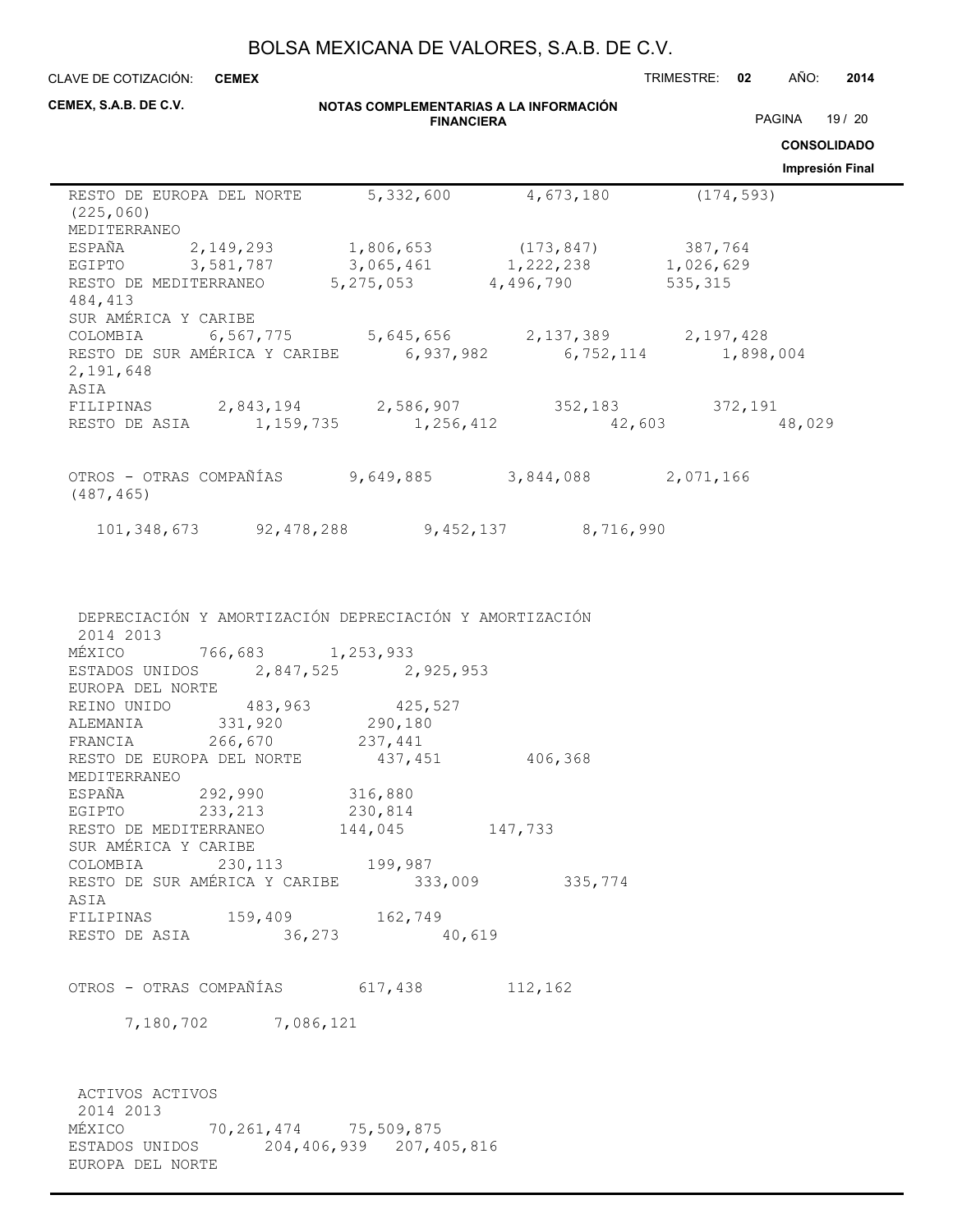| | | | | |
|---|---|---|---|---|
| RESTO DE EUROPA DEL NORTE | 5,332,600 | 4,673,180 | (174,593) | (225,060) |
| MEDITERRANEO | | | | |
| ESPAÑA | 2,149,293 | 1,806,653 | (173,847) | 387,764 |
| EGIPTO | 3,581,787 | 3,065,461 | 1,222,238 | 1,026,629 |
| RESTO DE MEDITERRANEO | 5,275,053 | 4,496,790 | 535,315 | 484,413 |
| SUR AMÉRICA Y CARIBE | | | | |
| COLOMBIA | 6,567,775 | 5,645,656 | 2,137,389 | 2,197,428 |
| RESTO DE SUR AMÉRICA Y CARIBE | 6,937,982 | 6,752,114 | 1,898,004 | 2,191,648 |
| ASIA | | | | |
| FILIPINAS | 2,843,194 | 2,586,907 | 352,183 | 372,191 |
| RESTO DE ASIA | 1,159,735 | 1,256,412 | 42,603 | 48,029 |
| OTROS - OTRAS COMPAÑÍAS | 9,649,885 | 3,844,088 | 2,071,166 | (487,465) |
| | 101,348,673 | 92,478,288 | 9,452,137 | 8,716,990 |

| | DEPRECIACIÓN Y AMORTIZACIÓN 2014 | DEPRECIACIÓN Y AMORTIZACIÓN 2013 |
|---|---|---|
| MÉXICO | 766,683 | 1,253,933 |
| ESTADOS UNIDOS | 2,847,525 | 2,925,953 |
| EUROPA DEL NORTE | | |
| REINO UNIDO | 483,963 | 425,527 |
| ALEMANIA | 331,920 | 290,180 |
| FRANCIA | 266,670 | 237,441 |
| RESTO DE EUROPA DEL NORTE | 437,451 | 406,368 |
| MEDITERRANEO | | |
| ESPAÑA | 292,990 | 316,880 |
| EGIPTO | 233,213 | 230,814 |
| RESTO DE MEDITERRANEO | 144,045 | 147,733 |
| SUR AMÉRICA Y CARIBE | | |
| COLOMBIA | 230,113 | 199,987 |
| RESTO DE SUR AMÉRICA Y CARIBE | 333,009 | 335,774 |
| ASIA | | |
| FILIPINAS | 159,409 | 162,749 |
| RESTO DE ASIA | 36,273 | 40,619 |
| OTROS - OTRAS COMPAÑÍAS | 617,438 | 112,162 |
| | 7,180,702 | 7,086,121 |

| | ACTIVOS 2014 | ACTIVOS 2013 |
|---|---|---|
| MÉXICO | 70,261,474 | 75,509,875 |
| ESTADOS UNIDOS | 204,406,939 | 207,405,816 |
| EUROPA DEL NORTE | | |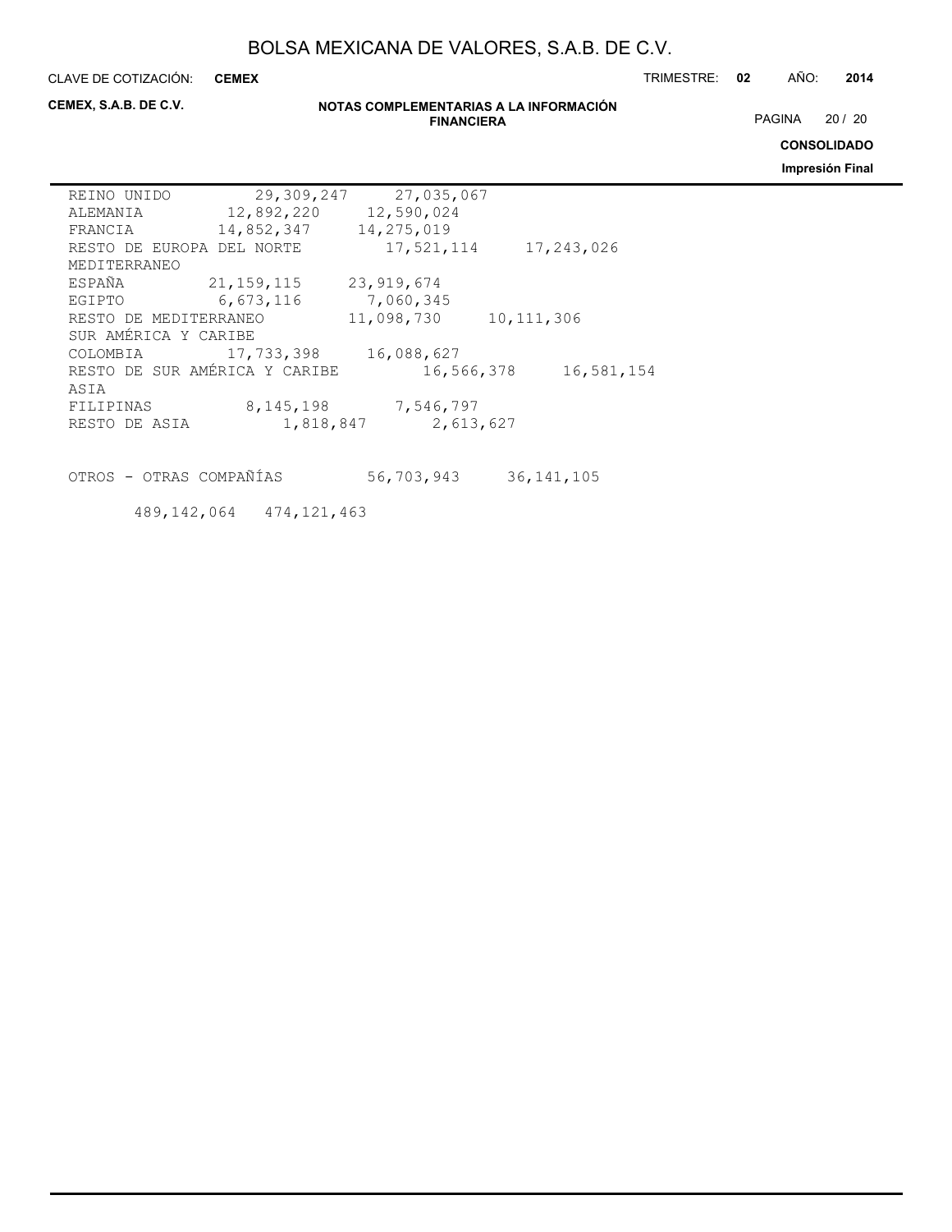| | | |
|---|---|---|
| REINO UNIDO | 29,309,247 | 27,035,067 |
| ALEMANIA | 12,892,220 | 12,590,024 |
| FRANCIA | 14,852,347 | 14,275,019 |
| RESTO DE EUROPA DEL NORTE | 17,521,114 | 17,243,026 |
| MEDITERRANEO | | |
| ESPAÑA | 21,159,115 | 23,919,674 |
| EGIPTO | 6,673,116 | 7,060,345 |
| RESTO DE MEDITERRANEO | 11,098,730 | 10,111,306 |
| SUR AMÉRICA Y CARIBE | | |
| COLOMBIA | 17,733,398 | 16,088,627 |
| RESTO DE SUR AMÉRICA Y CARIBE | 16,566,378 | 16,581,154 |
| ASIA | | |
| FILIPINAS | 8,145,198 | 7,546,797 |
| RESTO DE ASIA | 1,818,847 | 2,613,627 |
| | | |
| OTROS - OTRAS COMPAÑÍAS | 56,703,943 | 36,141,105 |
| | 489,142,064 | 474,121,463 |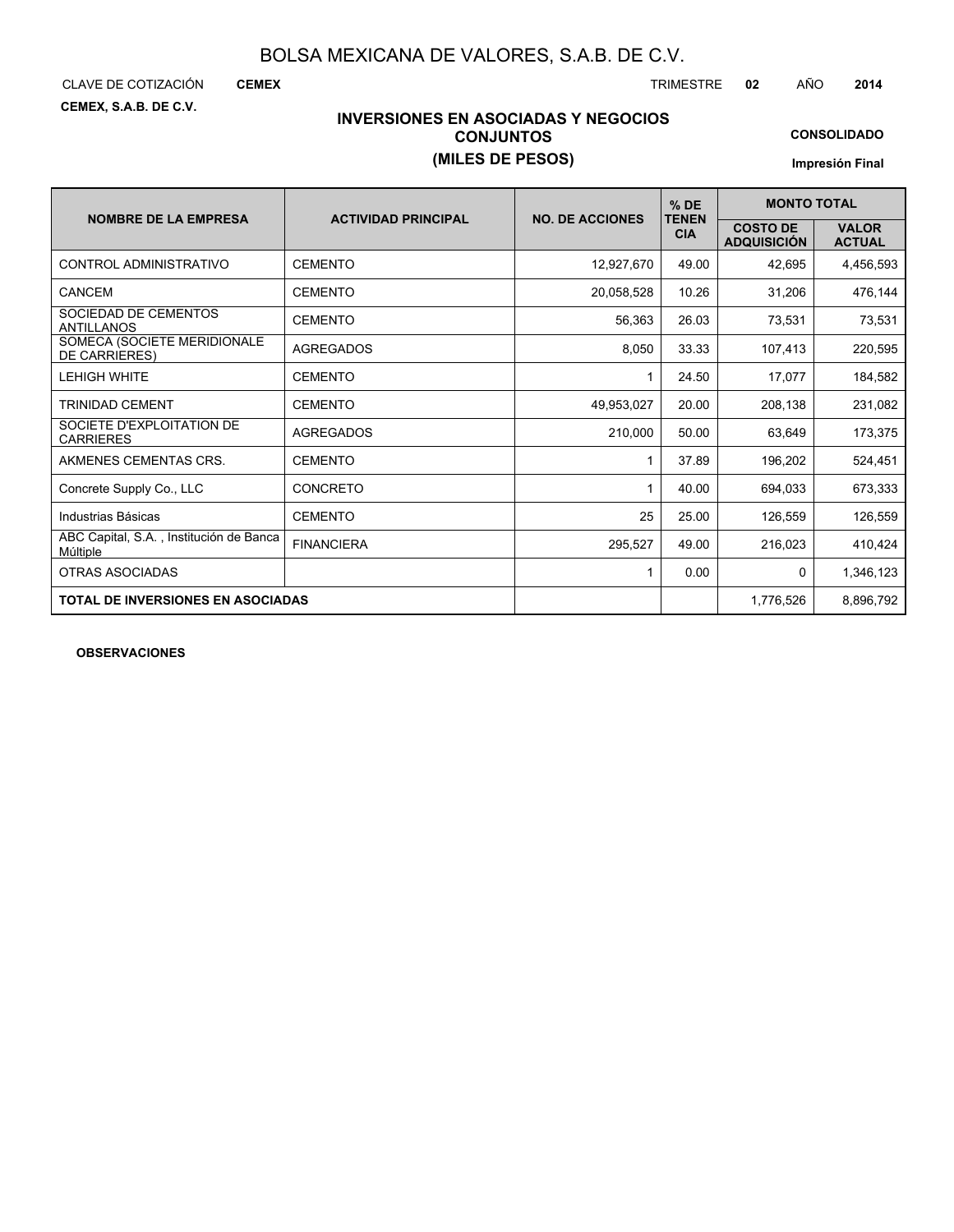# BOLSA MEXICANA DE VALORES, S.A.B. DE C.V.

CLAVE DE COTIZACIÓN **CEMEX** TRIMESTRE **02** AÑO **2014**

**CEMEX, S.A.B. DE C.V.**

## INVERSIONES EN ASOCIADAS Y NEGOCIOS CONJUNTOS
## (MILES DE PESOS)

**CONSOLIDADO**

**Impresión Final**

| NOMBRE DE LA EMPRESA | ACTIVIDAD PRINCIPAL | NO. DE ACCIONES | % DE TENENCIA | MONTO TOTAL | |
|---|---|---|---|---|---|
| | | | | COSTO DE ADQUISICIÓN | VALOR ACTUAL |
| CONTROL ADMINISTRATIVO | CEMENTO | 12,927,670 | 49.00 | 42,695 | 4,456,593 |
| CANCEM | CEMENTO | 20,058,528 | 10.26 | 31,206 | 476,144 |
| SOCIEDAD DE CEMENTOS ANTILLANOS | CEMENTO | 56,363 | 26.03 | 73,531 | 73,531 |
| SOMECA (SOCIETE MERIDIONALE DE CARRIERES) | AGREGADOS | 8,050 | 33.33 | 107,413 | 220,595 |
| LEHIGH WHITE | CEMENTO | 1 | 24.50 | 17,077 | 184,582 |
| TRINIDAD CEMENT | CEMENTO | 49,953,027 | 20.00 | 208,138 | 231,082 |
| SOCIETE D'EXPLOITATION DE CARRIERES | AGREGADOS | 210,000 | 50.00 | 63,649 | 173,375 |
| AKMENES CEMENTAS CRS. | CEMENTO | 1 | 37.89 | 196,202 | 524,451 |
| Concrete Supply Co., LLC | CONCRETO | 1 | 40.00 | 694,033 | 673,333 |
| Industrias Básicas | CEMENTO | 25 | 25.00 | 126,559 | 126,559 |
| ABC Capital, S.A. , Institución de Banca Múltiple | FINANCIERA | 295,527 | 49.00 | 216,023 | 410,424 |
| OTRAS ASOCIADAS | | 1 | 0.00 | 0 | 1,346,123 |
| **TOTAL DE INVERSIONES EN ASOCIADAS** | | | | 1,776,526 | 8,896,792 |

**OBSERVACIONES**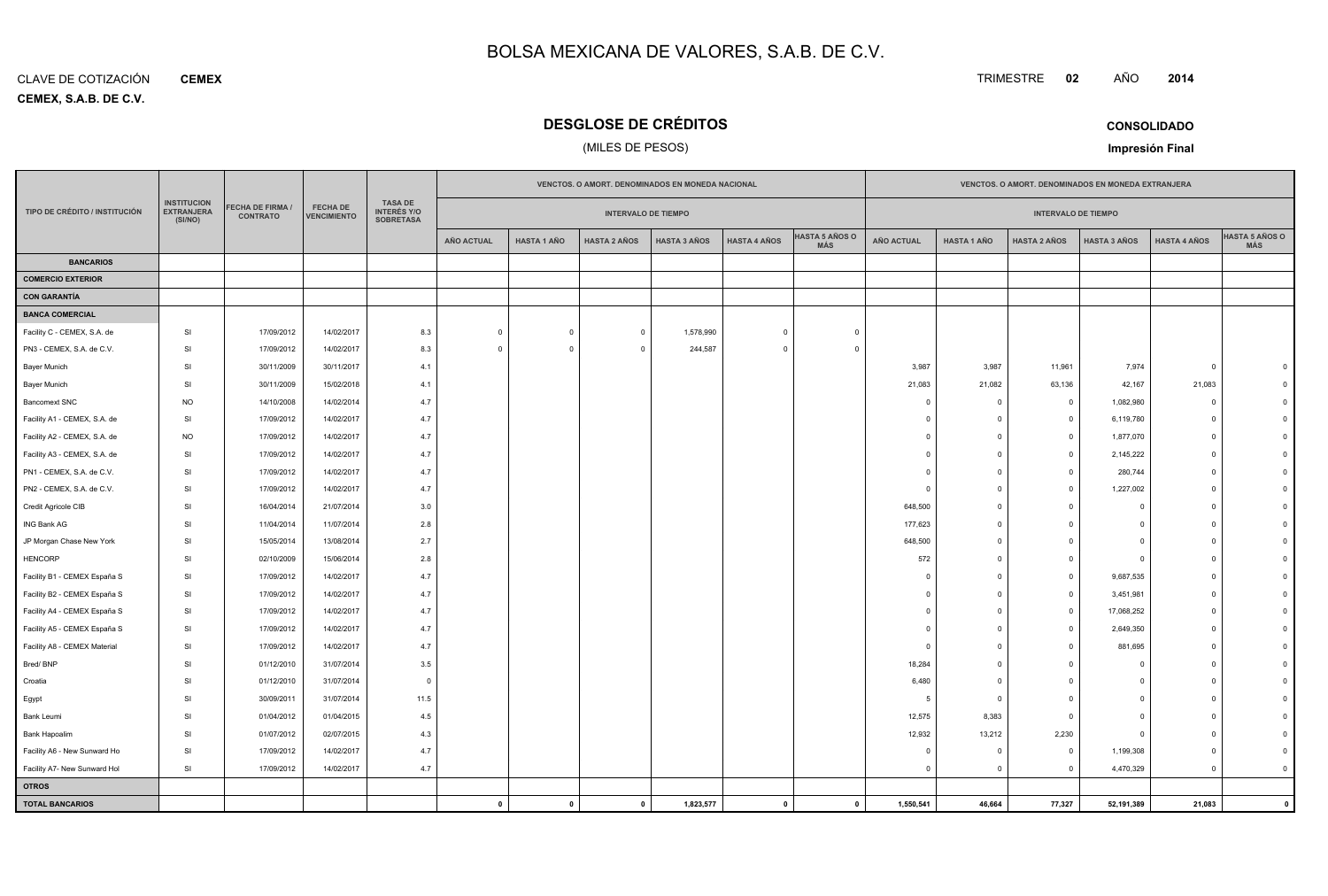# BOLSA MEXICANA DE VALORES, S.A.B. DE C.V.

CLAVE DE COTIZACIÓN **CEMEX**

**CEMEX, S.A.B. DE C.V.**

TRIMESTRE **02** AÑO **2014**

## DESGLOSE DE CRÉDITOS

(MILES DE PESOS)

**CONSOLIDADO**

**Impresión Final**

| TIPO DE CRÉDITO / INSTITUCIÓN | INSTITUCION EXTRANJERA (SI/NO) | FECHA DE FIRMA / CONTRATO | FECHA DE VENCIMIENTO | TASA DE INTERÉS Y/O SOBRETASA | VENCTOS. O AMORT. DENOMINADOS EN MONEDA NACIONAL | | | | | | VENCTOS. O AMORT. DENOMINADOS EN MONEDA EXTRANJERA | | | | | |
|---|---|---|---|---|---|---|---|---|---|---|---|---|---|---|---|---|
| | | | | | INTERVALO DE TIEMPO | | | | | | INTERVALO DE TIEMPO | | | | | |
| | | | | | AÑO ACTUAL | HASTA 1 AÑO | HASTA 2 AÑOS | HASTA 3 AÑOS | HASTA 4 AÑOS | HASTA 5 AÑOS O MÁS | AÑO ACTUAL | HASTA 1 AÑO | HASTA 2 AÑOS | HASTA 3 AÑOS | HASTA 4 AÑOS | HASTA 5 AÑOS O MÁS |
| **BANCARIOS** | | | | | | | | | | | | | | | | |
| **COMERCIO EXTERIOR** | | | | | | | | | | | | | | | | |
| **CON GARANTÍA** | | | | | | | | | | | | | | | | |
| **BANCA COMERCIAL** | | | | | | | | | | | | | | | | |
| Facility C - CEMEX, S.A. de | SI | 17/09/2012 | 14/02/2017 | 8.3 | 0 | 0 | 0 | 1,578,990 | 0 | 0 | | | | | | |
| PN3 - CEMEX, S.A. de C.V. | SI | 17/09/2012 | 14/02/2017 | 8.3 | 0 | 0 | 0 | 244,587 | 0 | 0 | | | | | | |
| Bayer Munich | SI | 30/11/2009 | 30/11/2017 | 4.1 | | | | | | | 3,987 | 3,987 | 11,961 | 7,974 | 0 | 0 |
| Bayer Munich | SI | 30/11/2009 | 15/02/2018 | 4.1 | | | | | | | 21,083 | 21,082 | 63,136 | 42,167 | 21,083 | 0 |
| Bancomext SNC | NO | 14/10/2008 | 14/02/2014 | 4.7 | | | | | | | 0 | 0 | 0 | 1,082,980 | 0 | 0 |
| Facility A1 - CEMEX, S.A. de | SI | 17/09/2012 | 14/02/2017 | 4.7 | | | | | | | 0 | 0 | 0 | 6,119,780 | 0 | 0 |
| Facility A2 - CEMEX, S.A. de | NO | 17/09/2012 | 14/02/2017 | 4.7 | | | | | | | 0 | 0 | 0 | 1,877,070 | 0 | 0 |
| Facility A3 - CEMEX, S.A. de | SI | 17/09/2012 | 14/02/2017 | 4.7 | | | | | | | 0 | 0 | 0 | 2,145,222 | 0 | 0 |
| PN1 - CEMEX, S.A. de C.V. | SI | 17/09/2012 | 14/02/2017 | 4.7 | | | | | | | 0 | 0 | 0 | 280,744 | 0 | 0 |
| PN2 - CEMEX, S.A. de C.V. | SI | 17/09/2012 | 14/02/2017 | 4.7 | | | | | | | 0 | 0 | 0 | 1,227,002 | 0 | 0 |
| Credit Agricole CIB | SI | 16/04/2014 | 21/07/2014 | 3.0 | | | | | | | 648,500 | 0 | 0 | 0 | 0 | 0 |
| ING Bank AG | SI | 11/04/2014 | 11/07/2014 | 2.8 | | | | | | | 177,623 | 0 | 0 | 0 | 0 | 0 |
| JP Morgan Chase New York | SI | 15/05/2014 | 13/08/2014 | 2.7 | | | | | | | 648,500 | 0 | 0 | 0 | 0 | 0 |
| HENCORP | SI | 02/10/2009 | 15/06/2014 | 2.8 | | | | | | | 572 | 0 | 0 | 0 | 0 | 0 |
| Facility B1 - CEMEX España S | SI | 17/09/2012 | 14/02/2017 | 4.7 | | | | | | | 0 | 0 | 0 | 9,687,535 | 0 | 0 |
| Facility B2 - CEMEX España S | SI | 17/09/2012 | 14/02/2017 | 4.7 | | | | | | | 0 | 0 | 0 | 3,451,981 | 0 | 0 |
| Facility A4 - CEMEX España S | SI | 17/09/2012 | 14/02/2017 | 4.7 | | | | | | | 0 | 0 | 0 | 17,068,252 | 0 | 0 |
| Facility A5 - CEMEX España S | SI | 17/09/2012 | 14/02/2017 | 4.7 | | | | | | | 0 | 0 | 0 | 2,649,350 | 0 | 0 |
| Facility A8 - CEMEX Material | SI | 17/09/2012 | 14/02/2017 | 4.7 | | | | | | | 0 | 0 | 0 | 881,695 | 0 | 0 |
| Bred/ BNP | SI | 01/12/2010 | 31/07/2014 | 3.5 | | | | | | | 18,284 | 0 | 0 | 0 | 0 | 0 |
| Croatia | SI | 01/12/2010 | 31/07/2014 | 0 | | | | | | | 6,480 | 0 | 0 | 0 | 0 | 0 |
| Egypt | SI | 30/09/2011 | 31/07/2014 | 11.5 | | | | | | | 5 | 0 | 0 | 0 | 0 | 0 |
| Bank Leumi | SI | 01/04/2012 | 01/04/2015 | 4.5 | | | | | | | 12,575 | 8,383 | 0 | 0 | 0 | 0 |
| Bank Hapoalim | SI | 01/07/2012 | 02/07/2015 | 4.3 | | | | | | | 12,932 | 13,212 | 2,230 | 0 | 0 | 0 |
| Facility A6 - New Sunward Ho | SI | 17/09/2012 | 14/02/2017 | 4.7 | | | | | | | 0 | 0 | 0 | 1,199,308 | 0 | 0 |
| Facility A7- New Sunward Hol | SI | 17/09/2012 | 14/02/2017 | 4.7 | | | | | | | 0 | 0 | 0 | 4,470,329 | 0 | 0 |
| **OTROS** | | | | | | | | | | | | | | | | |
| **TOTAL BANCARIOS** | | | | | **0** | **0** | **0** | **1,823,577** | **0** | **0** | **1,550,541** | **46,664** | **77,327** | **52,191,389** | **21,083** | **0** |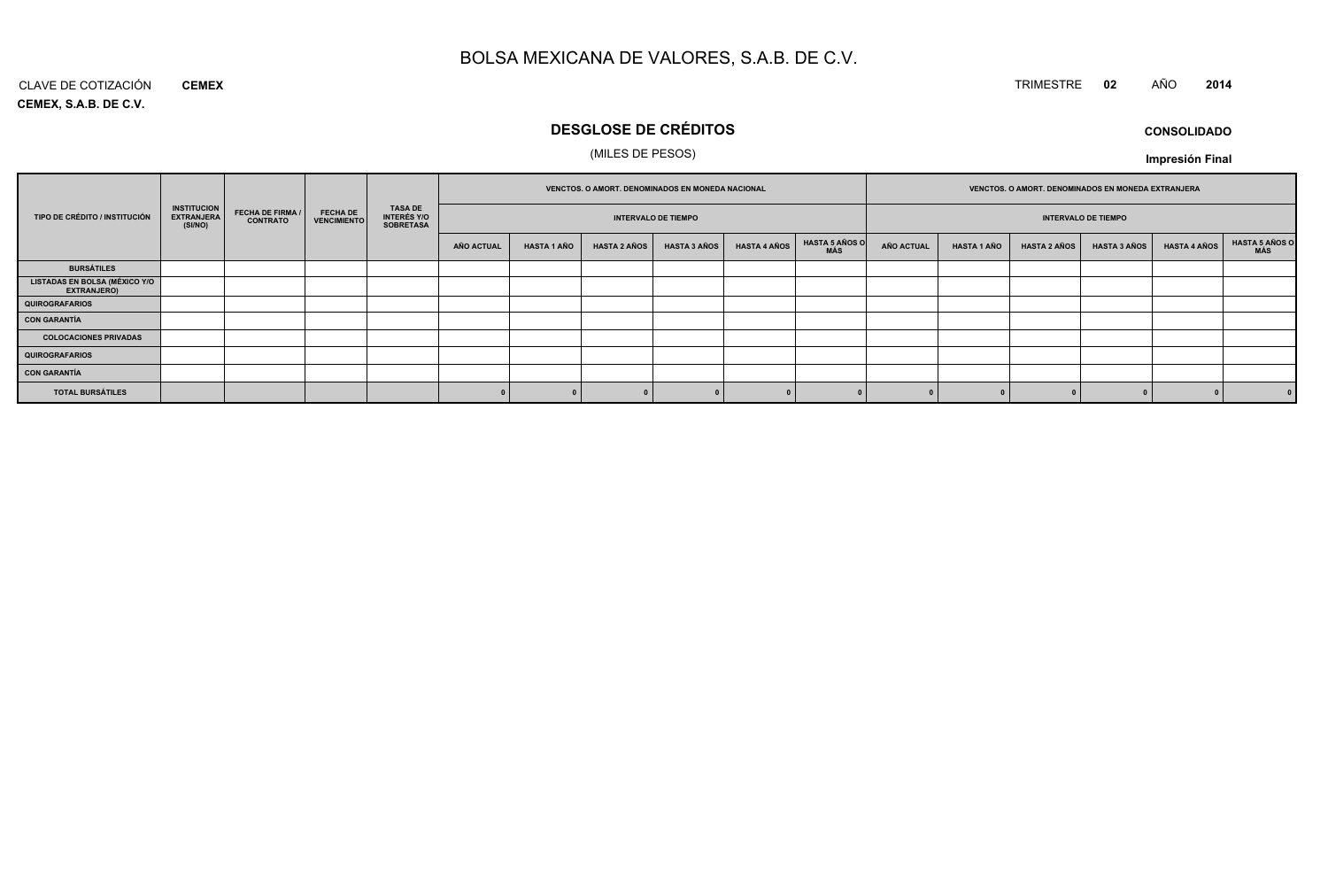# BOLSA MEXICANA DE VALORES, S.A.B. DE C.V.

CLAVE DE COTIZACIÓN **CEMEX**

**CEMEX, S.A.B. DE C.V.**

TRIMESTRE **02** AÑO **2014**

## DESGLOSE DE CRÉDITOS

(MILES DE PESOS)

**CONSOLIDADO**

**Impresión Final**

| TIPO DE CRÉDITO / INSTITUCIÓN | INSTITUCION EXTRANJERA (SI/NO) | FECHA DE FIRMA / CONTRATO | FECHA DE VENCIMIENTO | TASA DE INTERÉS Y/O SOBRETASA | VENCTOS. O AMORT. DENOMINADOS EN MONEDA NACIONAL | | | | | | VENCTOS. O AMORT. DENOMINADOS EN MONEDA EXTRANJERA | | | | | |
|---|---|---|---|---|---|---|---|---|---|---|---|---|---|---|---|---|
| | | | | | INTERVALO DE TIEMPO | | | | | | INTERVALO DE TIEMPO | | | | | |
| | | | | | AÑO ACTUAL | HASTA 1 AÑO | HASTA 2 AÑOS | HASTA 3 AÑOS | HASTA 4 AÑOS | HASTA 5 AÑOS O MÁS | AÑO ACTUAL | HASTA 1 AÑO | HASTA 2 AÑOS | HASTA 3 AÑOS | HASTA 4 AÑOS | HASTA 5 AÑOS O MÁS |
| BURSÁTILES | | | | | | | | | | | | | | | | |
| LISTADAS EN BOLSA (MÉXICO Y/O EXTRANJERO) | | | | | | | | | | | | | | | | |
| QUIROGRAFARIOS | | | | | | | | | | | | | | | | |
| CON GARANTÍA | | | | | | | | | | | | | | | | |
| COLOCACIONES PRIVADAS | | | | | | | | | | | | | | | | |
| QUIROGRAFARIOS | | | | | | | | | | | | | | | | |
| CON GARANTÍA | | | | | | | | | | | | | | | | |
| TOTAL BURSÁTILES | | | | | 0 | 0 | 0 | 0 | 0 | 0 | 0 | 0 | 0 | 0 | 0 | 0 |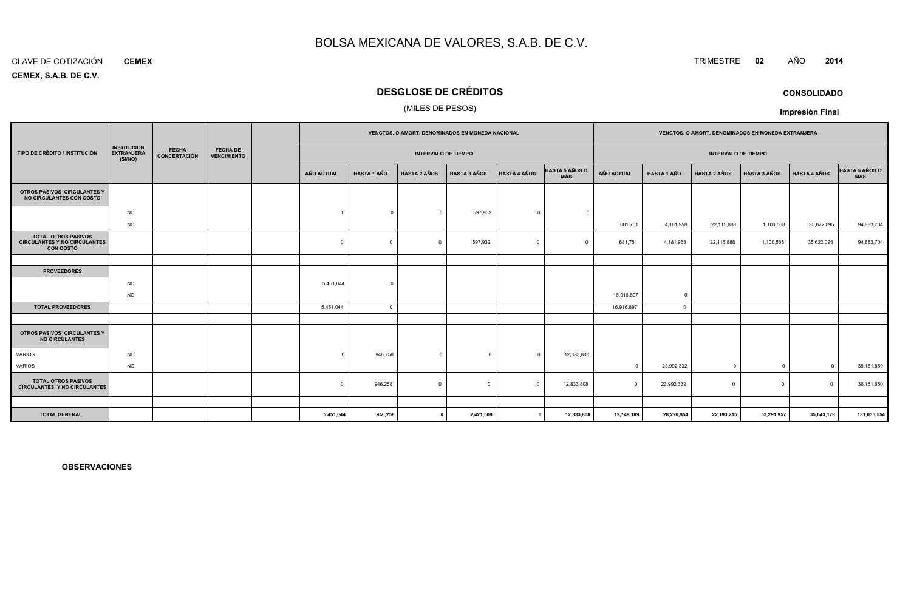# BOLSA MEXICANA DE VALORES, S.A.B. DE C.V.

CLAVE DE COTIZACIÓN **CEMEX**

TRIMESTRE **02** AÑO **2014**

**CEMEX, S.A.B. DE C.V.**

## DESGLOSE DE CRÉDITOS

(MILES DE PESOS)

**CONSOLIDADO**

**Impresión Final**

| TIPO DE CRÉDITO / INSTITUCIÓN | INSTITUCION EXTRANJERA (SI/NO) | FECHA CONCERTACIÓN | FECHA DE VENCIMIENTO | | VENCTOS. O AMORT. DENOMINADOS EN MONEDA NACIONAL | | | | | | VENCTOS. O AMORT. DENOMINADOS EN MONEDA EXTRANJERA | | | | | |
|---|---|---|---|---|---|---|---|---|---|---|---|---|---|---|---|---|
| | | | | | INTERVALO DE TIEMPO | | | | | | INTERVALO DE TIEMPO | | | | | |
| | | | | | AÑO ACTUAL | HASTA 1 AÑO | HASTA 2 AÑOS | HASTA 3 AÑOS | HASTA 4 AÑOS | HASTA 5 AÑOS O MÁS | AÑO ACTUAL | HASTA 1 AÑO | HASTA 2 AÑOS | HASTA 3 AÑOS | HASTA 4 AÑOS | HASTA 5 AÑOS O MÁS |
| **OTROS PASIVOS CIRCULANTES Y NO CIRCULANTES CON COSTO** | | | | | | | | | | | | | | | | |
| | NO | | | | 0 | 0 | 0 | 597,932 | 0 | 0 | | | | | | |
| | NO | | | | | | | | | | 681,751 | 4,181,958 | 22,115,888 | 1,100,568 | 35,622,095 | 94,883,704 |
| **TOTAL OTROS PASIVOS CIRCULANTES Y NO CIRCULANTES CON COSTO** | | | | | 0 | 0 | 0 | 597,932 | 0 | 0 | 681,751 | 4,181,958 | 22,115,888 | 1,100,568 | 35,622,095 | 94,883,704 |
| | | | | | | | | | | | | | | | | |
| **PROVEEDORES** | | | | | | | | | | | | | | | | |
| | NO | | | | 5,451,044 | 0 | | | | | | | | | | |
| | NO | | | | | | | | | | 16,916,897 | 0 | | | | |
| **TOTAL PROVEEDORES** | | | | | 5,451,044 | 0 | | | | | 16,916,897 | 0 | | | | |
| | | | | | | | | | | | | | | | | |
| **OTROS PASIVOS CIRCULANTES Y NO CIRCULANTES** | | | | | | | | | | | | | | | | |
| VARIOS | NO | | | | 0 | 946,258 | 0 | 0 | 0 | 12,833,808 | | | | | | |
| VARIOS | NO | | | | | | | | | | 0 | 23,992,332 | 0 | 0 | 0 | 36,151,850 |
| **TOTAL OTROS PASIVOS CIRCULANTES Y NO CIRCULANTES** | | | | | 0 | 946,258 | 0 | 0 | 0 | 12,833,808 | 0 | 23,992,332 | 0 | 0 | 0 | 36,151,850 |
| | | | | | | | | | | | | | | | | |
| **TOTAL GENERAL** | | | | | **5,451,044** | **946,258** | **0** | **2,421,509** | **0** | **12,833,808** | **19,149,189** | **28,220,954** | **22,193,215** | **53,291,957** | **35,643,178** | **131,035,554** |

**OBSERVACIONES**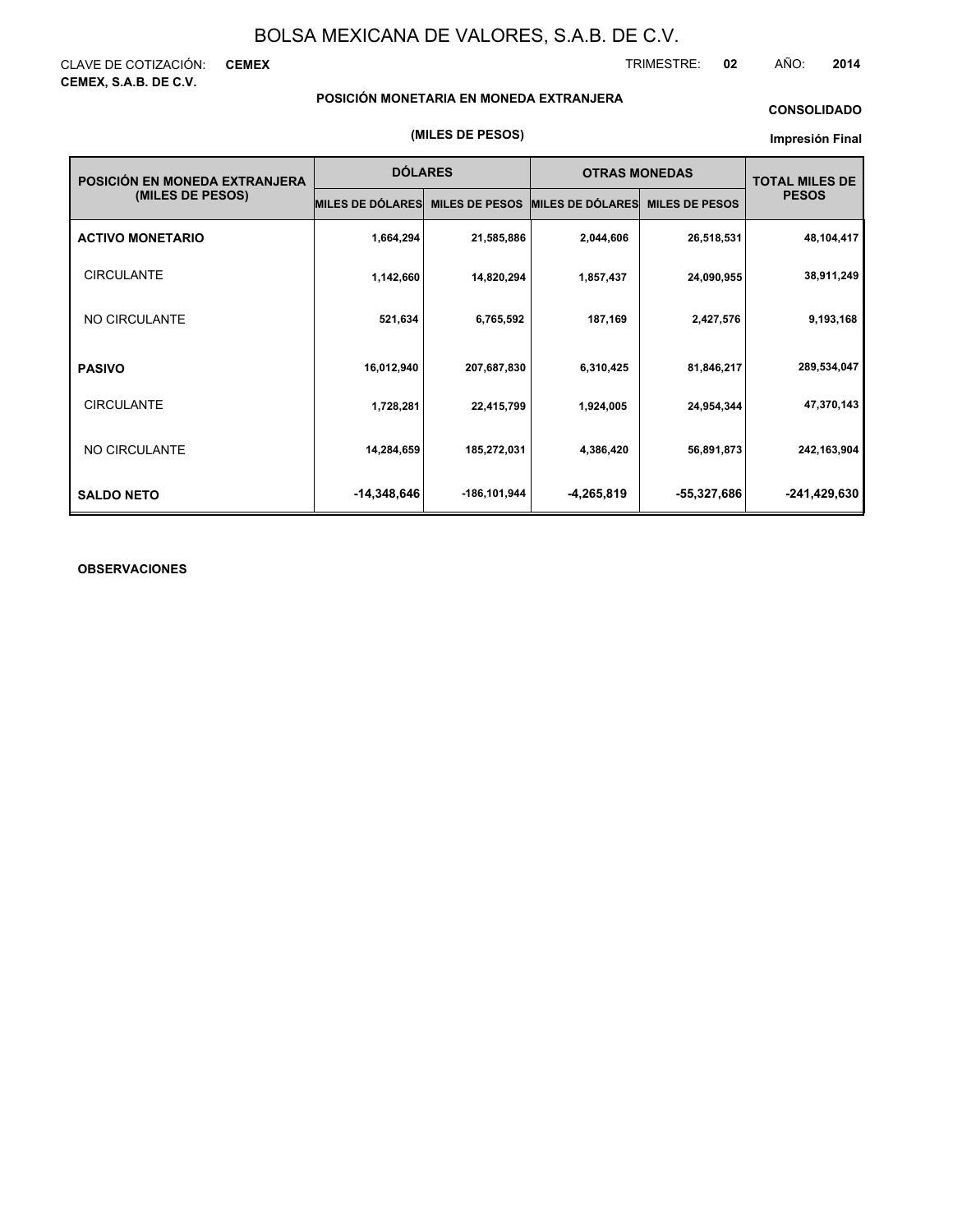# BOLSA MEXICANA DE VALORES, S.A.B. DE C.V.

CLAVE DE COTIZACIÓN: **CEMEX** TRIMESTRE: **02** AÑO: **2014**

**CEMEX, S.A.B. DE C.V.**

**POSICIÓN MONETARIA EN MONEDA EXTRANJERA**

**CONSOLIDADO**

**(MILES DE PESOS)**

**Impresión Final**

| POSICIÓN EN MONEDA EXTRANJERA (MILES DE PESOS) | DÓLARES | | OTRAS MONEDAS | | TOTAL MILES DE PESOS |
|---|---|---|---|---|---|
| | MILES DE DÓLARES | MILES DE PESOS | MILES DE DÓLARES | MILES DE PESOS | |
| **ACTIVO MONETARIO** | 1,664,294 | 21,585,886 | 2,044,606 | 26,518,531 | 48,104,417 |
| CIRCULANTE | 1,142,660 | 14,820,294 | 1,857,437 | 24,090,955 | 38,911,249 |
| NO CIRCULANTE | 521,634 | 6,765,592 | 187,169 | 2,427,576 | 9,193,168 |
| **PASIVO** | 16,012,940 | 207,687,830 | 6,310,425 | 81,846,217 | 289,534,047 |
| CIRCULANTE | 1,728,281 | 22,415,799 | 1,924,005 | 24,954,344 | 47,370,143 |
| NO CIRCULANTE | 14,284,659 | 185,272,031 | 4,386,420 | 56,891,873 | 242,163,904 |
| **SALDO NETO** | -14,348,646 | -186,101,944 | -4,265,819 | -55,327,686 | -241,429,630 |

**OBSERVACIONES**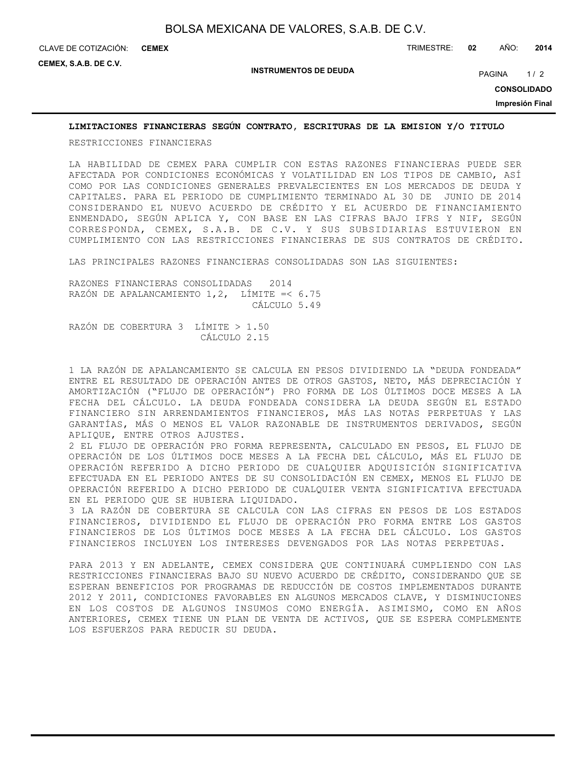**LIMITACIONES FINANCIERAS SEGÚN CONTRATO, ESCRITURAS DE LA EMISION Y/O TITULO**

RESTRICCIONES FINANCIERAS

LA HABILIDAD DE CEMEX PARA CUMPLIR CON ESTAS RAZONES FINANCIERAS PUEDE SER AFECTADA POR CONDICIONES ECONÓMICAS Y VOLATILIDAD EN LOS TIPOS DE CAMBIO, ASÍ COMO POR LAS CONDICIONES GENERALES PREVALECIENTES EN LOS MERCADOS DE DEUDA Y CAPITALES. PARA EL PERIODO DE CUMPLIMIENTO TERMINADO AL 30 DE JUNIO DE 2014 CONSIDERANDO EL NUEVO ACUERDO DE CRÉDITO Y EL ACUERDO DE FINANCIAMIENTO ENMENDADO, SEGÚN APLICA Y, CON BASE EN LAS CIFRAS BAJO IFRS Y NIF, SEGÚN CORRESPONDA, CEMEX, S.A.B. DE C.V. Y SUS SUBSIDIARIAS ESTUVIERON EN CUMPLIMIENTO CON LAS RESTRICCIONES FINANCIERAS DE SUS CONTRATOS DE CRÉDITO.

LAS PRINCIPALES RAZONES FINANCIERAS CONSOLIDADAS SON LAS SIGUIENTES:

| RAZONES FINANCIERAS CONSOLIDADAS | | 2014 |
|---|---|---|
| RAZÓN DE APALANCAMIENTO 1,2, | LÍMITE | =< 6.75 |
| | CÁLCULO | 5.49 |
| RAZÓN DE COBERTURA 3 | LÍMITE | > 1.50 |
| | CÁLCULO | 2.15 |

1 LA RAZÓN DE APALANCAMIENTO SE CALCULA EN PESOS DIVIDIENDO LA "DEUDA FONDEADA" ENTRE EL RESULTADO DE OPERACIÓN ANTES DE OTROS GASTOS, NETO, MÁS DEPRECIACIÓN Y AMORTIZACIÓN ("FLUJO DE OPERACIÓN") PRO FORMA DE LOS ÚLTIMOS DOCE MESES A LA FECHA DEL CÁLCULO. LA DEUDA FONDEADA CONSIDERA LA DEUDA SEGÚN EL ESTADO FINANCIERO SIN ARRENDAMIENTOS FINANCIEROS, MÁS LAS NOTAS PERPETUAS Y LAS GARANTÍAS, MÁS O MENOS EL VALOR RAZONABLE DE INSTRUMENTOS DERIVADOS, SEGÚN APLIQUE, ENTRE OTROS AJUSTES.

2 EL FLUJO DE OPERACIÓN PRO FORMA REPRESENTA, CALCULADO EN PESOS, EL FLUJO DE OPERACIÓN DE LOS ÚLTIMOS DOCE MESES A LA FECHA DEL CÁLCULO, MÁS EL FLUJO DE OPERACIÓN REFERIDO A DICHO PERIODO DE CUALQUIER ADQUISICIÓN SIGNIFICATIVA EFECTUADA EN EL PERIODO ANTES DE SU CONSOLIDACIÓN EN CEMEX, MENOS EL FLUJO DE OPERACIÓN REFERIDO A DICHO PERIODO DE CUALQUIER VENTA SIGNIFICATIVA EFECTUADA EN EL PERIODO QUE SE HUBIERA LIQUIDADO.

3 LA RAZÓN DE COBERTURA SE CALCULA CON LAS CIFRAS EN PESOS DE LOS ESTADOS FINANCIEROS, DIVIDIENDO EL FLUJO DE OPERACIÓN PRO FORMA ENTRE LOS GASTOS FINANCIEROS DE LOS ÚLTIMOS DOCE MESES A LA FECHA DEL CÁLCULO. LOS GASTOS FINANCIEROS INCLUYEN LOS INTERESES DEVENGADOS POR LAS NOTAS PERPETUAS.

PARA 2013 Y EN ADELANTE, CEMEX CONSIDERA QUE CONTINUARÁ CUMPLIENDO CON LAS RESTRICCIONES FINANCIERAS BAJO SU NUEVO ACUERDO DE CRÉDITO, CONSIDERANDO QUE SE ESPERAN BENEFICIOS POR PROGRAMAS DE REDUCCIÓN DE COSTOS IMPLEMENTADOS DURANTE 2012 Y 2011, CONDICIONES FAVORABLES EN ALGUNOS MERCADOS CLAVE, Y DISMINUCIONES EN LOS COSTOS DE ALGUNOS INSUMOS COMO ENERGÍA. ASIMISMO, COMO EN AÑOS ANTERIORES, CEMEX TIENE UN PLAN DE VENTA DE ACTIVOS, QUE SE ESPERA COMPLEMENTE LOS ESFUERZOS PARA REDUCIR SU DEUDA.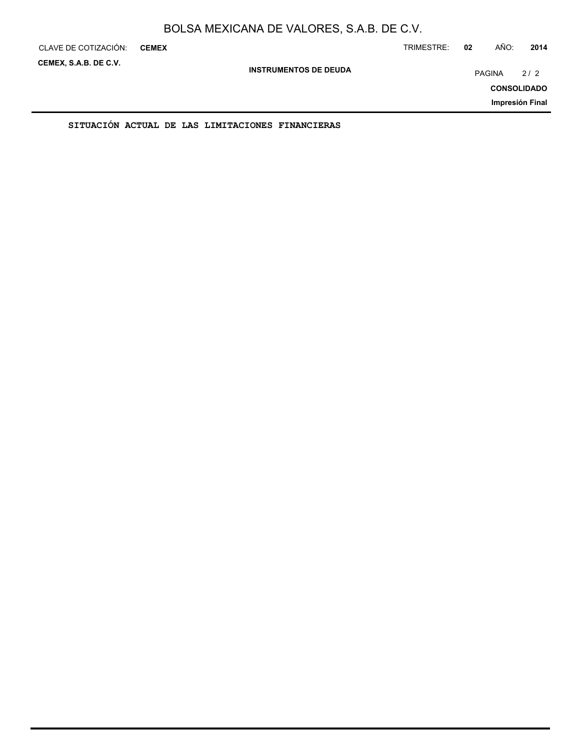**SITUACIÓN ACTUAL DE LAS LIMITACIONES FINANCIERAS**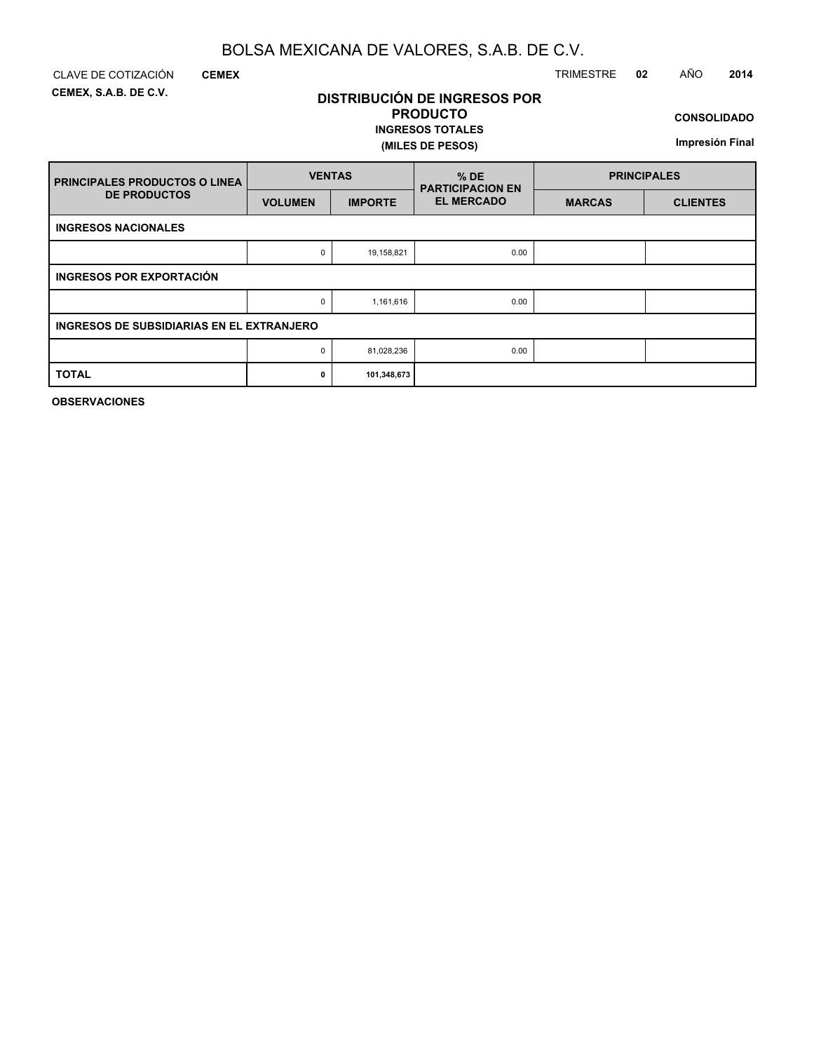# BOLSA MEXICANA DE VALORES, S.A.B. DE C.V.

CLAVE DE COTIZACIÓN **CEMEX** TRIMESTRE **02** AÑO **2014**

**CEMEX, S.A.B. DE C.V.**

## DISTRIBUCIÓN DE INGRESOS POR PRODUCTO

**INGRESOS TOTALES**

**(MILES DE PESOS)**

**CONSOLIDADO**

**Impresión Final**

| PRINCIPALES PRODUCTOS O LINEA DE PRODUCTOS | VENTAS | | % DE PARTICIPACION EN EL MERCADO | PRINCIPALES | |
|---|---|---|---|---|---|
| | VOLUMEN | IMPORTE | | MARCAS | CLIENTES |
| **INGRESOS NACIONALES** | | | | | |
| | 0 | 19,158,821 | 0.00 | | |
| **INGRESOS POR EXPORTACIÓN** | | | | | |
| | 0 | 1,161,616 | 0.00 | | |
| **INGRESOS DE SUBSIDIARIAS EN EL EXTRANJERO** | | | | | |
| | 0 | 81,028,236 | 0.00 | | |
| **TOTAL** | **0** | **101,348,673** | | | |

**OBSERVACIONES**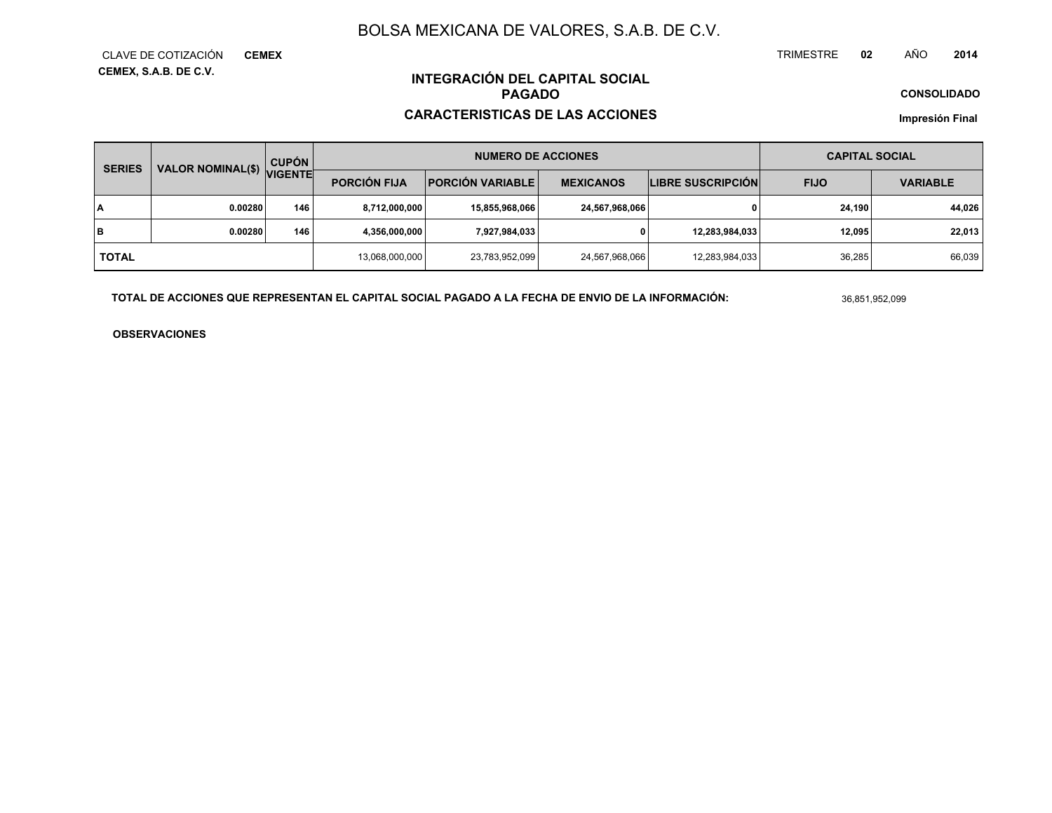# BOLSA MEXICANA DE VALORES, S.A.B. DE C.V.

CLAVE DE COTIZACIÓN **CEMEX**

**CEMEX, S.A.B. DE C.V.**

TRIMESTRE **02** AÑO **2014**

## INTEGRACIÓN DEL CAPITAL SOCIAL PAGADO

## CARACTERISTICAS DE LAS ACCIONES

**CONSOLIDADO**

**Impresión Final**

| SERIES | VALOR NOMINAL($) | CUPÓN VIGENTE | NUMERO DE ACCIONES | | | | CAPITAL SOCIAL | |
|---|---|---|---|---|---|---|---|---|
| | | | PORCIÓN FIJA | PORCIÓN VARIABLE | MEXICANOS | LIBRE SUSCRIPCIÓN | FIJO | VARIABLE |
| A | 0.00280 | 146 | 8,712,000,000 | 15,855,968,066 | 24,567,968,066 | 0 | 24,190 | 44,026 |
| B | 0.00280 | 146 | 4,356,000,000 | 7,927,984,033 | 0 | 12,283,984,033 | 12,095 | 22,013 |
| TOTAL | | | 13,068,000,000 | 23,783,952,099 | 24,567,968,066 | 12,283,984,033 | 36,285 | 66,039 |

**TOTAL DE ACCIONES QUE REPRESENTAN EL CAPITAL SOCIAL PAGADO A LA FECHA DE ENVIO DE LA INFORMACIÓN:** 36,851,952,099

**OBSERVACIONES**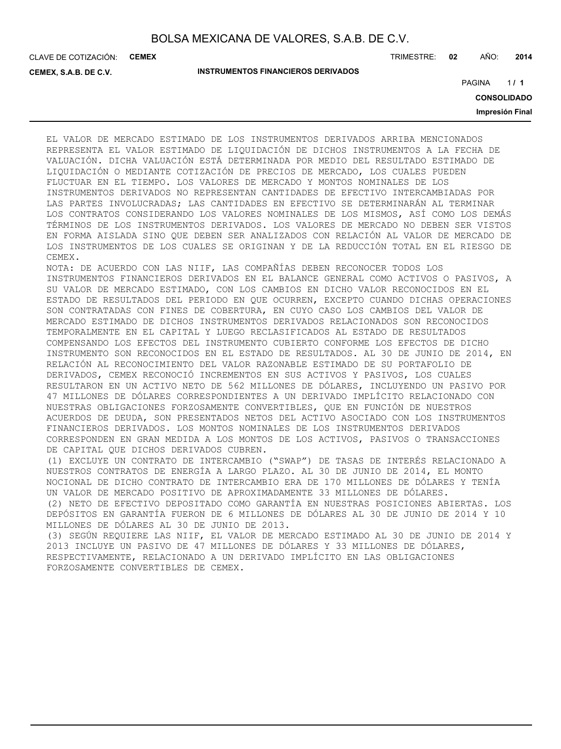EL VALOR DE MERCADO ESTIMADO DE LOS INSTRUMENTOS DERIVADOS ARRIBA MENCIONADOS REPRESENTA EL VALOR ESTIMADO DE LIQUIDACIÓN DE DICHOS INSTRUMENTOS A LA FECHA DE VALUACIÓN. DICHA VALUACIÓN ESTÁ DETERMINADA POR MEDIO DEL RESULTADO ESTIMADO DE LIQUIDACIÓN O MEDIANTE COTIZACIÓN DE PRECIOS DE MERCADO, LOS CUALES PUEDEN FLUCTUAR EN EL TIEMPO. LOS VALORES DE MERCADO Y MONTOS NOMINALES DE LOS INSTRUMENTOS DERIVADOS NO REPRESENTAN CANTIDADES DE EFECTIVO INTERCAMBIADAS POR LAS PARTES INVOLUCRADAS; LAS CANTIDADES EN EFECTIVO SE DETERMINARÁN AL TERMINAR LOS CONTRATOS CONSIDERANDO LOS VALORES NOMINALES DE LOS MISMOS, ASÍ COMO LOS DEMÁS TÉRMINOS DE LOS INSTRUMENTOS DERIVADOS. LOS VALORES DE MERCADO NO DEBEN SER VISTOS EN FORMA AISLADA SINO QUE DEBEN SER ANALIZADOS CON RELACIÓN AL VALOR DE MERCADO DE LOS INSTRUMENTOS DE LOS CUALES SE ORIGINAN Y DE LA REDUCCIÓN TOTAL EN EL RIESGO DE CEMEX.

NOTA: DE ACUERDO CON LAS NIIF, LAS COMPAÑÍAS DEBEN RECONOCER TODOS LOS INSTRUMENTOS FINANCIEROS DERIVADOS EN EL BALANCE GENERAL COMO ACTIVOS O PASIVOS, A SU VALOR DE MERCADO ESTIMADO, CON LOS CAMBIOS EN DICHO VALOR RECONOCIDOS EN EL ESTADO DE RESULTADOS DEL PERIODO EN QUE OCURREN, EXCEPTO CUANDO DICHAS OPERACIONES SON CONTRATADAS CON FINES DE COBERTURA, EN CUYO CASO LOS CAMBIOS DEL VALOR DE MERCADO ESTIMADO DE DICHOS INSTRUMENTOS DERIVADOS RELACIONADOS SON RECONOCIDOS TEMPORALMENTE EN EL CAPITAL Y LUEGO RECLASIFICADOS AL ESTADO DE RESULTADOS COMPENSANDO LOS EFECTOS DEL INSTRUMENTO CUBIERTO CONFORME LOS EFECTOS DE DICHO INSTRUMENTO SON RECONOCIDOS EN EL ESTADO DE RESULTADOS. AL 30 DE JUNIO DE 2014, EN RELACIÓN AL RECONOCIMIENTO DEL VALOR RAZONABLE ESTIMADO DE SU PORTAFOLIO DE DERIVADOS, CEMEX RECONOCIÓ INCREMENTOS EN SUS ACTIVOS Y PASIVOS, LOS CUALES RESULTARON EN UN ACTIVO NETO DE 562 MILLONES DE DÓLARES, INCLUYENDO UN PASIVO POR 47 MILLONES DE DÓLARES CORRESPONDIENTES A UN DERIVADO IMPLÍCITO RELACIONADO CON NUESTRAS OBLIGACIONES FORZOSAMENTE CONVERTIBLES, QUE EN FUNCIÓN DE NUESTROS ACUERDOS DE DEUDA, SON PRESENTADOS NETOS DEL ACTIVO ASOCIADO CON LOS INSTRUMENTOS FINANCIEROS DERIVADOS. LOS MONTOS NOMINALES DE LOS INSTRUMENTOS DERIVADOS CORRESPONDEN EN GRAN MEDIDA A LOS MONTOS DE LOS ACTIVOS, PASIVOS O TRANSACCIONES DE CAPITAL QUE DICHOS DERIVADOS CUBREN.

(1) EXCLUYE UN CONTRATO DE INTERCAMBIO ("SWAP") DE TASAS DE INTERÉS RELACIONADO A NUESTROS CONTRATOS DE ENERGÍA A LARGO PLAZO. AL 30 DE JUNIO DE 2014, EL MONTO NOCIONAL DE DICHO CONTRATO DE INTERCAMBIO ERA DE 170 MILLONES DE DÓLARES Y TENÍA UN VALOR DE MERCADO POSITIVO DE APROXIMADAMENTE 33 MILLONES DE DÓLARES.

(2) NETO DE EFECTIVO DEPOSITADO COMO GARANTÍA EN NUESTRAS POSICIONES ABIERTAS. LOS DEPÓSITOS EN GARANTÍA FUERON DE 6 MILLONES DE DÓLARES AL 30 DE JUNIO DE 2014 Y 10 MILLONES DE DÓLARES AL 30 DE JUNIO DE 2013.

(3) SEGÚN REQUIERE LAS NIIF, EL VALOR DE MERCADO ESTIMADO AL 30 DE JUNIO DE 2014 Y 2013 INCLUYE UN PASIVO DE 47 MILLONES DE DÓLARES Y 33 MILLONES DE DÓLARES, RESPECTIVAMENTE, RELACIONADO A UN DERIVADO IMPLÍCITO EN LAS OBLIGACIONES FORZOSAMENTE CONVERTIBLES DE CEMEX.